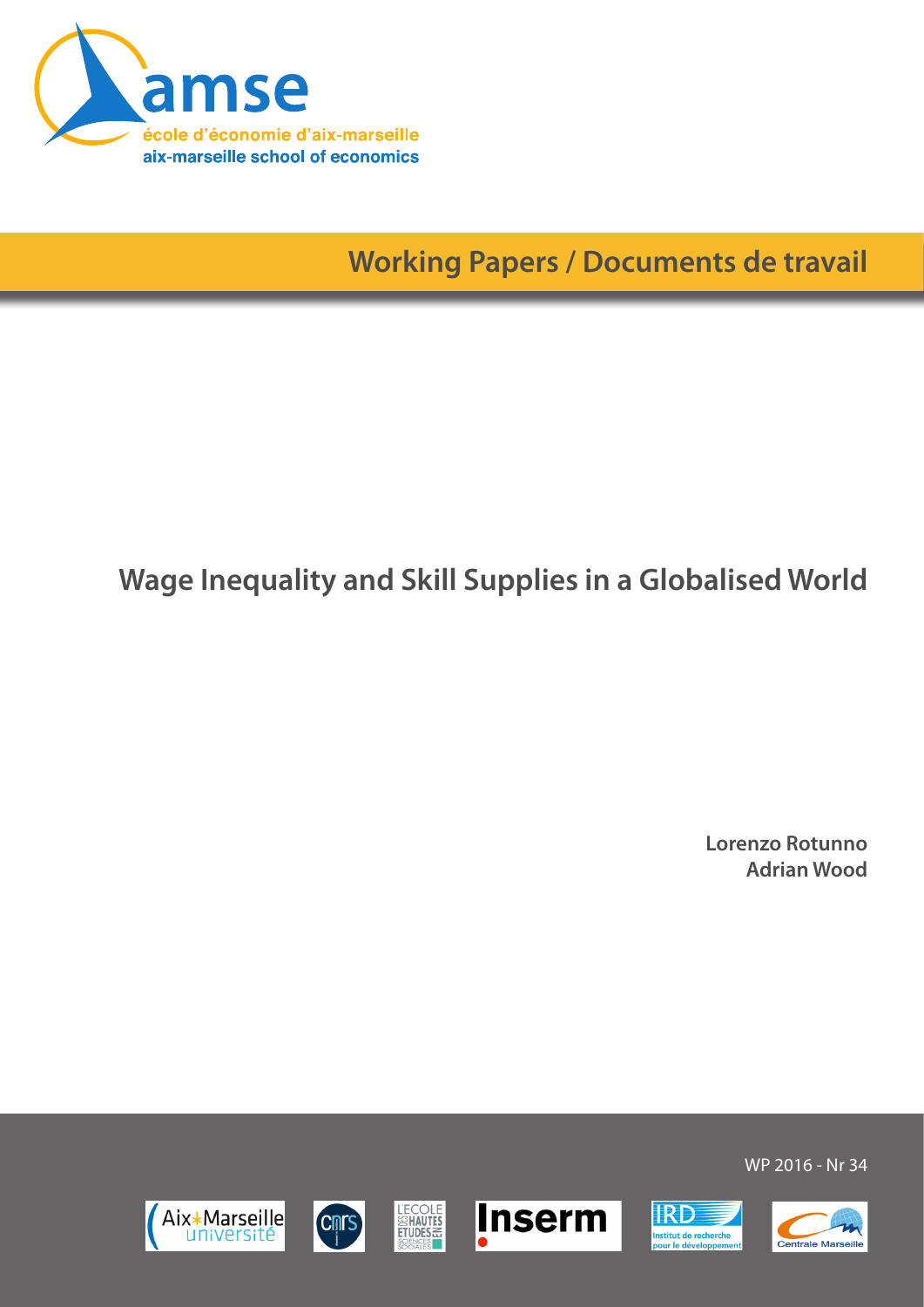amse

école d'économie d'aix-marseille

aix-marseille school of economics

Working Papers / Documents de travail

# Wage Inequality and Skill Supplies in a Globalised World

**Lorenzo Rotunno**
**Adrian Wood**

WP 2016 - Nr 34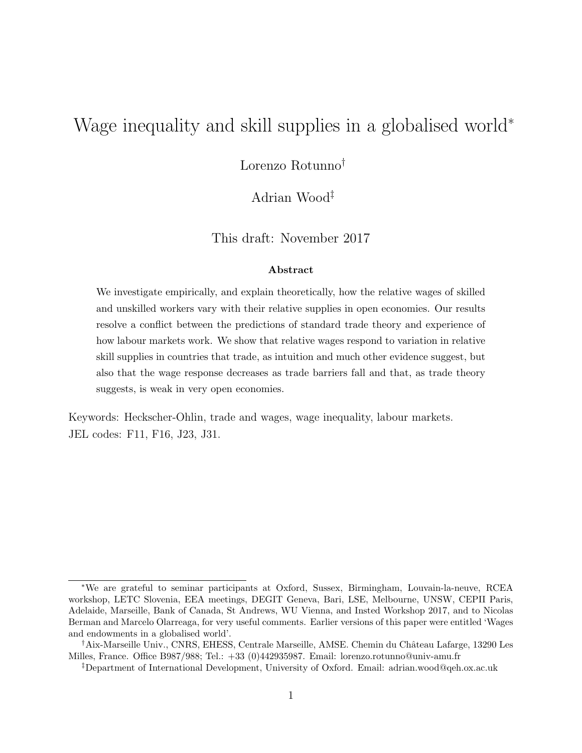# Wage inequality and skill supplies in a globalised world[*]

Lorenzo Rotunno[†]

Adrian Wood[‡]

This draft: November 2017

**Abstract**

We investigate empirically, and explain theoretically, how the relative wages of skilled and unskilled workers vary with their relative supplies in open economies. Our results resolve a conflict between the predictions of standard trade theory and experience of how labour markets work. We show that relative wages respond to variation in relative skill supplies in countries that trade, as intuition and much other evidence suggest, but also that the wage response decreases as trade barriers fall and that, as trade theory suggests, is weak in very open economies.

Keywords: Heckscher-Ohlin, trade and wages, wage inequality, labour markets.
JEL codes: F11, F16, J23, J31.

---

[*] We are grateful to seminar participants at Oxford, Sussex, Birmingham, Louvain-la-neuve, RCEA workshop, LETC Slovenia, EEA meetings, DEGIT Geneva, Bari, LSE, Melbourne, UNSW, CEPII Paris, Adelaide, Marseille, Bank of Canada, St Andrews, WU Vienna, and Insted Workshop 2017, and to Nicolas Berman and Marcelo Olarreaga, for very useful comments. Earlier versions of this paper were entitled 'Wages and endowments in a globalised world'.

[†] Aix-Marseille Univ., CNRS, EHESS, Centrale Marseille, AMSE. Chemin du Château Lafarge, 13290 Les Milles, France. Office B987/988; Tel.: +33 (0)442935987. Email: lorenzo.rotunno@univ-amu.fr

[‡] Department of International Development, University of Oxford. Email: adrian.wood@qeh.ox.ac.uk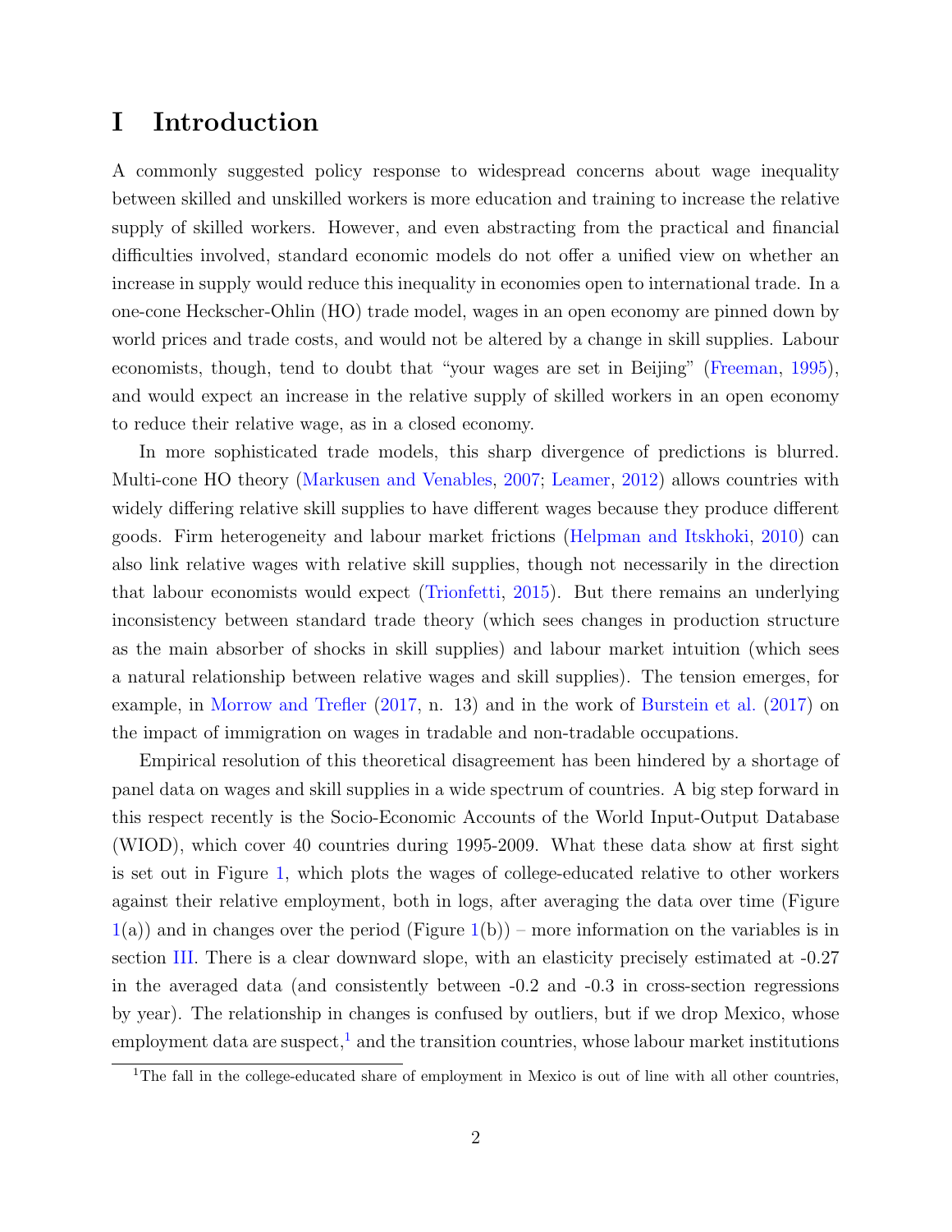# I Introduction

A commonly suggested policy response to widespread concerns about wage inequality between skilled and unskilled workers is more education and training to increase the relative supply of skilled workers. However, and even abstracting from the practical and financial difficulties involved, standard economic models do not offer a unified view on whether an increase in supply would reduce this inequality in economies open to international trade. In a one-cone Heckscher-Ohlin (HO) trade model, wages in an open economy are pinned down by world prices and trade costs, and would not be altered by a change in skill supplies. Labour economists, though, tend to doubt that "your wages are set in Beijing" (Freeman, 1995), and would expect an increase in the relative supply of skilled workers in an open economy to reduce their relative wage, as in a closed economy.

In more sophisticated trade models, this sharp divergence of predictions is blurred. Multi-cone HO theory (Markusen and Venables, 2007; Leamer, 2012) allows countries with widely differing relative skill supplies to have different wages because they produce different goods. Firm heterogeneity and labour market frictions (Helpman and Itskhoki, 2010) can also link relative wages with relative skill supplies, though not necessarily in the direction that labour economists would expect (Trionfetti, 2015). But there remains an underlying inconsistency between standard trade theory (which sees changes in production structure as the main absorber of shocks in skill supplies) and labour market intuition (which sees a natural relationship between relative wages and skill supplies). The tension emerges, for example, in Morrow and Trefler (2017, n. 13) and in the work of Burstein et al. (2017) on the impact of immigration on wages in tradable and non-tradable occupations.

Empirical resolution of this theoretical disagreement has been hindered by a shortage of panel data on wages and skill supplies in a wide spectrum of countries. A big step forward in this respect recently is the Socio-Economic Accounts of the World Input-Output Database (WIOD), which cover 40 countries during 1995-2009. What these data show at first sight is set out in Figure 1, which plots the wages of college-educated relative to other workers against their relative employment, both in logs, after averaging the data over time (Figure 1(a)) and in changes over the period (Figure 1(b)) – more information on the variables is in section III. There is a clear downward slope, with an elasticity precisely estimated at -0.27 in the averaged data (and consistently between -0.2 and -0.3 in cross-section regressions by year). The relationship in changes is confused by outliers, but if we drop Mexico, whose employment data are suspect,[1] and the transition countries, whose labour market institutions

[1] The fall in the college-educated share of employment in Mexico is out of line with all other countries,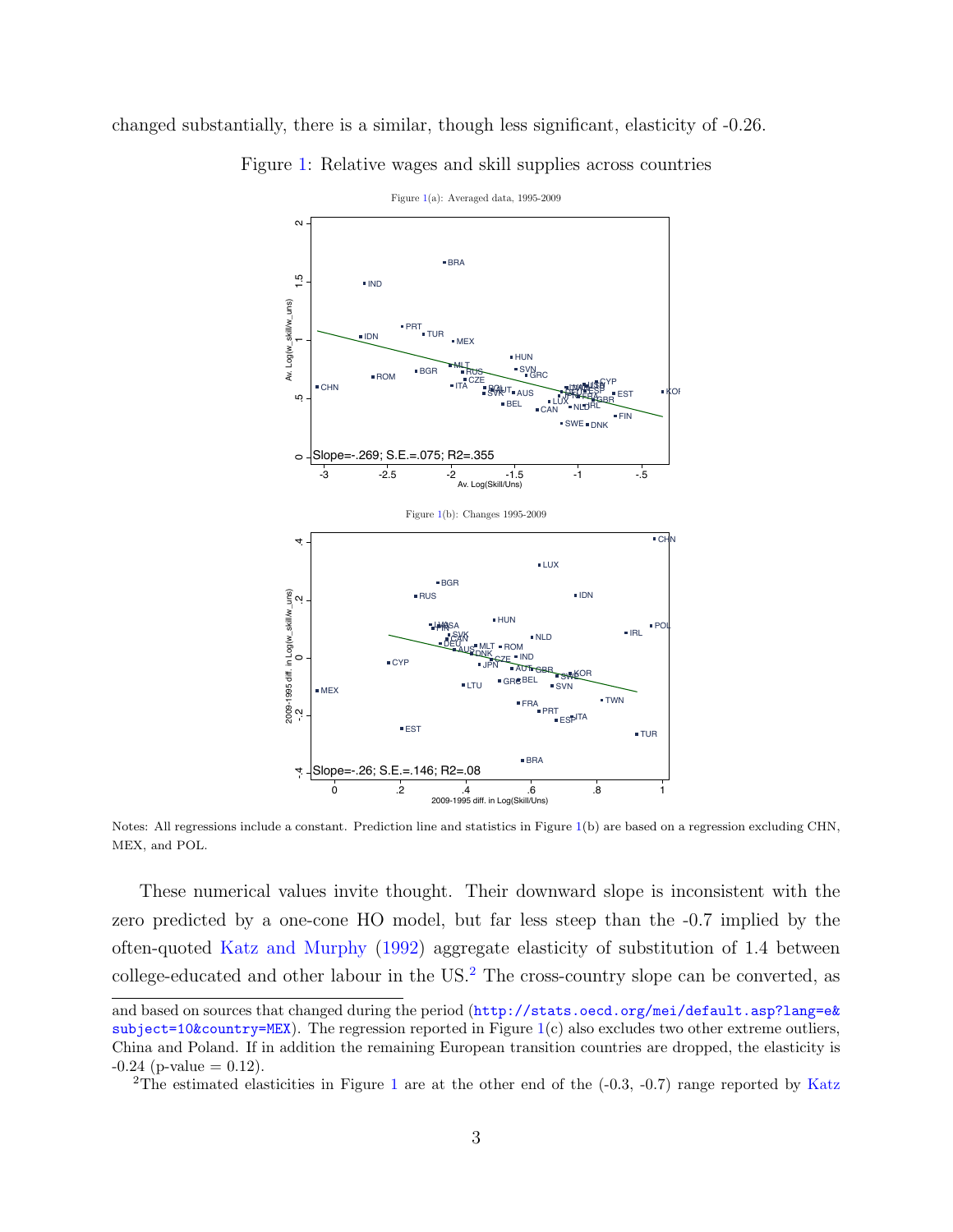changed substantially, there is a similar, though less significant, elasticity of -0.26.

Figure 1: Relative wages and skill supplies across countries

Figure 1(a): Averaged data, 1995-2009

Figure 1(b): Changes 1995-2009

Notes: All regressions include a constant. Prediction line and statistics in Figure 1(b) are based on a regression excluding CHN, MEX, and POL.

These numerical values invite thought. Their downward slope is inconsistent with the zero predicted by a one-cone HO model, but far less steep than the -0.7 implied by the often-quoted Katz and Murphy (1992) aggregate elasticity of substitution of 1.4 between college-educated and other labour in the US.[2] The cross-country slope can be converted, as

and based on sources that changed during the period (http://stats.oecd.org/mei/default.asp?lang=e&subject=10&country=MEX). The regression reported in Figure 1(c) also excludes two other extreme outliers, China and Poland. If in addition the remaining European transition countries are dropped, the elasticity is -0.24 (p-value = 0.12).

[2] The estimated elasticities in Figure 1 are at the other end of the (-0.3, -0.7) range reported by Katz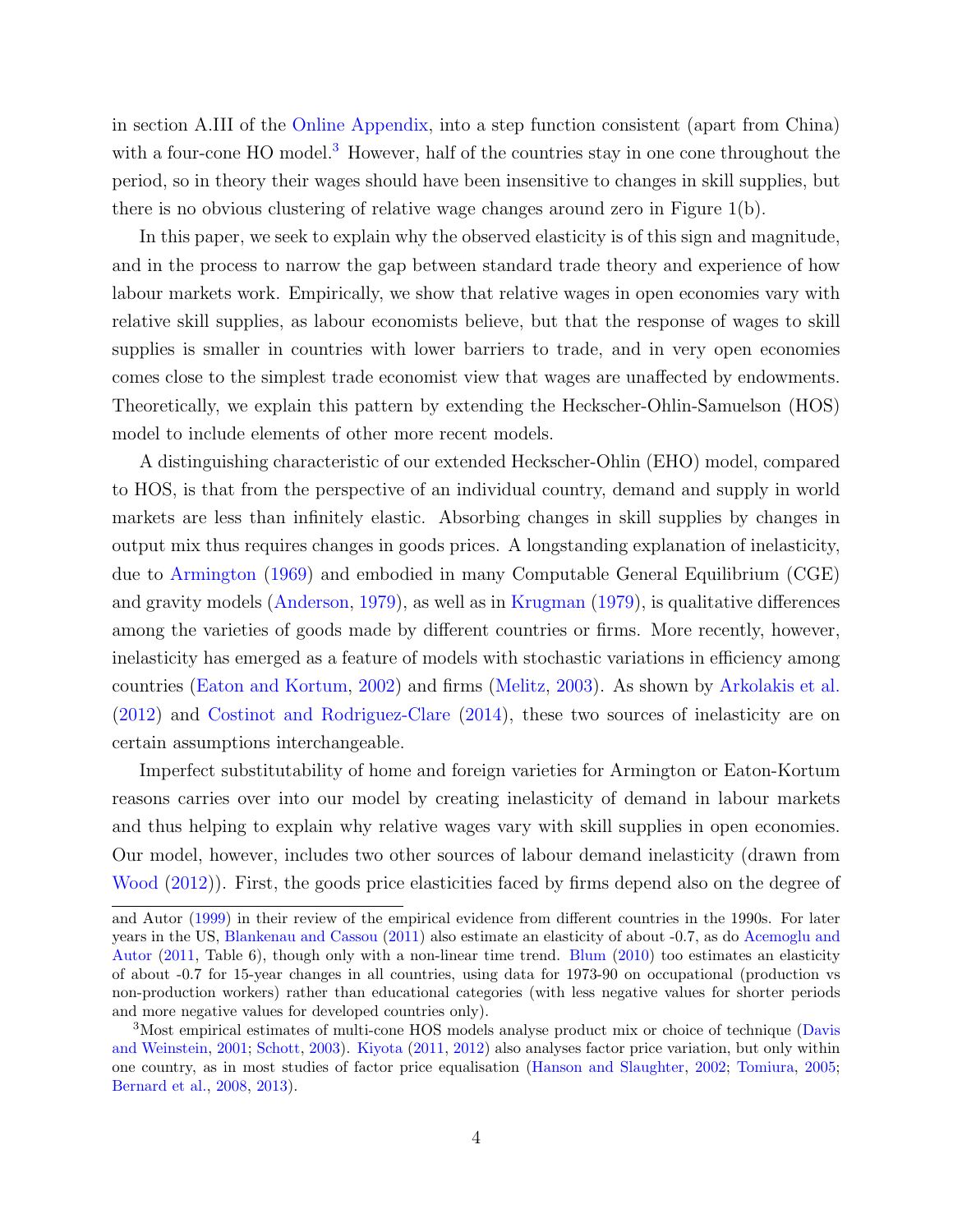in section A.III of the Online Appendix, into a step function consistent (apart from China) with a four-cone HO model.[3] However, half of the countries stay in one cone throughout the period, so in theory their wages should have been insensitive to changes in skill supplies, but there is no obvious clustering of relative wage changes around zero in Figure 1(b).

In this paper, we seek to explain why the observed elasticity is of this sign and magnitude, and in the process to narrow the gap between standard trade theory and experience of how labour markets work. Empirically, we show that relative wages in open economies vary with relative skill supplies, as labour economists believe, but that the response of wages to skill supplies is smaller in countries with lower barriers to trade, and in very open economies comes close to the simplest trade economist view that wages are unaffected by endowments. Theoretically, we explain this pattern by extending the Heckscher-Ohlin-Samuelson (HOS) model to include elements of other more recent models.

A distinguishing characteristic of our extended Heckscher-Ohlin (EHO) model, compared to HOS, is that from the perspective of an individual country, demand and supply in world markets are less than infinitely elastic. Absorbing changes in skill supplies by changes in output mix thus requires changes in goods prices. A longstanding explanation of inelasticity, due to Armington (1969) and embodied in many Computable General Equilibrium (CGE) and gravity models (Anderson, 1979), as well as in Krugman (1979), is qualitative differences among the varieties of goods made by different countries or firms. More recently, however, inelasticity has emerged as a feature of models with stochastic variations in efficiency among countries (Eaton and Kortum, 2002) and firms (Melitz, 2003). As shown by Arkolakis et al. (2012) and Costinot and Rodriguez-Clare (2014), these two sources of inelasticity are on certain assumptions interchangeable.

Imperfect substitutability of home and foreign varieties for Armington or Eaton-Kortum reasons carries over into our model by creating inelasticity of demand in labour markets and thus helping to explain why relative wages vary with skill supplies in open economies. Our model, however, includes two other sources of labour demand inelasticity (drawn from Wood (2012)). First, the goods price elasticities faced by firms depend also on the degree of

---

and Autor (1999) in their review of the empirical evidence from different countries in the 1990s. For later years in the US, Blankenau and Cassou (2011) also estimate an elasticity of about -0.7, as do Acemoglu and Autor (2011, Table 6), though only with a non-linear time trend. Blum (2010) too estimates an elasticity of about -0.7 for 15-year changes in all countries, using data for 1973-90 on occupational (production vs non-production workers) rather than educational categories (with less negative values for shorter periods and more negative values for developed countries only).

[3] Most empirical estimates of multi-cone HOS models analyse product mix or choice of technique (Davis and Weinstein, 2001; Schott, 2003). Kiyota (2011, 2012) also analyses factor price variation, but only within one country, as in most studies of factor price equalisation (Hanson and Slaughter, 2002; Tomiura, 2005; Bernard et al., 2008, 2013).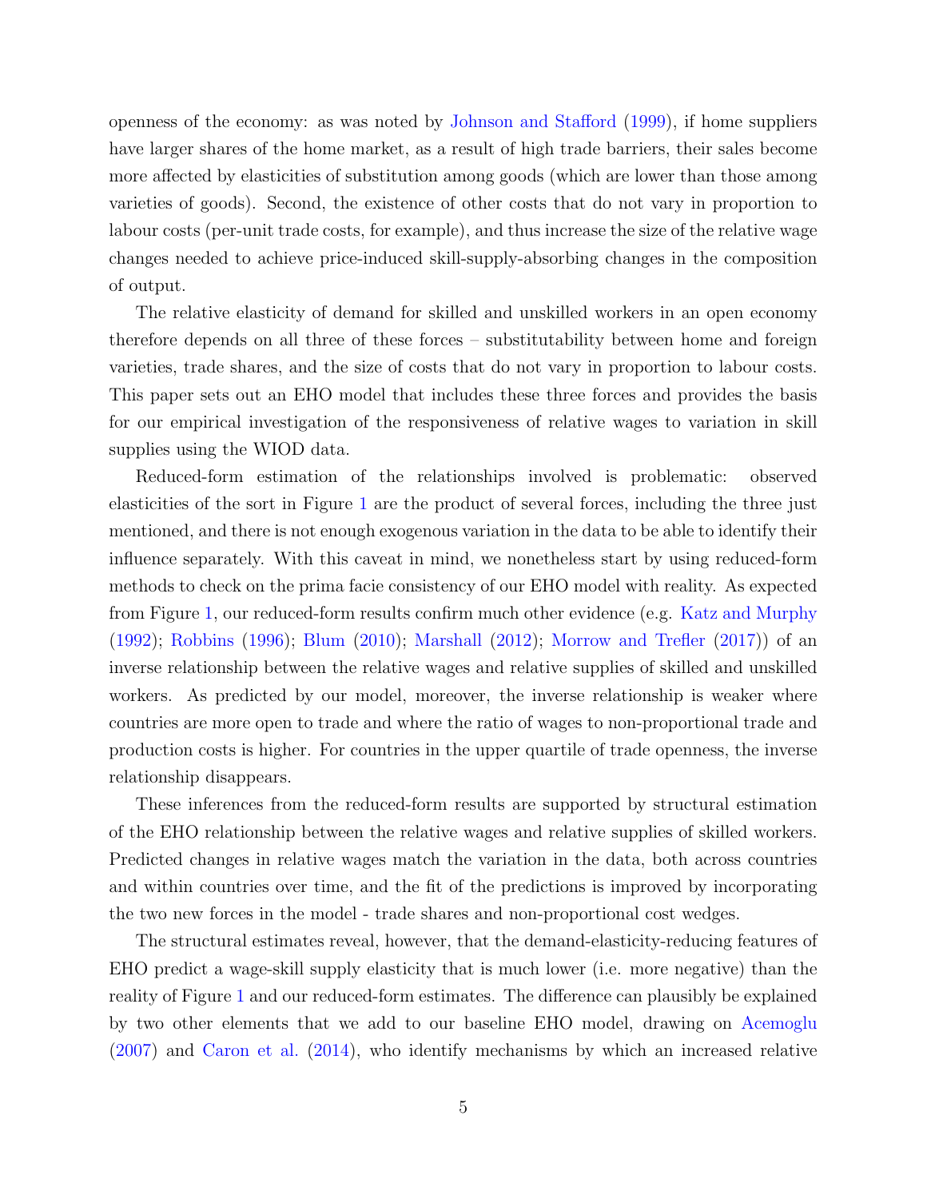openness of the economy: as was noted by Johnson and Stafford (1999), if home suppliers have larger shares of the home market, as a result of high trade barriers, their sales become more affected by elasticities of substitution among goods (which are lower than those among varieties of goods). Second, the existence of other costs that do not vary in proportion to labour costs (per-unit trade costs, for example), and thus increase the size of the relative wage changes needed to achieve price-induced skill-supply-absorbing changes in the composition of output.

The relative elasticity of demand for skilled and unskilled workers in an open economy therefore depends on all three of these forces – substitutability between home and foreign varieties, trade shares, and the size of costs that do not vary in proportion to labour costs. This paper sets out an EHO model that includes these three forces and provides the basis for our empirical investigation of the responsiveness of relative wages to variation in skill supplies using the WIOD data.

Reduced-form estimation of the relationships involved is problematic: observed elasticities of the sort in Figure 1 are the product of several forces, including the three just mentioned, and there is not enough exogenous variation in the data to be able to identify their influence separately. With this caveat in mind, we nonetheless start by using reduced-form methods to check on the prima facie consistency of our EHO model with reality. As expected from Figure 1, our reduced-form results confirm much other evidence (e.g. Katz and Murphy (1992); Robbins (1996); Blum (2010); Marshall (2012); Morrow and Trefler (2017)) of an inverse relationship between the relative wages and relative supplies of skilled and unskilled workers. As predicted by our model, moreover, the inverse relationship is weaker where countries are more open to trade and where the ratio of wages to non-proportional trade and production costs is higher. For countries in the upper quartile of trade openness, the inverse relationship disappears.

These inferences from the reduced-form results are supported by structural estimation of the EHO relationship between the relative wages and relative supplies of skilled workers. Predicted changes in relative wages match the variation in the data, both across countries and within countries over time, and the fit of the predictions is improved by incorporating the two new forces in the model - trade shares and non-proportional cost wedges.

The structural estimates reveal, however, that the demand-elasticity-reducing features of EHO predict a wage-skill supply elasticity that is much lower (i.e. more negative) than the reality of Figure 1 and our reduced-form estimates. The difference can plausibly be explained by two other elements that we add to our baseline EHO model, drawing on Acemoglu (2007) and Caron et al. (2014), who identify mechanisms by which an increased relative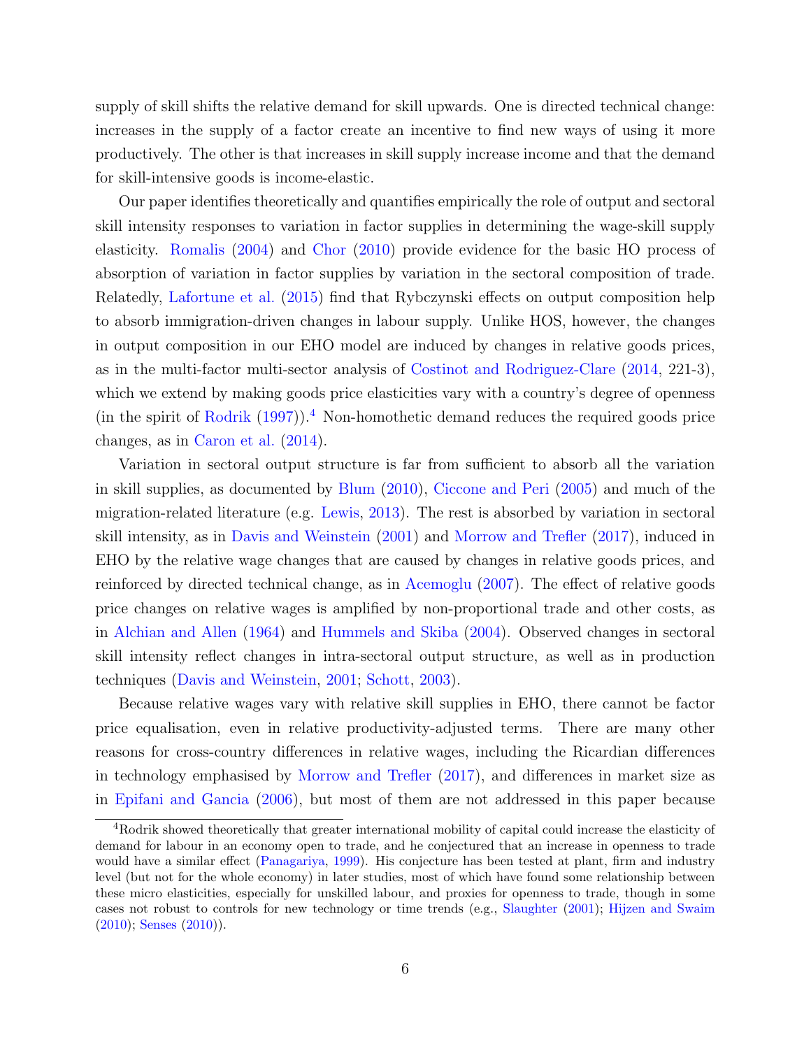supply of skill shifts the relative demand for skill upwards. One is directed technical change: increases in the supply of a factor create an incentive to find new ways of using it more productively. The other is that increases in skill supply increase income and that the demand for skill-intensive goods is income-elastic.

Our paper identifies theoretically and quantifies empirically the role of output and sectoral skill intensity responses to variation in factor supplies in determining the wage-skill supply elasticity. Romalis (2004) and Chor (2010) provide evidence for the basic HO process of absorption of variation in factor supplies by variation in the sectoral composition of trade. Relatedly, Lafortune et al. (2015) find that Rybczynski effects on output composition help to absorb immigration-driven changes in labour supply. Unlike HOS, however, the changes in output composition in our EHO model are induced by changes in relative goods prices, as in the multi-factor multi-sector analysis of Costinot and Rodriguez-Clare (2014, 221-3), which we extend by making goods price elasticities vary with a country's degree of openness (in the spirit of Rodrik (1997)).[4] Non-homothetic demand reduces the required goods price changes, as in Caron et al. (2014).

Variation in sectoral output structure is far from sufficient to absorb all the variation in skill supplies, as documented by Blum (2010), Ciccone and Peri (2005) and much of the migration-related literature (e.g. Lewis, 2013). The rest is absorbed by variation in sectoral skill intensity, as in Davis and Weinstein (2001) and Morrow and Trefler (2017), induced in EHO by the relative wage changes that are caused by changes in relative goods prices, and reinforced by directed technical change, as in Acemoglu (2007). The effect of relative goods price changes on relative wages is amplified by non-proportional trade and other costs, as in Alchian and Allen (1964) and Hummels and Skiba (2004). Observed changes in sectoral skill intensity reflect changes in intra-sectoral output structure, as well as in production techniques (Davis and Weinstein, 2001; Schott, 2003).

Because relative wages vary with relative skill supplies in EHO, there cannot be factor price equalisation, even in relative productivity-adjusted terms. There are many other reasons for cross-country differences in relative wages, including the Ricardian differences in technology emphasised by Morrow and Trefler (2017), and differences in market size as in Epifani and Gancia (2006), but most of them are not addressed in this paper because

[4]Rodrik showed theoretically that greater international mobility of capital could increase the elasticity of demand for labour in an economy open to trade, and he conjectured that an increase in openness to trade would have a similar effect (Panagariya, 1999). His conjecture has been tested at plant, firm and industry level (but not for the whole economy) in later studies, most of which have found some relationship between these micro elasticities, especially for unskilled labour, and proxies for openness to trade, though in some cases not robust to controls for new technology or time trends (e.g., Slaughter (2001); Hijzen and Swaim (2010); Senses (2010)).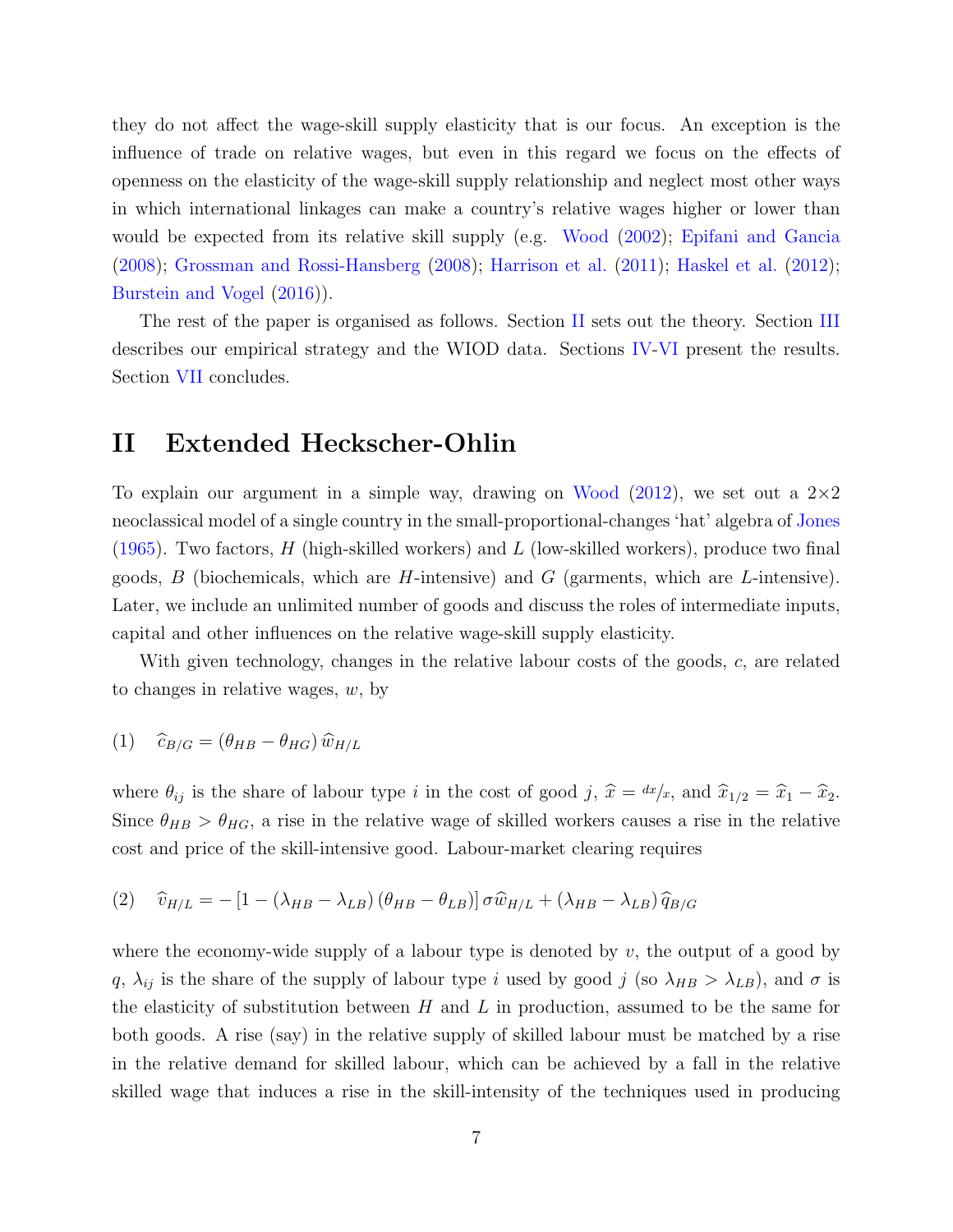they do not affect the wage-skill supply elasticity that is our focus. An exception is the influence of trade on relative wages, but even in this regard we focus on the effects of openness on the elasticity of the wage-skill supply relationship and neglect most other ways in which international linkages can make a country's relative wages higher or lower than would be expected from its relative skill supply (e.g. Wood (2002); Epifani and Gancia (2008); Grossman and Rossi-Hansberg (2008); Harrison et al. (2011); Haskel et al. (2012); Burstein and Vogel (2016)).

The rest of the paper is organised as follows. Section II sets out the theory. Section III describes our empirical strategy and the WIOD data. Sections IV-VI present the results. Section VII concludes.

## II Extended Heckscher-Ohlin

To explain our argument in a simple way, drawing on Wood (2012), we set out a 2×2 neoclassical model of a single country in the small-proportional-changes 'hat' algebra of Jones (1965). Two factors, $H$ (high-skilled workers) and $L$ (low-skilled workers), produce two final goods, $B$ (biochemicals, which are $H$-intensive) and $G$ (garments, which are $L$-intensive). Later, we include an unlimited number of goods and discuss the roles of intermediate inputs, capital and other influences on the relative wage-skill supply elasticity.

With given technology, changes in the relative labour costs of the goods, $c$, are related to changes in relative wages, $w$, by

$$(1) \quad \widehat{c}_{B/G} = (\theta_{HB} - \theta_{HG})\, \widehat{w}_{H/L}$$

where $\theta_{ij}$ is the share of labour type $i$ in the cost of good $j$, $\widehat{x} = {}^{dx}/_{x}$, and $\widehat{x}_{1/2} = \widehat{x}_1 - \widehat{x}_2$. Since $\theta_{HB} > \theta_{HG}$, a rise in the relative wage of skilled workers causes a rise in the relative cost and price of the skill-intensive good. Labour-market clearing requires

$$(2) \quad \widehat{v}_{H/L} = -\left[1 - (\lambda_{HB} - \lambda_{LB})\,(\theta_{HB} - \theta_{LB})\right] \sigma \widehat{w}_{H/L} + (\lambda_{HB} - \lambda_{LB})\, \widehat{q}_{B/G}$$

where the economy-wide supply of a labour type is denoted by $v$, the output of a good by $q$, $\lambda_{ij}$ is the share of the supply of labour type $i$ used by good $j$ (so $\lambda_{HB} > \lambda_{LB}$), and $\sigma$ is the elasticity of substitution between $H$ and $L$ in production, assumed to be the same for both goods. A rise (say) in the relative supply of skilled labour must be matched by a rise in the relative demand for skilled labour, which can be achieved by a fall in the relative skilled wage that induces a rise in the skill-intensity of the techniques used in producing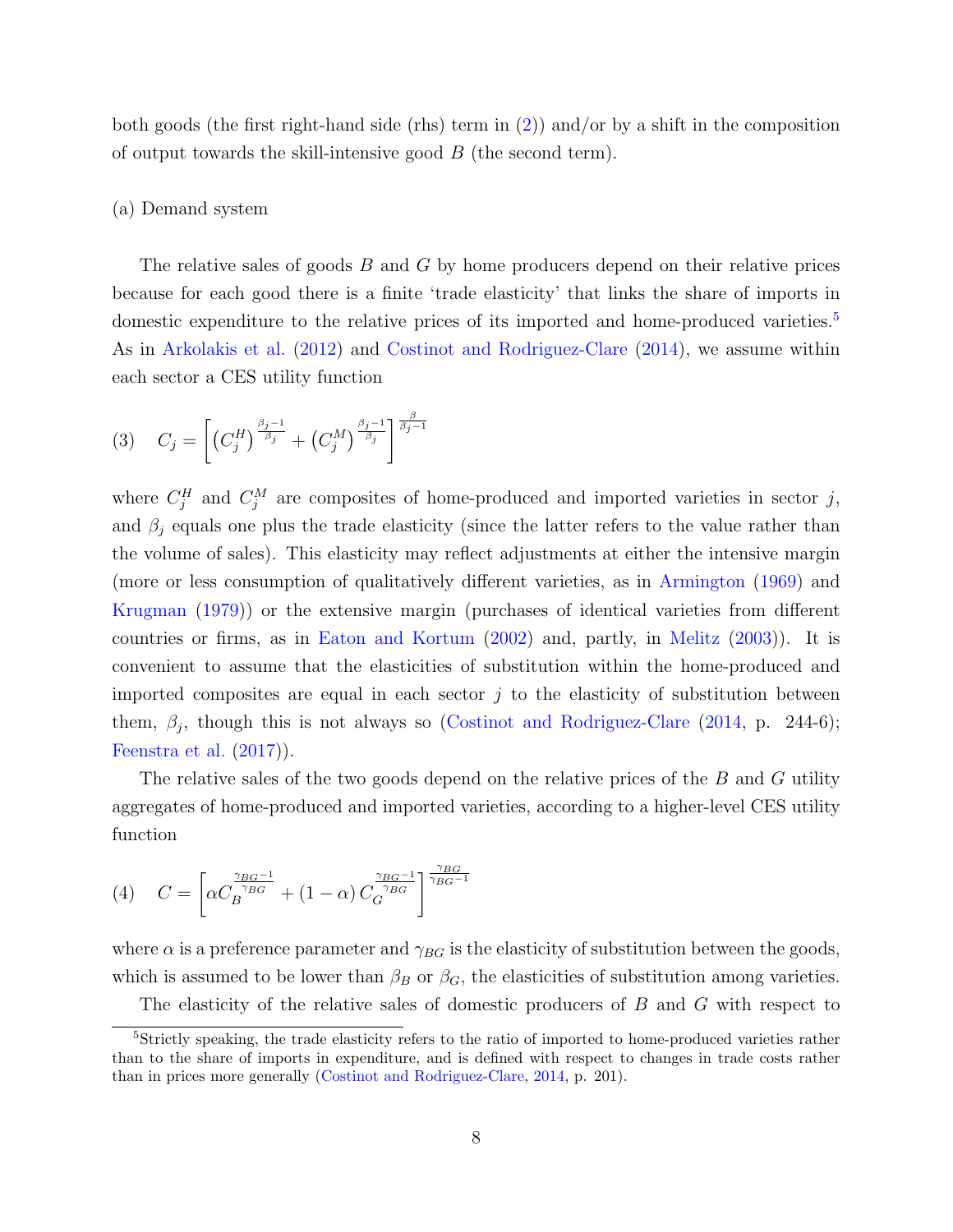both goods (the first right-hand side (rhs) term in (2)) and/or by a shift in the composition of output towards the skill-intensive good $B$ (the second term).

(a) Demand system

The relative sales of goods $B$ and $G$ by home producers depend on their relative prices because for each good there is a finite 'trade elasticity' that links the share of imports in domestic expenditure to the relative prices of its imported and home-produced varieties.[5] As in Arkolakis et al. (2012) and Costinot and Rodriguez-Clare (2014), we assume within each sector a CES utility function

$$(3) \quad C_j = \left[ \left(C_j^H\right)^{\frac{\beta_j - 1}{\beta_j}} + \left(C_j^M\right)^{\frac{\beta_j - 1}{\beta_j}} \right]^{\frac{\beta}{\beta_j - 1}}$$

where $C_j^H$ and $C_j^M$ are composites of home-produced and imported varieties in sector $j$, and $\beta_j$ equals one plus the trade elasticity (since the latter refers to the value rather than the volume of sales). This elasticity may reflect adjustments at either the intensive margin (more or less consumption of qualitatively different varieties, as in Armington (1969) and Krugman (1979)) or the extensive margin (purchases of identical varieties from different countries or firms, as in Eaton and Kortum (2002) and, partly, in Melitz (2003)). It is convenient to assume that the elasticities of substitution within the home-produced and imported composites are equal in each sector $j$ to the elasticity of substitution between them, $\beta_j$, though this is not always so (Costinot and Rodriguez-Clare (2014, p. 244-6); Feenstra et al. (2017)).

The relative sales of the two goods depend on the relative prices of the $B$ and $G$ utility aggregates of home-produced and imported varieties, according to a higher-level CES utility function

$$(4) \quad C = \left[ \alpha C_B^{\frac{\gamma_{BG} - 1}{\gamma_{BG}}} + (1 - \alpha) C_G^{\frac{\gamma_{BG} - 1}{\gamma_{BG}}} \right]^{\frac{\gamma_{BG}}{\gamma_{BG} - 1}}$$

where $\alpha$ is a preference parameter and $\gamma_{BG}$ is the elasticity of substitution between the goods, which is assumed to be lower than $\beta_B$ or $\beta_G$, the elasticities of substitution among varieties.

The elasticity of the relative sales of domestic producers of $B$ and $G$ with respect to

[5] Strictly speaking, the trade elasticity refers to the ratio of imported to home-produced varieties rather than to the share of imports in expenditure, and is defined with respect to changes in trade costs rather than in prices more generally (Costinot and Rodriguez-Clare, 2014, p. 201).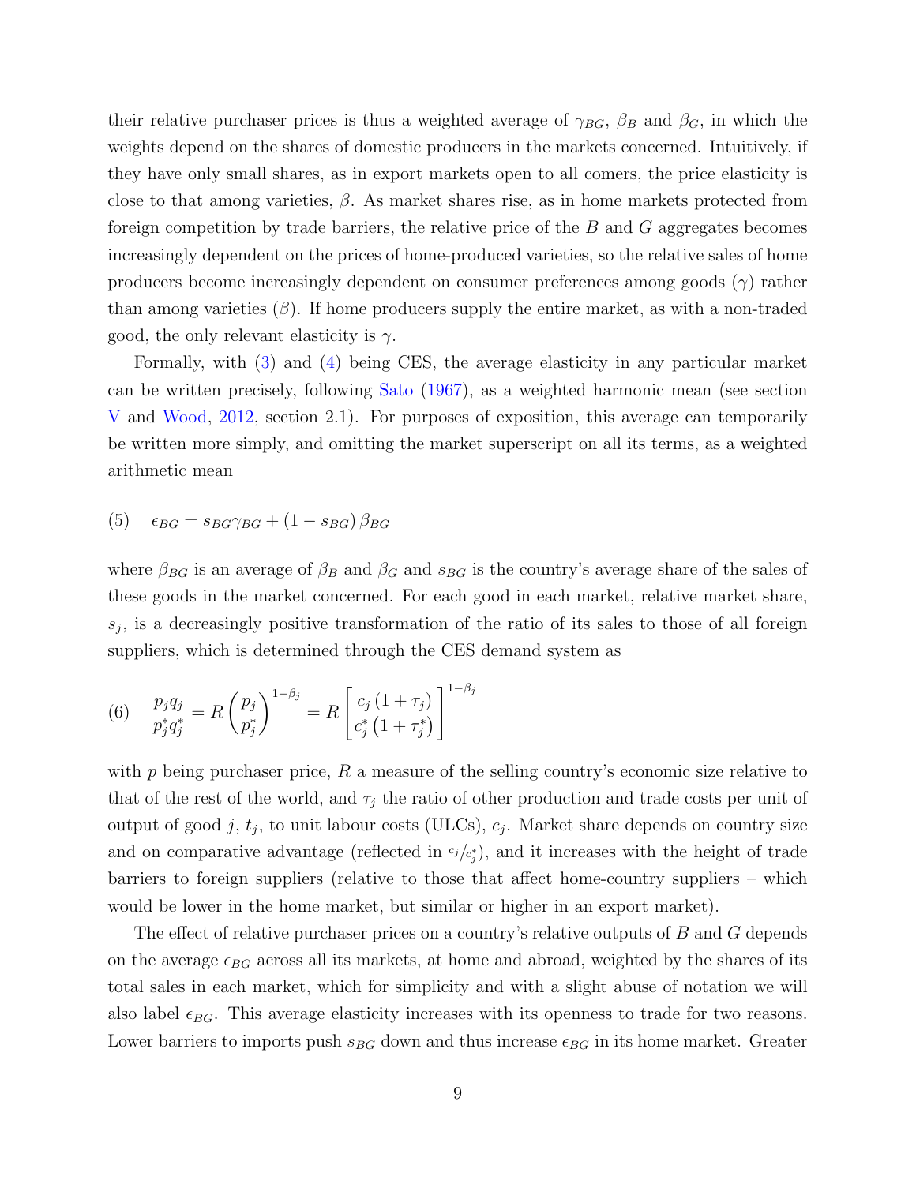their relative purchaser prices is thus a weighted average of $\gamma_{BG}$, $\beta_B$ and $\beta_G$, in which the weights depend on the shares of domestic producers in the markets concerned. Intuitively, if they have only small shares, as in export markets open to all comers, the price elasticity is close to that among varieties, $\beta$. As market shares rise, as in home markets protected from foreign competition by trade barriers, the relative price of the $B$ and $G$ aggregates becomes increasingly dependent on the prices of home-produced varieties, so the relative sales of home producers become increasingly dependent on consumer preferences among goods ($\gamma$) rather than among varieties ($\beta$). If home producers supply the entire market, as with a non-traded good, the only relevant elasticity is $\gamma$.

Formally, with (3) and (4) being CES, the average elasticity in any particular market can be written precisely, following Sato (1967), as a weighted harmonic mean (see section V and Wood, 2012, section 2.1). For purposes of exposition, this average can temporarily be written more simply, and omitting the market superscript on all its terms, as a weighted arithmetic mean

$$(5) \quad \epsilon_{BG} = s_{BG}\gamma_{BG} + (1 - s_{BG})\,\beta_{BG}$$

where $\beta_{BG}$ is an average of $\beta_B$ and $\beta_G$ and $s_{BG}$ is the country's average share of the sales of these goods in the market concerned. For each good in each market, relative market share, $s_j$, is a decreasingly positive transformation of the ratio of its sales to those of all foreign suppliers, which is determined through the CES demand system as

$$(6) \quad \frac{p_j q_j}{p_j^* q_j^*} = R\left(\frac{p_j}{p_j^*}\right)^{1-\beta_j} = R\left[\frac{c_j\,(1+\tau_j)}{c_j^*\,(1+\tau_j^*)}\right]^{1-\beta_j}$$

with $p$ being purchaser price, $R$ a measure of the selling country's economic size relative to that of the rest of the world, and $\tau_j$ the ratio of other production and trade costs per unit of output of good $j$, $t_j$, to unit labour costs (ULCs), $c_j$. Market share depends on country size and on comparative advantage (reflected in $c_j/c_j^*$), and it increases with the height of trade barriers to foreign suppliers (relative to those that affect home-country suppliers – which would be lower in the home market, but similar or higher in an export market).

The effect of relative purchaser prices on a country's relative outputs of $B$ and $G$ depends on the average $\epsilon_{BG}$ across all its markets, at home and abroad, weighted by the shares of its total sales in each market, which for simplicity and with a slight abuse of notation we will also label $\epsilon_{BG}$. This average elasticity increases with its openness to trade for two reasons. Lower barriers to imports push $s_{BG}$ down and thus increase $\epsilon_{BG}$ in its home market. Greater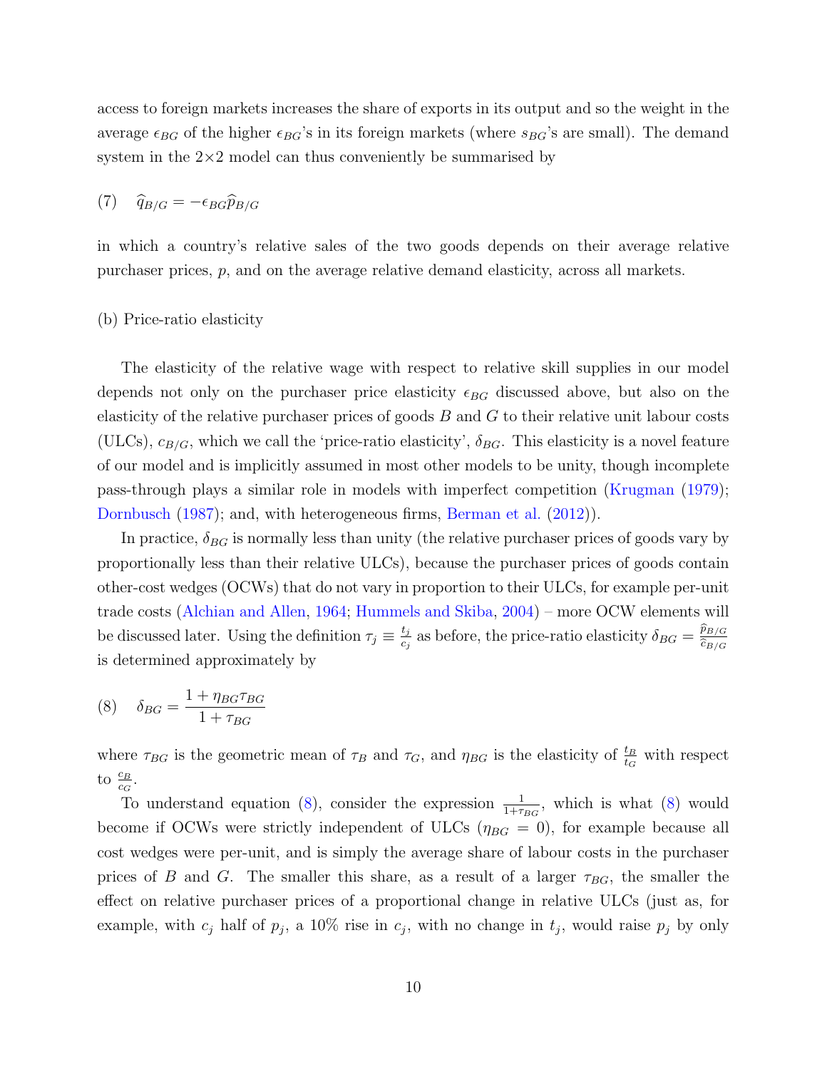access to foreign markets increases the share of exports in its output and so the weight in the average $\epsilon_{BG}$ of the higher $\epsilon_{BG}$'s in its foreign markets (where $s_{BG}$'s are small). The demand system in the 2×2 model can thus conveniently be summarised by

$$(7) \quad \widehat{q}_{B/G} = -\epsilon_{BG}\widehat{p}_{B/G}$$

in which a country's relative sales of the two goods depends on their average relative purchaser prices, $p$, and on the average relative demand elasticity, across all markets.

(b) Price-ratio elasticity

The elasticity of the relative wage with respect to relative skill supplies in our model depends not only on the purchaser price elasticity $\epsilon_{BG}$ discussed above, but also on the elasticity of the relative purchaser prices of goods $B$ and $G$ to their relative unit labour costs (ULCs), $c_{B/G}$, which we call the 'price-ratio elasticity', $\delta_{BG}$. This elasticity is a novel feature of our model and is implicitly assumed in most other models to be unity, though incomplete pass-through plays a similar role in models with imperfect competition (Krugman (1979); Dornbusch (1987); and, with heterogeneous firms, Berman et al. (2012)).

In practice, $\delta_{BG}$ is normally less than unity (the relative purchaser prices of goods vary by proportionally less than their relative ULCs), because the purchaser prices of goods contain other-cost wedges (OCWs) that do not vary in proportion to their ULCs, for example per-unit trade costs (Alchian and Allen, 1964; Hummels and Skiba, 2004) – more OCW elements will be discussed later. Using the definition $\tau_j \equiv \frac{t_j}{c_j}$ as before, the price-ratio elasticity $\delta_{BG} = \frac{\widehat{p}_{B/G}}{\widehat{c}_{B/G}}$ is determined approximately by

$$(8) \quad \delta_{BG} = \frac{1 + \eta_{BG}\tau_{BG}}{1 + \tau_{BG}}$$

where $\tau_{BG}$ is the geometric mean of $\tau_B$ and $\tau_G$, and $\eta_{BG}$ is the elasticity of $\frac{t_B}{t_G}$ with respect to $\frac{c_B}{c_G}$.

To understand equation (8), consider the expression $\frac{1}{1+\tau_{BG}}$, which is what (8) would become if OCWs were strictly independent of ULCs ($\eta_{BG} = 0$), for example because all cost wedges were per-unit, and is simply the average share of labour costs in the purchaser prices of $B$ and $G$. The smaller this share, as a result of a larger $\tau_{BG}$, the smaller the effect on relative purchaser prices of a proportional change in relative ULCs (just as, for example, with $c_j$ half of $p_j$, a 10% rise in $c_j$, with no change in $t_j$, would raise $p_j$ by only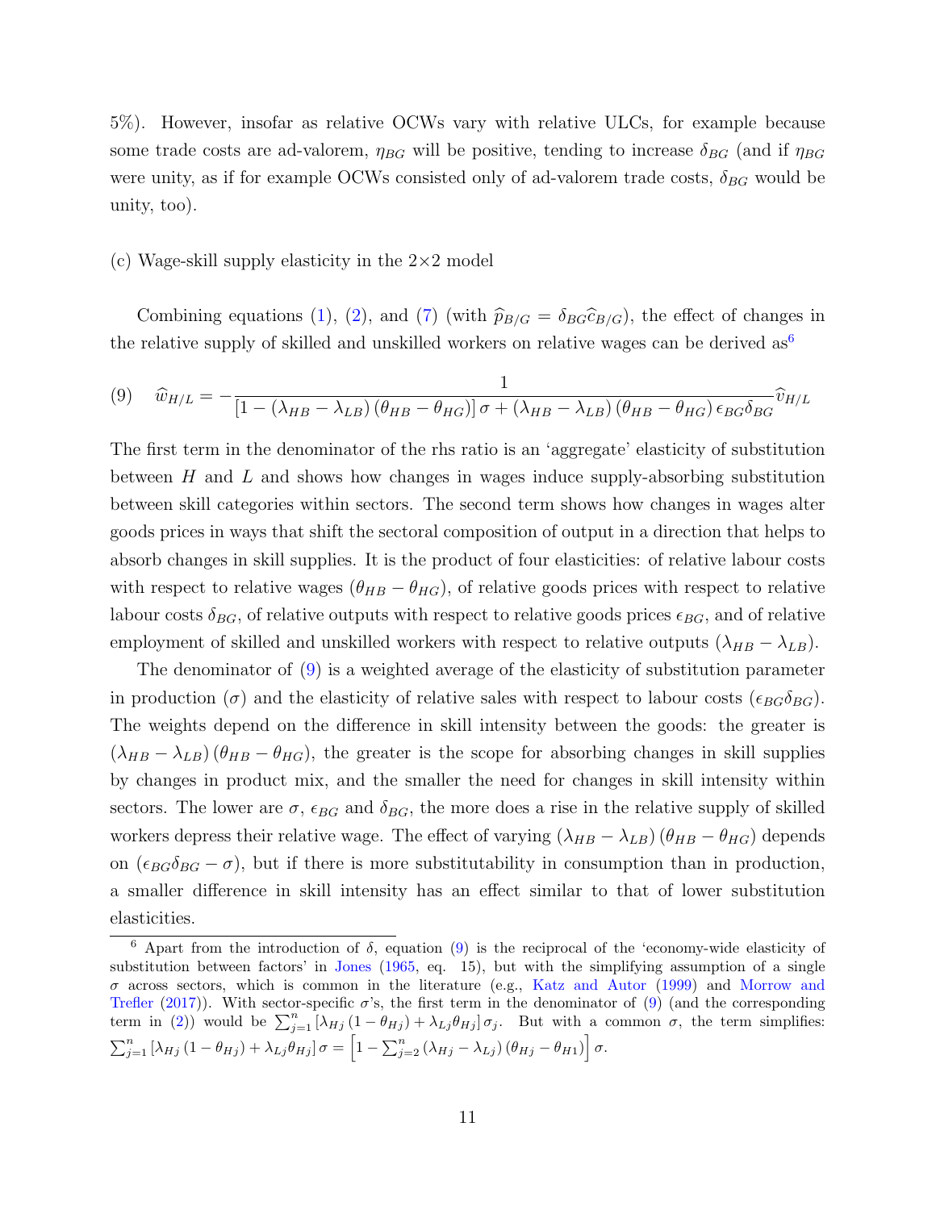5%). However, insofar as relative OCWs vary with relative ULCs, for example because some trade costs are ad-valorem, $\eta_{BG}$ will be positive, tending to increase $\delta_{BG}$ (and if $\eta_{BG}$ were unity, as if for example OCWs consisted only of ad-valorem trade costs, $\delta_{BG}$ would be unity, too).

(c) Wage-skill supply elasticity in the 2×2 model

Combining equations (1), (2), and (7) (with $\widehat{p}_{B/G} = \delta_{BG}\widehat{c}_{B/G}$), the effect of changes in the relative supply of skilled and unskilled workers on relative wages can be derived as[6]

$$(9) \quad \widehat{w}_{H/L} = -\frac{1}{\left[1 - \left(\lambda_{HB} - \lambda_{LB}\right)\left(\theta_{HB} - \theta_{HG}\right)\right]\sigma + \left(\lambda_{HB} - \lambda_{LB}\right)\left(\theta_{HB} - \theta_{HG}\right)\epsilon_{BG}\delta_{BG}}\widehat{v}_{H/L}$$

The first term in the denominator of the rhs ratio is an 'aggregate' elasticity of substitution between $H$ and $L$ and shows how changes in wages induce supply-absorbing substitution between skill categories within sectors. The second term shows how changes in wages alter goods prices in ways that shift the sectoral composition of output in a direction that helps to absorb changes in skill supplies. It is the product of four elasticities: of relative labour costs with respect to relative wages ($\theta_{HB} - \theta_{HG}$), of relative goods prices with respect to relative labour costs $\delta_{BG}$, of relative outputs with respect to relative goods prices $\epsilon_{BG}$, and of relative employment of skilled and unskilled workers with respect to relative outputs ($\lambda_{HB} - \lambda_{LB}$).

The denominator of (9) is a weighted average of the elasticity of substitution parameter in production ($\sigma$) and the elasticity of relative sales with respect to labour costs ($\epsilon_{BG}\delta_{BG}$). The weights depend on the difference in skill intensity between the goods: the greater is $\left(\lambda_{HB} - \lambda_{LB}\right)\left(\theta_{HB} - \theta_{HG}\right)$, the greater is the scope for absorbing changes in skill supplies by changes in product mix, and the smaller the need for changes in skill intensity within sectors. The lower are $\sigma$, $\epsilon_{BG}$ and $\delta_{BG}$, the more does a rise in the relative supply of skilled workers depress their relative wage. The effect of varying $\left(\lambda_{HB} - \lambda_{LB}\right)\left(\theta_{HB} - \theta_{HG}\right)$ depends on $\left(\epsilon_{BG}\delta_{BG} - \sigma\right)$, but if there is more substitutability in consumption than in production, a smaller difference in skill intensity has an effect similar to that of lower substitution elasticities.

[6] Apart from the introduction of $\delta$, equation (9) is the reciprocal of the 'economy-wide elasticity of substitution between factors' in Jones (1965, eq. 15), but with the simplifying assumption of a single $\sigma$ across sectors, which is common in the literature (e.g., Katz and Autor (1999) and Morrow and Trefler (2017)). With sector-specific $\sigma$'s, the first term in the denominator of (9) (and the corresponding term in (2)) would be $\sum_{j=1}^{n}\left[\lambda_{Hj}\left(1-\theta_{Hj}\right) + \lambda_{Lj}\theta_{Hj}\right]\sigma_j$. But with a common $\sigma$, the term simplifies: $\sum_{j=1}^{n}\left[\lambda_{Hj}\left(1-\theta_{Hj}\right) + \lambda_{Lj}\theta_{Hj}\right]\sigma = \left[1 - \sum_{j=2}^{n}\left(\lambda_{Hj} - \lambda_{Lj}\right)\left(\theta_{Hj} - \theta_{H1}\right)\right]\sigma$.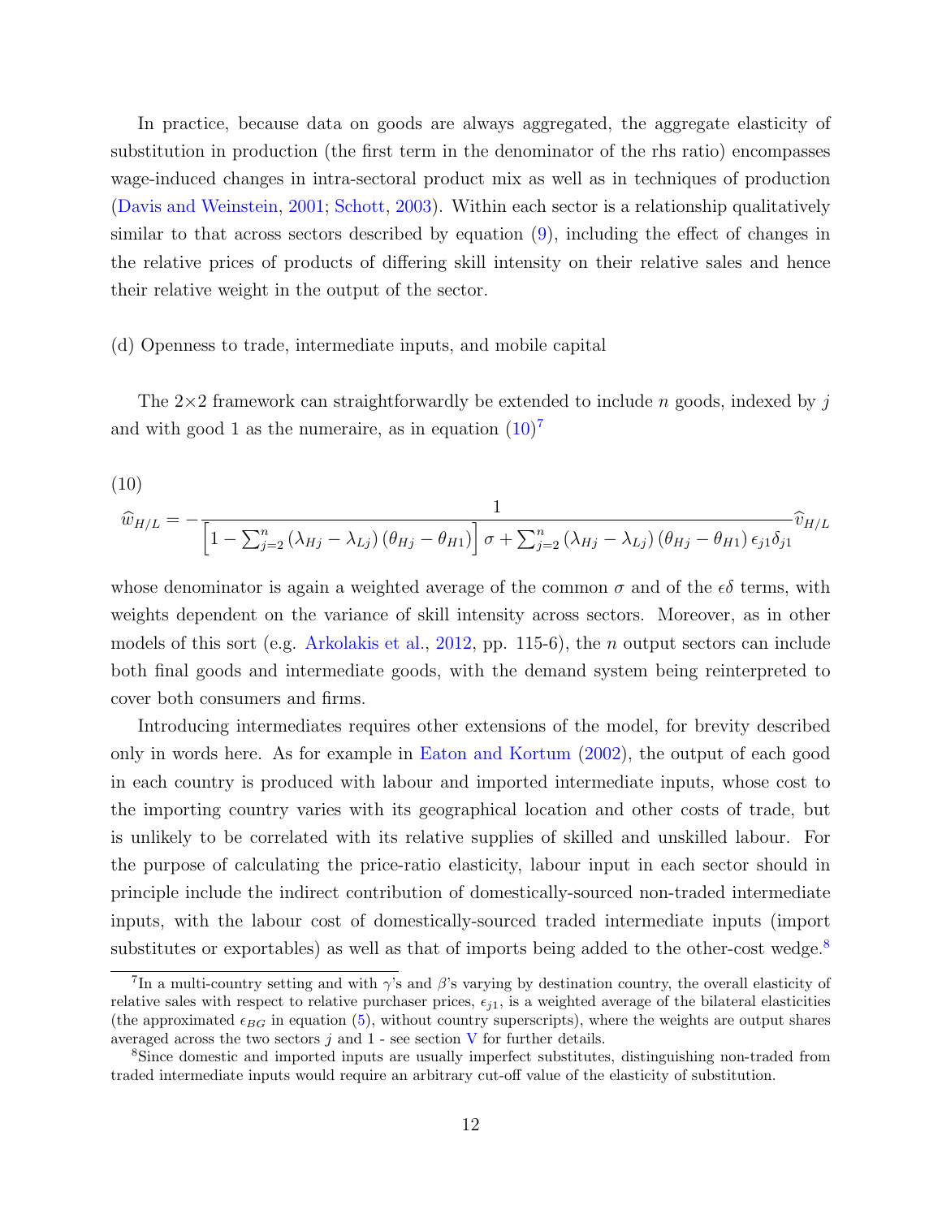In practice, because data on goods are always aggregated, the aggregate elasticity of substitution in production (the first term in the denominator of the rhs ratio) encompasses wage-induced changes in intra-sectoral product mix as well as in techniques of production (Davis and Weinstein, 2001; Schott, 2003). Within each sector is a relationship qualitatively similar to that across sectors described by equation (9), including the effect of changes in the relative prices of products of differing skill intensity on their relative sales and hence their relative weight in the output of the sector.

(d) Openness to trade, intermediate inputs, and mobile capital

The 2×2 framework can straightforwardly be extended to include $n$ goods, indexed by $j$ and with good 1 as the numeraire, as in equation (10)[7]

(10)

$$\widehat{w}_{H/L} = -\frac{1}{\left[1 - \sum_{j=2}^{n} \left(\lambda_{Hj} - \lambda_{Lj}\right)\left(\theta_{Hj} - \theta_{H1}\right)\right]\sigma + \sum_{j=2}^{n} \left(\lambda_{Hj} - \lambda_{Lj}\right)\left(\theta_{Hj} - \theta_{H1}\right)\epsilon_{j1}\delta_{j1}} \widehat{v}_{H/L}$$

whose denominator is again a weighted average of the common $\sigma$ and of the $\epsilon\delta$ terms, with weights dependent on the variance of skill intensity across sectors. Moreover, as in other models of this sort (e.g. Arkolakis et al., 2012, pp. 115-6), the $n$ output sectors can include both final goods and intermediate goods, with the demand system being reinterpreted to cover both consumers and firms.

Introducing intermediates requires other extensions of the model, for brevity described only in words here. As for example in Eaton and Kortum (2002), the output of each good in each country is produced with labour and imported intermediate inputs, whose cost to the importing country varies with its geographical location and other costs of trade, but is unlikely to be correlated with its relative supplies of skilled and unskilled labour. For the purpose of calculating the price-ratio elasticity, labour input in each sector should in principle include the indirect contribution of domestically-sourced non-traded intermediate inputs, with the labour cost of domestically-sourced traded intermediate inputs (import substitutes or exportables) as well as that of imports being added to the other-cost wedge.[8]

[7] In a multi-country setting and with $\gamma$'s and $\beta$'s varying by destination country, the overall elasticity of relative sales with respect to relative purchaser prices, $\epsilon_{j1}$, is a weighted average of the bilateral elasticities (the approximated $\epsilon_{BG}$ in equation (5), without country superscripts), where the weights are output shares averaged across the two sectors $j$ and 1 - see section V for further details.

[8] Since domestic and imported inputs are usually imperfect substitutes, distinguishing non-traded from traded intermediate inputs would require an arbitrary cut-off value of the elasticity of substitution.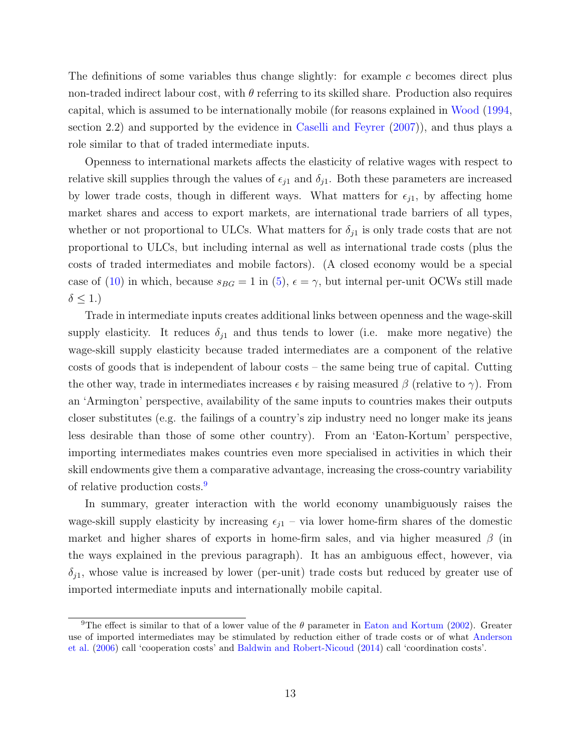The definitions of some variables thus change slightly: for example $c$ becomes direct plus non-traded indirect labour cost, with $\theta$ referring to its skilled share. Production also requires capital, which is assumed to be internationally mobile (for reasons explained in Wood (1994, section 2.2) and supported by the evidence in Caselli and Feyrer (2007)), and thus plays a role similar to that of traded intermediate inputs.

Openness to international markets affects the elasticity of relative wages with respect to relative skill supplies through the values of $\epsilon_{j1}$ and $\delta_{j1}$. Both these parameters are increased by lower trade costs, though in different ways. What matters for $\epsilon_{j1}$, by affecting home market shares and access to export markets, are international trade barriers of all types, whether or not proportional to ULCs. What matters for $\delta_{j1}$ is only trade costs that are not proportional to ULCs, but including internal as well as international trade costs (plus the costs of traded intermediates and mobile factors). (A closed economy would be a special case of (10) in which, because $s_{BG} = 1$ in (5), $\epsilon = \gamma$, but internal per-unit OCWs still made $\delta \leq 1$.)

Trade in intermediate inputs creates additional links between openness and the wage-skill supply elasticity. It reduces $\delta_{j1}$ and thus tends to lower (i.e. make more negative) the wage-skill supply elasticity because traded intermediates are a component of the relative costs of goods that is independent of labour costs – the same being true of capital. Cutting the other way, trade in intermediates increases $\epsilon$ by raising measured $\beta$ (relative to $\gamma$). From an 'Armington' perspective, availability of the same inputs to countries makes their outputs closer substitutes (e.g. the failings of a country's zip industry need no longer make its jeans less desirable than those of some other country). From an 'Eaton-Kortum' perspective, importing intermediates makes countries even more specialised in activities in which their skill endowments give them a comparative advantage, increasing the cross-country variability of relative production costs.[9]

In summary, greater interaction with the world economy unambiguously raises the wage-skill supply elasticity by increasing $\epsilon_{j1}$ – via lower home-firm shares of the domestic market and higher shares of exports in home-firm sales, and via higher measured $\beta$ (in the ways explained in the previous paragraph). It has an ambiguous effect, however, via $\delta_{j1}$, whose value is increased by lower (per-unit) trade costs but reduced by greater use of imported intermediate inputs and internationally mobile capital.

[9] The effect is similar to that of a lower value of the $\theta$ parameter in Eaton and Kortum (2002). Greater use of imported intermediates may be stimulated by reduction either of trade costs or of what Anderson et al. (2006) call 'cooperation costs' and Baldwin and Robert-Nicoud (2014) call 'coordination costs'.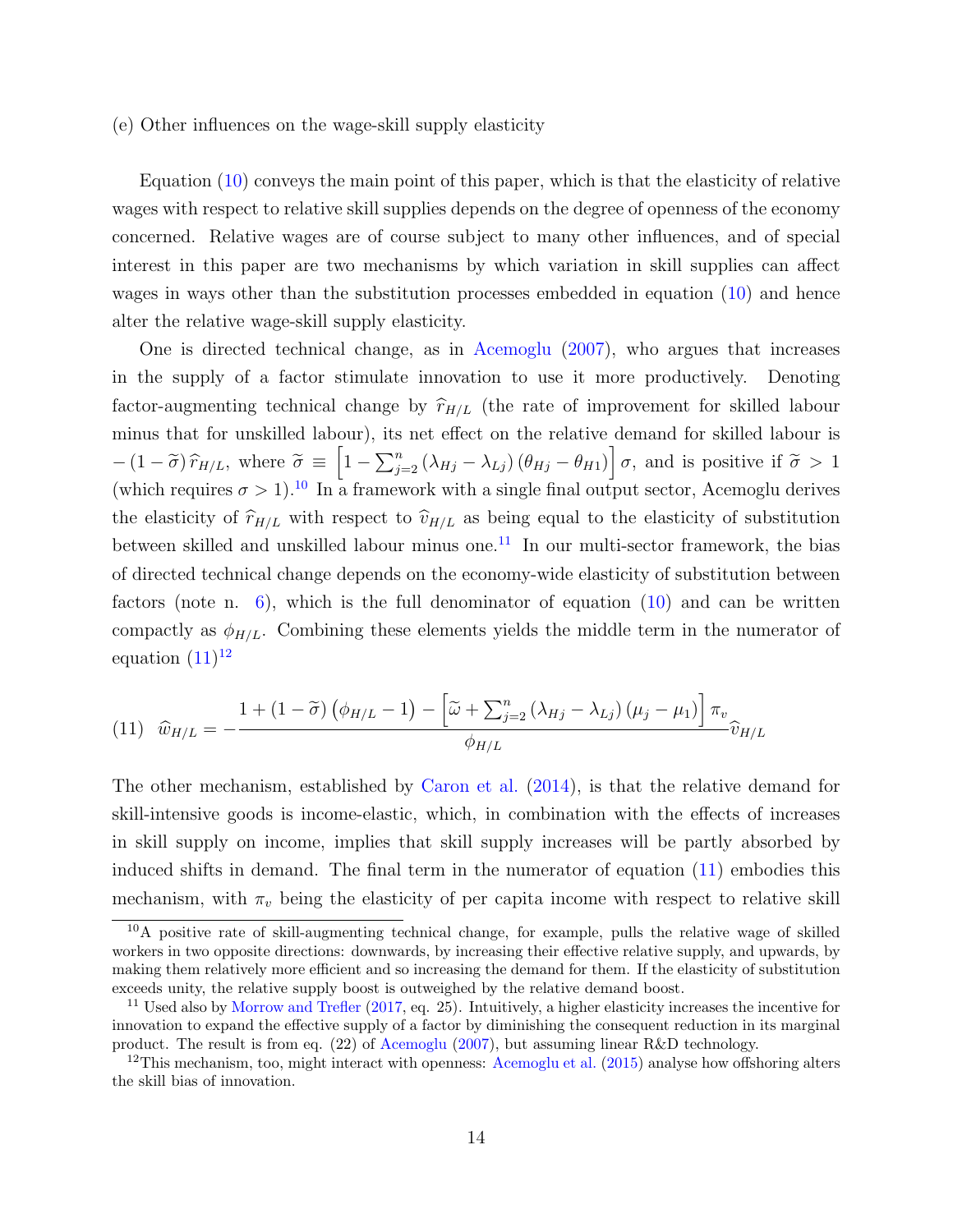(e) Other influences on the wage-skill supply elasticity

Equation (10) conveys the main point of this paper, which is that the elasticity of relative wages with respect to relative skill supplies depends on the degree of openness of the economy concerned. Relative wages are of course subject to many other influences, and of special interest in this paper are two mechanisms by which variation in skill supplies can affect wages in ways other than the substitution processes embedded in equation (10) and hence alter the relative wage-skill supply elasticity.

One is directed technical change, as in Acemoglu (2007), who argues that increases in the supply of a factor stimulate innovation to use it more productively. Denoting factor-augmenting technical change by $\widehat{r}_{H/L}$ (the rate of improvement for skilled labour minus that for unskilled labour), its net effect on the relative demand for skilled labour is $-\left(1-\widetilde{\sigma}\right)\widehat{r}_{H/L}$, where $\widetilde{\sigma} \equiv \left[1-\sum_{j=2}^{n}\left(\lambda_{Hj}-\lambda_{Lj}\right)\left(\theta_{Hj}-\theta_{H1}\right)\right]\sigma$, and is positive if $\widetilde{\sigma} > 1$ (which requires $\sigma > 1$).[10] In a framework with a single final output sector, Acemoglu derives the elasticity of $\widehat{r}_{H/L}$ with respect to $\widehat{v}_{H/L}$ as being equal to the elasticity of substitution between skilled and unskilled labour minus one.[11] In our multi-sector framework, the bias of directed technical change depends on the economy-wide elasticity of substitution between factors (note n. 6), which is the full denominator of equation (10) and can be written compactly as $\phi_{H/L}$. Combining these elements yields the middle term in the numerator of equation (11)[12]

$$(11) \quad \widehat{w}_{H/L} = -\frac{1+\left(1-\widetilde{\sigma}\right)\left(\phi_{H/L}-1\right)-\left[\widetilde{\omega}+\sum_{j=2}^{n}\left(\lambda_{Hj}-\lambda_{Lj}\right)\left(\mu_{j}-\mu_{1}\right)\right]\pi_{v}}{\phi_{H/L}}\widehat{v}_{H/L}$$

The other mechanism, established by Caron et al. (2014), is that the relative demand for skill-intensive goods is income-elastic, which, in combination with the effects of increases in skill supply on income, implies that skill supply increases will be partly absorbed by induced shifts in demand. The final term in the numerator of equation (11) embodies this mechanism, with $\pi_v$ being the elasticity of per capita income with respect to relative skill

[10] A positive rate of skill-augmenting technical change, for example, pulls the relative wage of skilled workers in two opposite directions: downwards, by increasing their effective relative supply, and upwards, by making them relatively more efficient and so increasing the demand for them. If the elasticity of substitution exceeds unity, the relative supply boost is outweighed by the relative demand boost.

[11] Used also by Morrow and Trefler (2017, eq. 25). Intuitively, a higher elasticity increases the incentive for innovation to expand the effective supply of a factor by diminishing the consequent reduction in its marginal product. The result is from eq. (22) of Acemoglu (2007), but assuming linear R&D technology.

[12] This mechanism, too, might interact with openness: Acemoglu et al. (2015) analyse how offshoring alters the skill bias of innovation.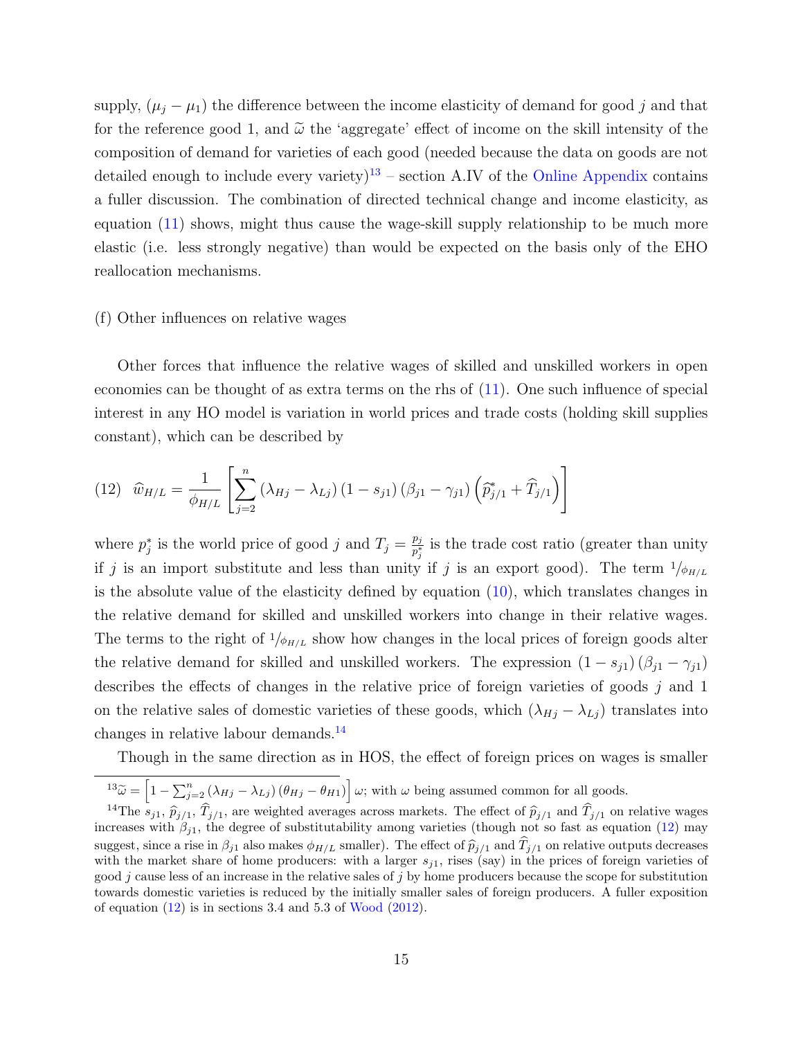supply, $(\mu_j - \mu_1)$ the difference between the income elasticity of demand for good $j$ and that for the reference good 1, and $\widetilde{\omega}$ the 'aggregate' effect of income on the skill intensity of the composition of demand for varieties of each good (needed because the data on goods are not detailed enough to include every variety)[13] – section A.IV of the Online Appendix contains a fuller discussion. The combination of directed technical change and income elasticity, as equation (11) shows, might thus cause the wage-skill supply relationship to be much more elastic (i.e. less strongly negative) than would be expected on the basis only of the EHO reallocation mechanisms.

(f) Other influences on relative wages

Other forces that influence the relative wages of skilled and unskilled workers in open economies can be thought of as extra terms on the rhs of (11). One such influence of special interest in any HO model is variation in world prices and trade costs (holding skill supplies constant), which can be described by

$$(12) \quad \widehat{w}_{H/L} = \frac{1}{\phi_{H/L}} \left[ \sum_{j=2}^{n} \left(\lambda_{Hj} - \lambda_{Lj}\right)\left(1 - s_{j1}\right)\left(\beta_{j1} - \gamma_{j1}\right)\left(\widehat{p}^{*}_{j/1} + \widehat{T}_{j/1}\right) \right]$$

where $p^*_j$ is the world price of good $j$ and $T_j = \frac{p_j}{p^*_j}$ is the trade cost ratio (greater than unity if $j$ is an import substitute and less than unity if $j$ is an export good). The term $^1/_{\phi_{H/L}}$ is the absolute value of the elasticity defined by equation (10), which translates changes in the relative demand for skilled and unskilled workers into change in their relative wages. The terms to the right of $^1/_{\phi_{H/L}}$ show how changes in the local prices of foreign goods alter the relative demand for skilled and unskilled workers. The expression $\left(1 - s_{j1}\right)\left(\beta_{j1} - \gamma_{j1}\right)$ describes the effects of changes in the relative price of foreign varieties of goods $j$ and 1 on the relative sales of domestic varieties of these goods, which $\left(\lambda_{Hj} - \lambda_{Lj}\right)$ translates into changes in relative labour demands.[14]

Though in the same direction as in HOS, the effect of foreign prices on wages is smaller

[13] $\widetilde{\omega} = \left[1 - \sum_{j=2}^{n}\left(\lambda_{Hj} - \lambda_{Lj}\right)\left(\theta_{Hj} - \theta_{H1}\right)\right]\omega$; with $\omega$ being assumed common for all goods.

[14] The $s_{j1}$, $\widehat{p}_{j/1}$, $\widehat{T}_{j/1}$, are weighted averages across markets. The effect of $\widehat{p}_{j/1}$ and $\widehat{T}_{j/1}$ on relative wages increases with $\beta_{j1}$, the degree of substitutability among varieties (though not so fast as equation (12) may suggest, since a rise in $\beta_{j1}$ also makes $\phi_{H/L}$ smaller). The effect of $\widehat{p}_{j/1}$ and $\widehat{T}_{j/1}$ on relative outputs decreases with the market share of home producers: with a larger $s_{j1}$, rises (say) in the prices of foreign varieties of good $j$ cause less of an increase in the relative sales of $j$ by home producers because the scope for substitution towards domestic varieties is reduced by the initially smaller sales of foreign producers. A fuller exposition of equation (12) is in sections 3.4 and 5.3 of Wood (2012).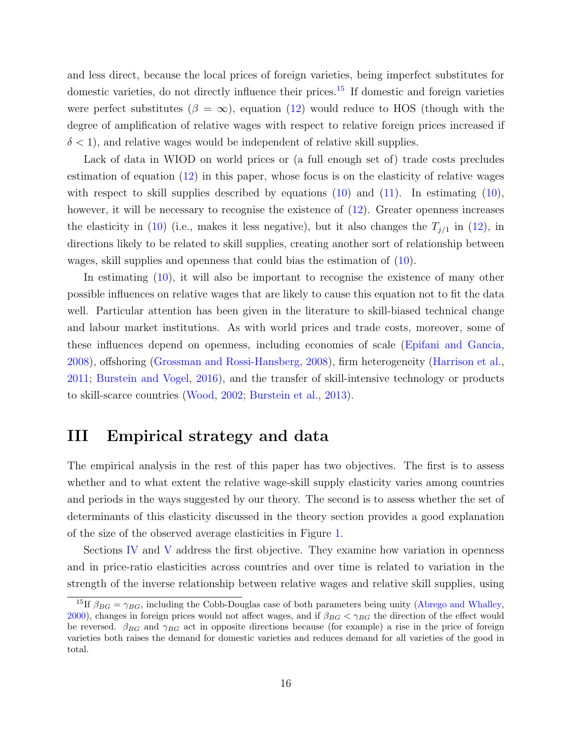and less direct, because the local prices of foreign varieties, being imperfect substitutes for domestic varieties, do not directly influence their prices.[15] If domestic and foreign varieties were perfect substitutes ($\beta = \infty$), equation (12) would reduce to HOS (though with the degree of amplification of relative wages with respect to relative foreign prices increased if $\delta < 1$), and relative wages would be independent of relative skill supplies.

Lack of data in WIOD on world prices or (a full enough set of) trade costs precludes estimation of equation (12) in this paper, whose focus is on the elasticity of relative wages with respect to skill supplies described by equations (10) and (11). In estimating (10), however, it will be necessary to recognise the existence of (12). Greater openness increases the elasticity in (10) (i.e., makes it less negative), but it also changes the $T_{j/1}$ in (12), in directions likely to be related to skill supplies, creating another sort of relationship between wages, skill supplies and openness that could bias the estimation of (10).

In estimating (10), it will also be important to recognise the existence of many other possible influences on relative wages that are likely to cause this equation not to fit the data well. Particular attention has been given in the literature to skill-biased technical change and labour market institutions. As with world prices and trade costs, moreover, some of these influences depend on openness, including economies of scale (Epifani and Gancia, 2008), offshoring (Grossman and Rossi-Hansberg, 2008), firm heterogeneity (Harrison et al., 2011; Burstein and Vogel, 2016), and the transfer of skill-intensive technology or products to skill-scarce countries (Wood, 2002; Burstein et al., 2013).

## III Empirical strategy and data

The empirical analysis in the rest of this paper has two objectives. The first is to assess whether and to what extent the relative wage-skill supply elasticity varies among countries and periods in the ways suggested by our theory. The second is to assess whether the set of determinants of this elasticity discussed in the theory section provides a good explanation of the size of the observed average elasticities in Figure 1.

Sections IV and V address the first objective. They examine how variation in openness and in price-ratio elasticities across countries and over time is related to variation in the strength of the inverse relationship between relative wages and relative skill supplies, using

[15] If $\beta_{BG} = \gamma_{BG}$, including the Cobb-Douglas case of both parameters being unity (Abrego and Whalley, 2000), changes in foreign prices would not affect wages, and if $\beta_{BG} < \gamma_{BG}$ the direction of the effect would be reversed. $\beta_{BG}$ and $\gamma_{BG}$ act in opposite directions because (for example) a rise in the price of foreign varieties both raises the demand for domestic varieties and reduces demand for all varieties of the good in total.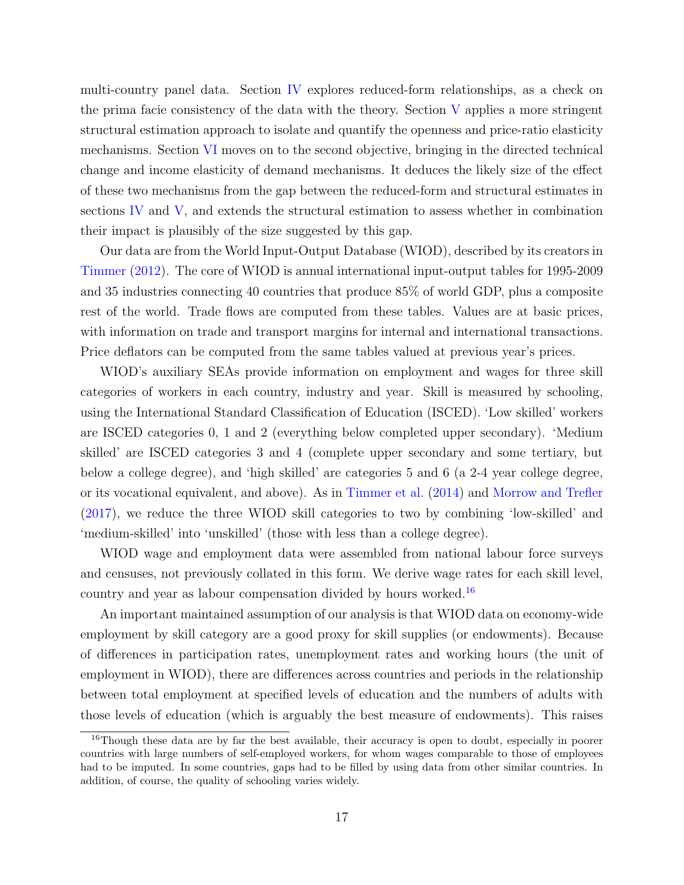multi-country panel data. Section IV explores reduced-form relationships, as a check on the prima facie consistency of the data with the theory. Section V applies a more stringent structural estimation approach to isolate and quantify the openness and price-ratio elasticity mechanisms. Section VI moves on to the second objective, bringing in the directed technical change and income elasticity of demand mechanisms. It deduces the likely size of the effect of these two mechanisms from the gap between the reduced-form and structural estimates in sections IV and V, and extends the structural estimation to assess whether in combination their impact is plausibly of the size suggested by this gap.

Our data are from the World Input-Output Database (WIOD), described by its creators in Timmer (2012). The core of WIOD is annual international input-output tables for 1995-2009 and 35 industries connecting 40 countries that produce 85% of world GDP, plus a composite rest of the world. Trade flows are computed from these tables. Values are at basic prices, with information on trade and transport margins for internal and international transactions. Price deflators can be computed from the same tables valued at previous year's prices.

WIOD's auxiliary SEAs provide information on employment and wages for three skill categories of workers in each country, industry and year. Skill is measured by schooling, using the International Standard Classification of Education (ISCED). 'Low skilled' workers are ISCED categories 0, 1 and 2 (everything below completed upper secondary). 'Medium skilled' are ISCED categories 3 and 4 (complete upper secondary and some tertiary, but below a college degree), and 'high skilled' are categories 5 and 6 (a 2-4 year college degree, or its vocational equivalent, and above). As in Timmer et al. (2014) and Morrow and Trefler (2017), we reduce the three WIOD skill categories to two by combining 'low-skilled' and 'medium-skilled' into 'unskilled' (those with less than a college degree).

WIOD wage and employment data were assembled from national labour force surveys and censuses, not previously collated in this form. We derive wage rates for each skill level, country and year as labour compensation divided by hours worked.[16]

An important maintained assumption of our analysis is that WIOD data on economy-wide employment by skill category are a good proxy for skill supplies (or endowments). Because of differences in participation rates, unemployment rates and working hours (the unit of employment in WIOD), there are differences across countries and periods in the relationship between total employment at specified levels of education and the numbers of adults with those levels of education (which is arguably the best measure of endowments). This raises

[16] Though these data are by far the best available, their accuracy is open to doubt, especially in poorer countries with large numbers of self-employed workers, for whom wages comparable to those of employees had to be imputed. In some countries, gaps had to be filled by using data from other similar countries. In addition, of course, the quality of schooling varies widely.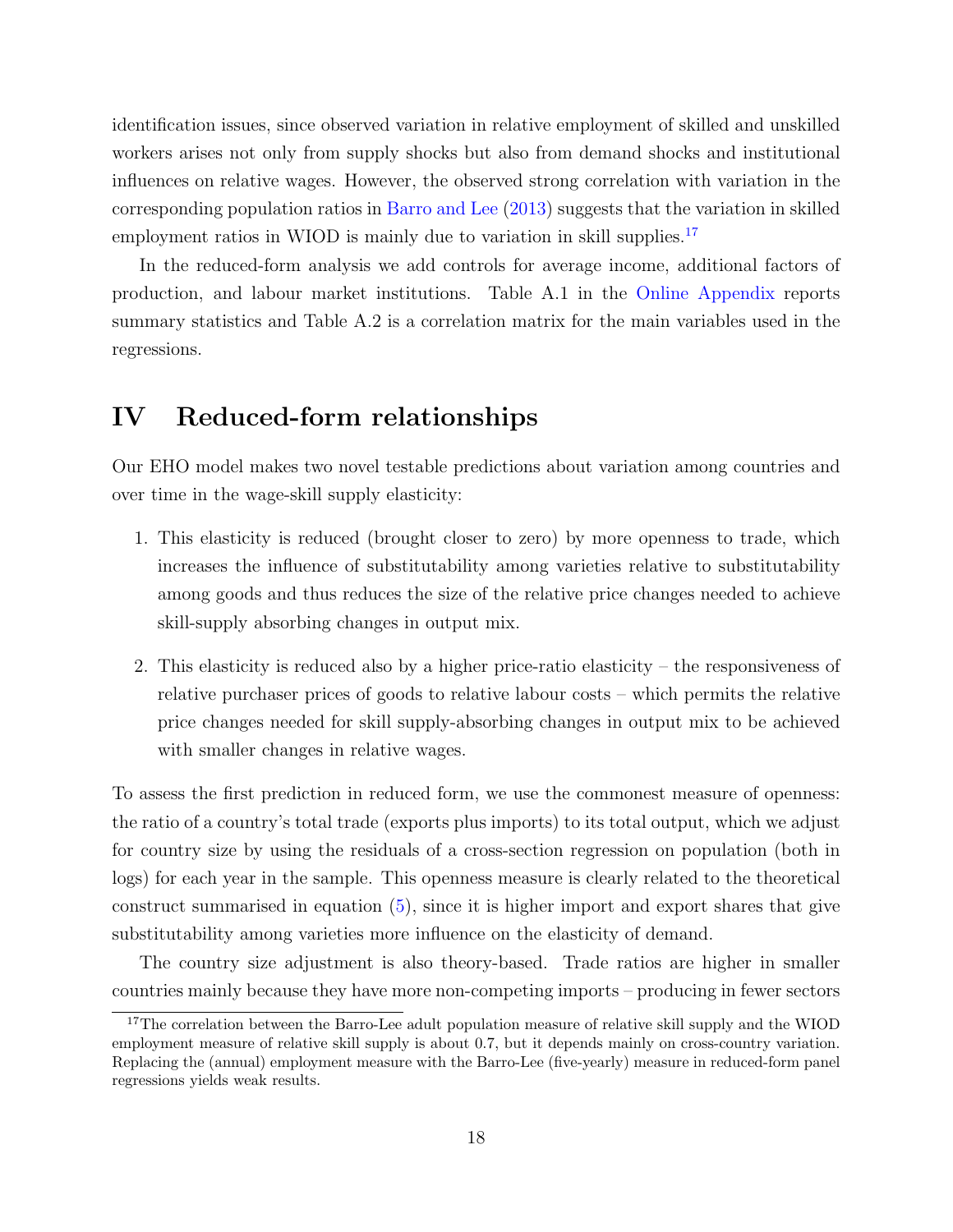identification issues, since observed variation in relative employment of skilled and unskilled workers arises not only from supply shocks but also from demand shocks and institutional influences on relative wages. However, the observed strong correlation with variation in the corresponding population ratios in Barro and Lee (2013) suggests that the variation in skilled employment ratios in WIOD is mainly due to variation in skill supplies.[17]

In the reduced-form analysis we add controls for average income, additional factors of production, and labour market institutions. Table A.1 in the Online Appendix reports summary statistics and Table A.2 is a correlation matrix for the main variables used in the regressions.

# IV Reduced-form relationships

Our EHO model makes two novel testable predictions about variation among countries and over time in the wage-skill supply elasticity:

1. This elasticity is reduced (brought closer to zero) by more openness to trade, which increases the influence of substitutability among varieties relative to substitutability among goods and thus reduces the size of the relative price changes needed to achieve skill-supply absorbing changes in output mix.

2. This elasticity is reduced also by a higher price-ratio elasticity – the responsiveness of relative purchaser prices of goods to relative labour costs – which permits the relative price changes needed for skill supply-absorbing changes in output mix to be achieved with smaller changes in relative wages.

To assess the first prediction in reduced form, we use the commonest measure of openness: the ratio of a country's total trade (exports plus imports) to its total output, which we adjust for country size by using the residuals of a cross-section regression on population (both in logs) for each year in the sample. This openness measure is clearly related to the theoretical construct summarised in equation (5), since it is higher import and export shares that give substitutability among varieties more influence on the elasticity of demand.

The country size adjustment is also theory-based. Trade ratios are higher in smaller countries mainly because they have more non-competing imports – producing in fewer sectors

[17] The correlation between the Barro-Lee adult population measure of relative skill supply and the WIOD employment measure of relative skill supply is about 0.7, but it depends mainly on cross-country variation. Replacing the (annual) employment measure with the Barro-Lee (five-yearly) measure in reduced-form panel regressions yields weak results.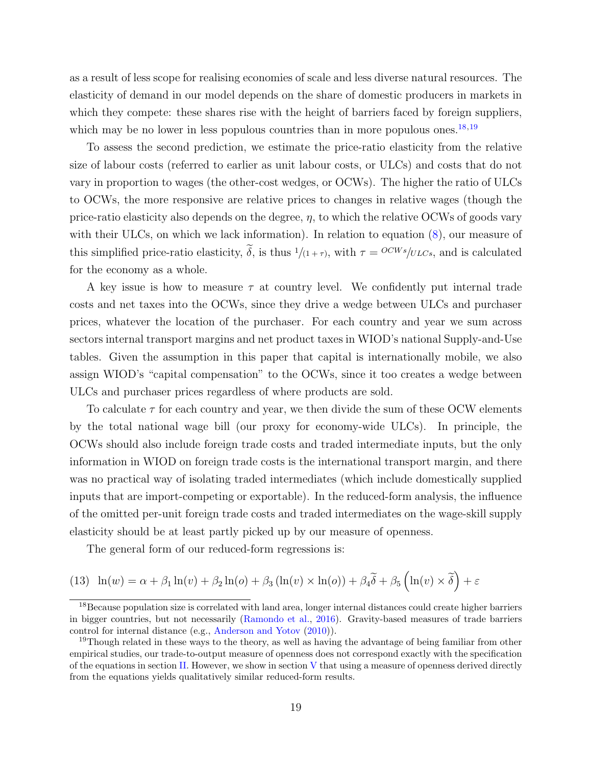as a result of less scope for realising economies of scale and less diverse natural resources. The elasticity of demand in our model depends on the share of domestic producers in markets in which they compete: these shares rise with the height of barriers faced by foreign suppliers, which may be no lower in less populous countries than in more populous ones.[18,19]

To assess the second prediction, we estimate the price-ratio elasticity from the relative size of labour costs (referred to earlier as unit labour costs, or ULCs) and costs that do not vary in proportion to wages (the other-cost wedges, or OCWs). The higher the ratio of ULCs to OCWs, the more responsive are relative prices to changes in relative wages (though the price-ratio elasticity also depends on the degree, $\eta$, to which the relative OCWs of goods vary with their ULCs, on which we lack information). In relation to equation (8), our measure of this simplified price-ratio elasticity, $\widetilde{\delta}$, is thus ${}^{1}/_{(1+\tau)}$, with $\tau = {}^{OCWs}/_{ULCs}$, and is calculated for the economy as a whole.

A key issue is how to measure $\tau$ at country level. We confidently put internal trade costs and net taxes into the OCWs, since they drive a wedge between ULCs and purchaser prices, whatever the location of the purchaser. For each country and year we sum across sectors internal transport margins and net product taxes in WIOD's national Supply-and-Use tables. Given the assumption in this paper that capital is internationally mobile, we also assign WIOD's "capital compensation" to the OCWs, since it too creates a wedge between ULCs and purchaser prices regardless of where products are sold.

To calculate $\tau$ for each country and year, we then divide the sum of these OCW elements by the total national wage bill (our proxy for economy-wide ULCs). In principle, the OCWs should also include foreign trade costs and traded intermediate inputs, but the only information in WIOD on foreign trade costs is the international transport margin, and there was no practical way of isolating traded intermediates (which include domestically supplied inputs that are import-competing or exportable). In the reduced-form analysis, the influence of the omitted per-unit foreign trade costs and traded intermediates on the wage-skill supply elasticity should be at least partly picked up by our measure of openness.

The general form of our reduced-form regressions is:

$$\text{(13)} \quad \ln(w) = \alpha + \beta_1 \ln(v) + \beta_2 \ln(o) + \beta_3 \left(\ln(v) \times \ln(o)\right) + \beta_4 \widetilde{\delta} + \beta_5 \left(\ln(v) \times \widetilde{\delta}\right) + \varepsilon$$

---

[18] Because population size is correlated with land area, longer internal distances could create higher barriers in bigger countries, but not necessarily (Ramondo et al., 2016). Gravity-based measures of trade barriers control for internal distance (e.g., Anderson and Yotov (2010)).

[19] Though related in these ways to the theory, as well as having the advantage of being familiar from other empirical studies, our trade-to-output measure of openness does not correspond exactly with the specification of the equations in section II. However, we show in section V that using a measure of openness derived directly from the equations yields qualitatively similar reduced-form results.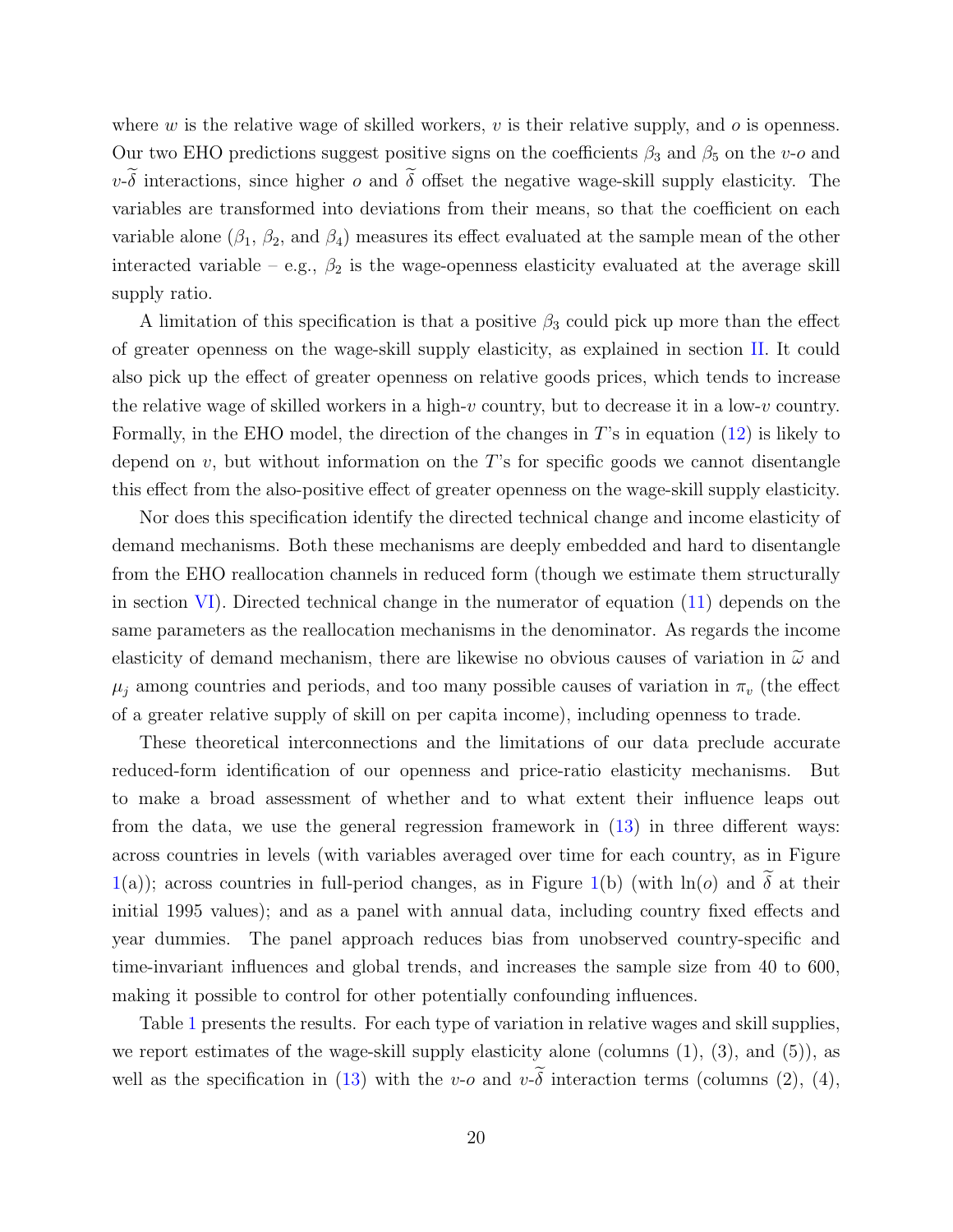where $w$ is the relative wage of skilled workers, $v$ is their relative supply, and $o$ is openness. Our two EHO predictions suggest positive signs on the coefficients $\beta_3$ and $\beta_5$ on the $v$-$o$ and $v$-$\widetilde{\delta}$ interactions, since higher $o$ and $\widetilde{\delta}$ offset the negative wage-skill supply elasticity. The variables are transformed into deviations from their means, so that the coefficient on each variable alone ($\beta_1$, $\beta_2$, and $\beta_4$) measures its effect evaluated at the sample mean of the other interacted variable – e.g., $\beta_2$ is the wage-openness elasticity evaluated at the average skill supply ratio.

A limitation of this specification is that a positive $\beta_3$ could pick up more than the effect of greater openness on the wage-skill supply elasticity, as explained in section II. It could also pick up the effect of greater openness on relative goods prices, which tends to increase the relative wage of skilled workers in a high-$v$ country, but to decrease it in a low-$v$ country. Formally, in the EHO model, the direction of the changes in $T$'s in equation (12) is likely to depend on $v$, but without information on the $T$'s for specific goods we cannot disentangle this effect from the also-positive effect of greater openness on the wage-skill supply elasticity.

Nor does this specification identify the directed technical change and income elasticity of demand mechanisms. Both these mechanisms are deeply embedded and hard to disentangle from the EHO reallocation channels in reduced form (though we estimate them structurally in section VI). Directed technical change in the numerator of equation (11) depends on the same parameters as the reallocation mechanisms in the denominator. As regards the income elasticity of demand mechanism, there are likewise no obvious causes of variation in $\widetilde{\omega}$ and $\mu_j$ among countries and periods, and too many possible causes of variation in $\pi_v$ (the effect of a greater relative supply of skill on per capita income), including openness to trade.

These theoretical interconnections and the limitations of our data preclude accurate reduced-form identification of our openness and price-ratio elasticity mechanisms. But to make a broad assessment of whether and to what extent their influence leaps out from the data, we use the general regression framework in (13) in three different ways: across countries in levels (with variables averaged over time for each country, as in Figure 1(a)); across countries in full-period changes, as in Figure 1(b) (with $\ln(o)$ and $\widetilde{\delta}$ at their initial 1995 values); and as a panel with annual data, including country fixed effects and year dummies. The panel approach reduces bias from unobserved country-specific and time-invariant influences and global trends, and increases the sample size from 40 to 600, making it possible to control for other potentially confounding influences.

Table 1 presents the results. For each type of variation in relative wages and skill supplies, we report estimates of the wage-skill supply elasticity alone (columns (1), (3), and (5)), as well as the specification in (13) with the $v$-$o$ and $v$-$\widetilde{\delta}$ interaction terms (columns (2), (4),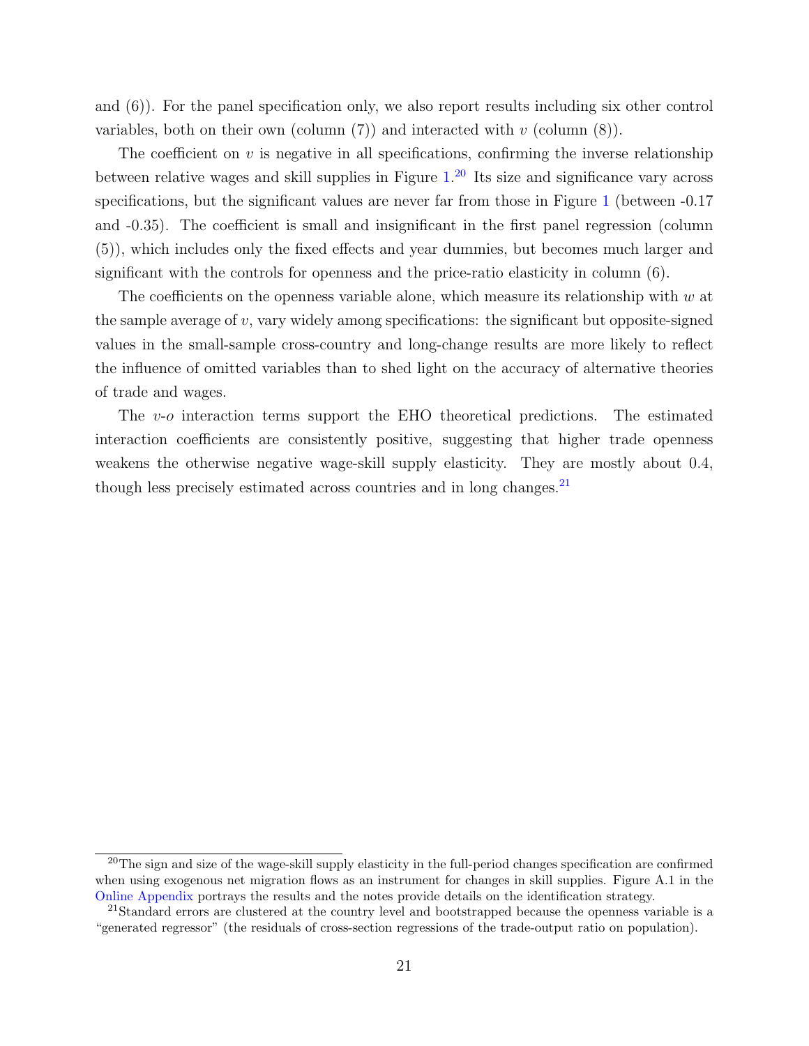and (6)). For the panel specification only, we also report results including six other control variables, both on their own (column (7)) and interacted with $v$ (column (8)).

The coefficient on $v$ is negative in all specifications, confirming the inverse relationship between relative wages and skill supplies in Figure 1.[20] Its size and significance vary across specifications, but the significant values are never far from those in Figure 1 (between -0.17 and -0.35). The coefficient is small and insignificant in the first panel regression (column (5)), which includes only the fixed effects and year dummies, but becomes much larger and significant with the controls for openness and the price-ratio elasticity in column (6).

The coefficients on the openness variable alone, which measure its relationship with $w$ at the sample average of $v$, vary widely among specifications: the significant but opposite-signed values in the small-sample cross-country and long-change results are more likely to reflect the influence of omitted variables than to shed light on the accuracy of alternative theories of trade and wages.

The $v$-$o$ interaction terms support the EHO theoretical predictions. The estimated interaction coefficients are consistently positive, suggesting that higher trade openness weakens the otherwise negative wage-skill supply elasticity. They are mostly about 0.4, though less precisely estimated across countries and in long changes.[21]

[20]The sign and size of the wage-skill supply elasticity in the full-period changes specification are confirmed when using exogenous net migration flows as an instrument for changes in skill supplies. Figure A.1 in the Online Appendix portrays the results and the notes provide details on the identification strategy.

[21]Standard errors are clustered at the country level and bootstrapped because the openness variable is a "generated regressor" (the residuals of cross-section regressions of the trade-output ratio on population).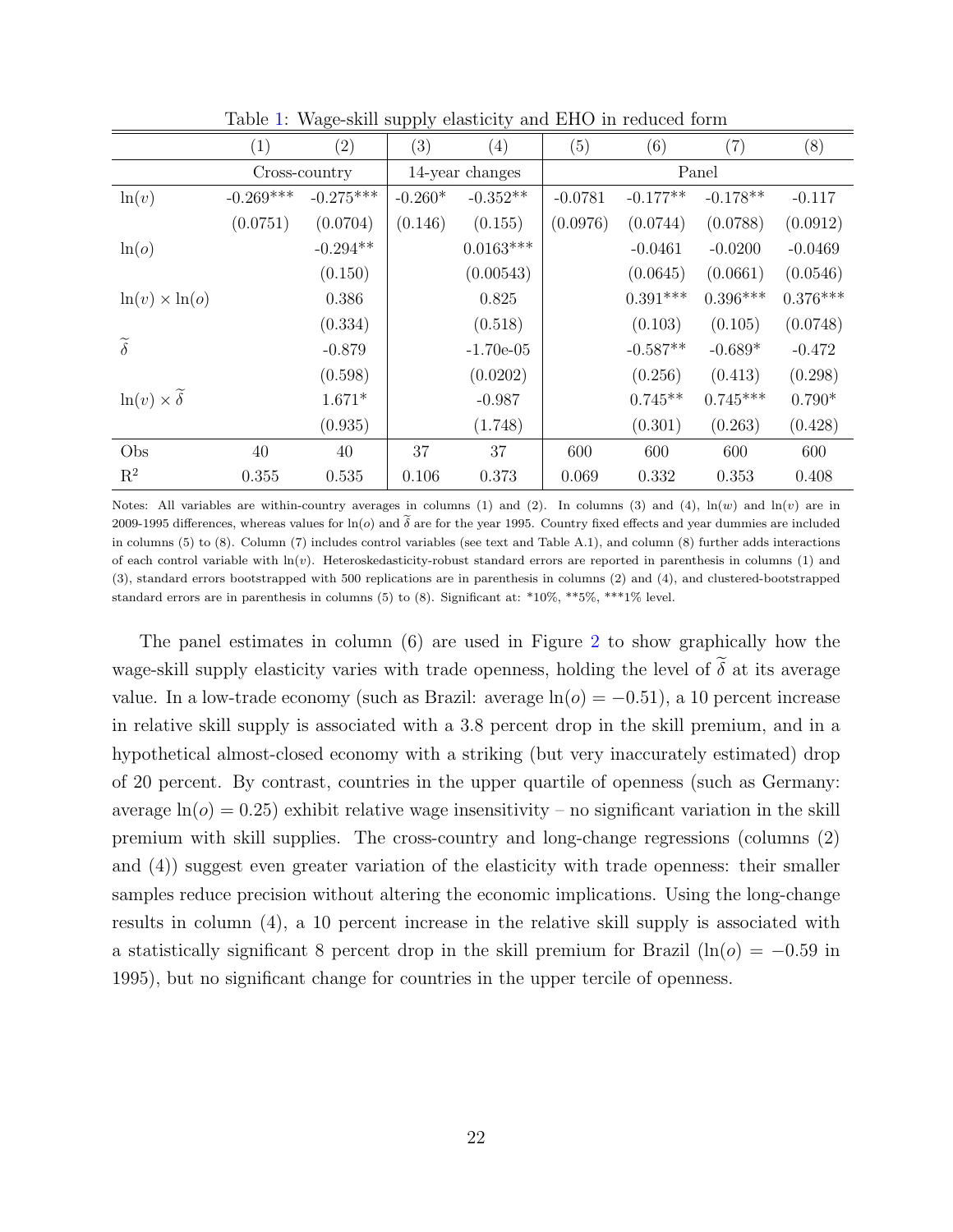Table 1: Wage-skill supply elasticity and EHO in reduced form

| | (1) | (2) | (3) | (4) | (5) | (6) | (7) | (8) |
|---|---|---|---|---|---|---|---|---|
| | Cross-country | | 14-year changes | | Panel | | | |
| $\ln(v)$ | -0.269*** | -0.275*** | -0.260* | -0.352** | -0.0781 | -0.177** | -0.178** | -0.117 |
| | (0.0751) | (0.0704) | (0.146) | (0.155) | (0.0976) | (0.0744) | (0.0788) | (0.0912) |
| $\ln(o)$ | | -0.294** | | 0.0163*** | | -0.0461 | -0.0200 | -0.0469 |
| | | (0.150) | | (0.00543) | | (0.0645) | (0.0661) | (0.0546) |
| $\ln(v) \times \ln(o)$ | | 0.386 | | 0.825 | | 0.391*** | 0.396*** | 0.376*** |
| | | (0.334) | | (0.518) | | (0.103) | (0.105) | (0.0748) |
| $\widetilde{\delta}$ | | -0.879 | | -1.70e-05 | | -0.587** | -0.689* | -0.472 |
| | | (0.598) | | (0.0202) | | (0.256) | (0.413) | (0.298) |
| $\ln(v) \times \widetilde{\delta}$ | | 1.671* | | -0.987 | | 0.745** | 0.745*** | 0.790* |
| | | (0.935) | | (1.748) | | (0.301) | (0.263) | (0.428) |
| Obs | 40 | 40 | 37 | 37 | 600 | 600 | 600 | 600 |
| $R^2$ | 0.355 | 0.535 | 0.106 | 0.373 | 0.069 | 0.332 | 0.353 | 0.408 |

Notes: All variables are within-country averages in columns (1) and (2). In columns (3) and (4), $\ln(w)$ and $\ln(v)$ are in 2009-1995 differences, whereas values for $\ln(o)$ and $\widetilde{\delta}$ are for the year 1995. Country fixed effects and year dummies are included in columns (5) to (8). Column (7) includes control variables (see text and Table A.1), and column (8) further adds interactions of each control variable with $\ln(v)$. Heteroskedasticity-robust standard errors are reported in parenthesis in columns (1) and (3), standard errors bootstrapped with 500 replications are in parenthesis in columns (2) and (4), and clustered-bootstrapped standard errors are in parenthesis in columns (5) to (8). Significant at: *10%, **5%, ***1% level.

The panel estimates in column (6) are used in Figure 2 to show graphically how the wage-skill supply elasticity varies with trade openness, holding the level of $\widetilde{\delta}$ at its average value. In a low-trade economy (such as Brazil: average $\ln(o) = -0.51$), a 10 percent increase in relative skill supply is associated with a 3.8 percent drop in the skill premium, and in a hypothetical almost-closed economy with a striking (but very inaccurately estimated) drop of 20 percent. By contrast, countries in the upper quartile of openness (such as Germany: average $\ln(o) = 0.25$) exhibit relative wage insensitivity – no significant variation in the skill premium with skill supplies. The cross-country and long-change regressions (columns (2) and (4)) suggest even greater variation of the elasticity with trade openness: their smaller samples reduce precision without altering the economic implications. Using the long-change results in column (4), a 10 percent increase in the relative skill supply is associated with a statistically significant 8 percent drop in the skill premium for Brazil ($\ln(o) = -0.59$ in 1995), but no significant change for countries in the upper tercile of openness.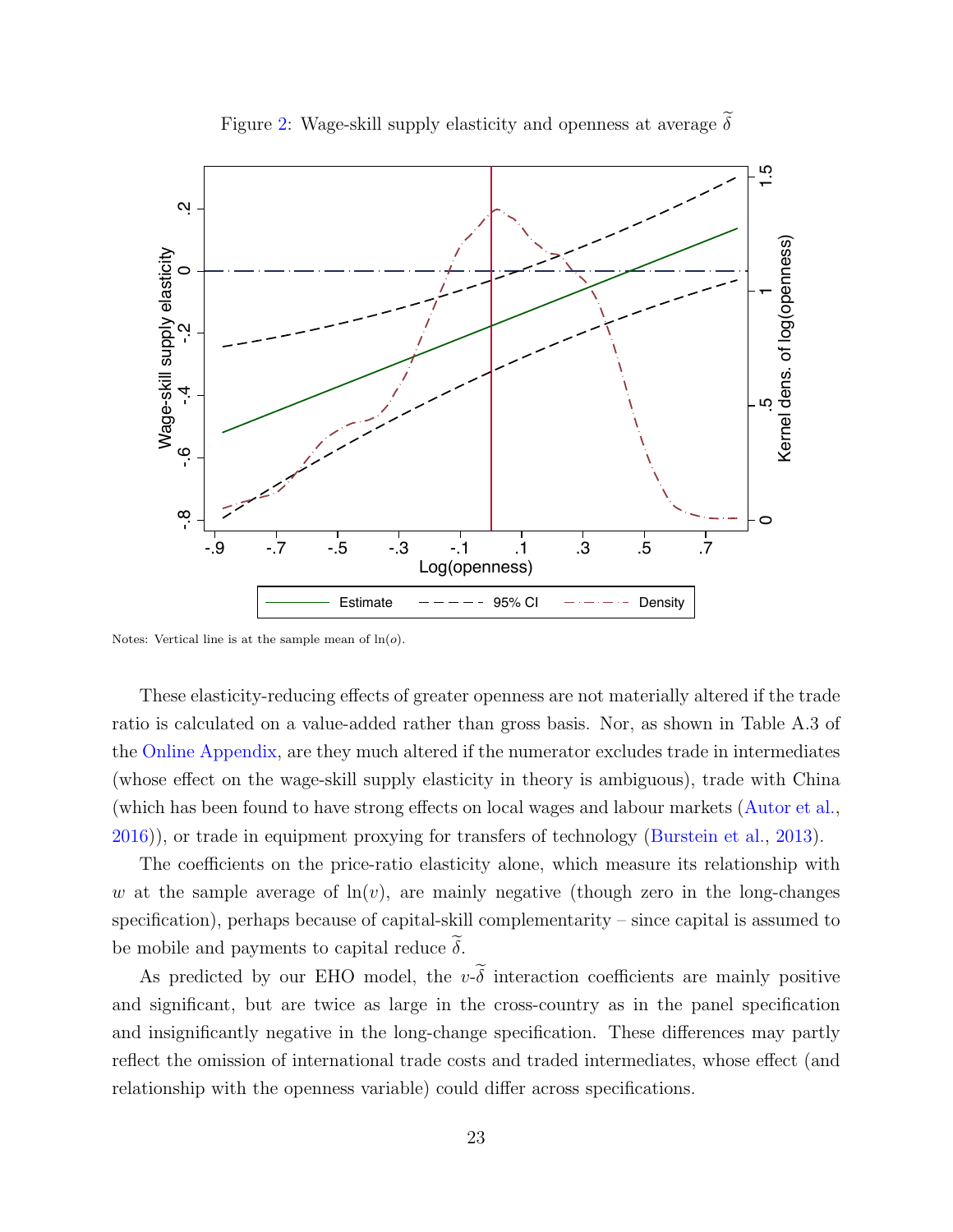Figure 2: Wage-skill supply elasticity and openness at average $\widetilde{\delta}$

Notes: Vertical line is at the sample mean of $\ln(o)$.

These elasticity-reducing effects of greater openness are not materially altered if the trade ratio is calculated on a value-added rather than gross basis. Nor, as shown in Table A.3 of the Online Appendix, are they much altered if the numerator excludes trade in intermediates (whose effect on the wage-skill supply elasticity in theory is ambiguous), trade with China (which has been found to have strong effects on local wages and labour markets (Autor et al., 2016)), or trade in equipment proxying for transfers of technology (Burstein et al., 2013).

The coefficients on the price-ratio elasticity alone, which measure its relationship with $w$ at the sample average of $\ln(v)$, are mainly negative (though zero in the long-changes specification), perhaps because of capital-skill complementarity – since capital is assumed to be mobile and payments to capital reduce $\widetilde{\delta}$.

As predicted by our EHO model, the $v$-$\widetilde{\delta}$ interaction coefficients are mainly positive and significant, but are twice as large in the cross-country as in the panel specification and insignificantly negative in the long-change specification. These differences may partly reflect the omission of international trade costs and traded intermediates, whose effect (and relationship with the openness variable) could differ across specifications.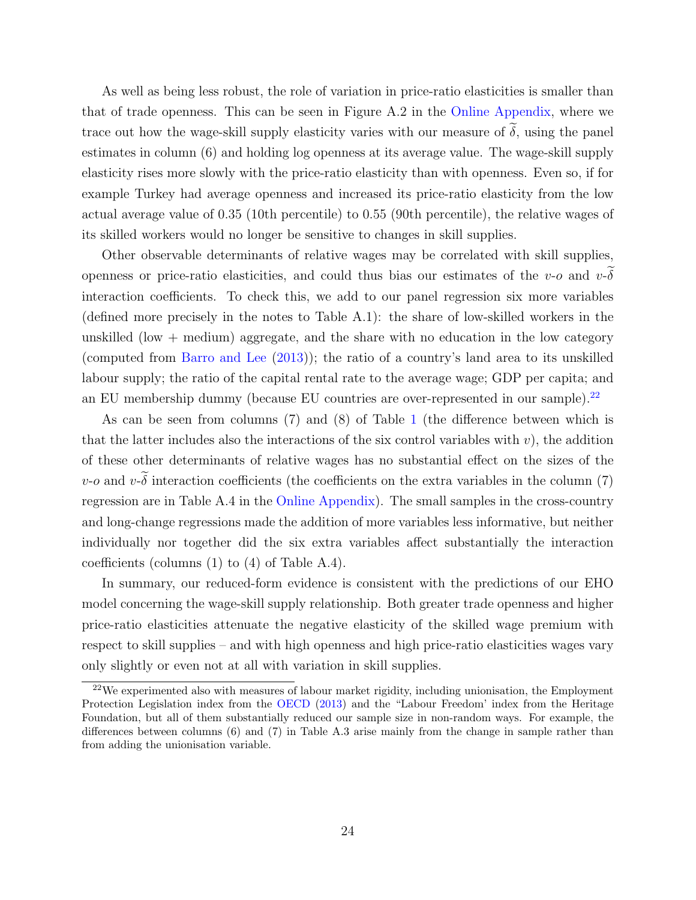As well as being less robust, the role of variation in price-ratio elasticities is smaller than that of trade openness. This can be seen in Figure A.2 in the Online Appendix, where we trace out how the wage-skill supply elasticity varies with our measure of $\widetilde{\delta}$, using the panel estimates in column (6) and holding log openness at its average value. The wage-skill supply elasticity rises more slowly with the price-ratio elasticity than with openness. Even so, if for example Turkey had average openness and increased its price-ratio elasticity from the low actual average value of 0.35 (10th percentile) to 0.55 (90th percentile), the relative wages of its skilled workers would no longer be sensitive to changes in skill supplies.

Other observable determinants of relative wages may be correlated with skill supplies, openness or price-ratio elasticities, and could thus bias our estimates of the $v$-$o$ and $v$-$\widetilde{\delta}$ interaction coefficients. To check this, we add to our panel regression six more variables (defined more precisely in the notes to Table A.1): the share of low-skilled workers in the unskilled (low + medium) aggregate, and the share with no education in the low category (computed from Barro and Lee (2013)); the ratio of a country's land area to its unskilled labour supply; the ratio of the capital rental rate to the average wage; GDP per capita; and an EU membership dummy (because EU countries are over-represented in our sample).[22]

As can be seen from columns (7) and (8) of Table 1 (the difference between which is that the latter includes also the interactions of the six control variables with $v$), the addition of these other determinants of relative wages has no substantial effect on the sizes of the $v$-$o$ and $v$-$\widetilde{\delta}$ interaction coefficients (the coefficients on the extra variables in the column (7) regression are in Table A.4 in the Online Appendix). The small samples in the cross-country and long-change regressions made the addition of more variables less informative, but neither individually nor together did the six extra variables affect substantially the interaction coefficients (columns (1) to (4) of Table A.4).

In summary, our reduced-form evidence is consistent with the predictions of our EHO model concerning the wage-skill supply relationship. Both greater trade openness and higher price-ratio elasticities attenuate the negative elasticity of the skilled wage premium with respect to skill supplies – and with high openness and high price-ratio elasticities wages vary only slightly or even not at all with variation in skill supplies.

[22] We experimented also with measures of labour market rigidity, including unionisation, the Employment Protection Legislation index from the OECD (2013) and the "Labour Freedom' index from the Heritage Foundation, but all of them substantially reduced our sample size in non-random ways. For example, the differences between columns (6) and (7) in Table A.3 arise mainly from the change in sample rather than from adding the unionisation variable.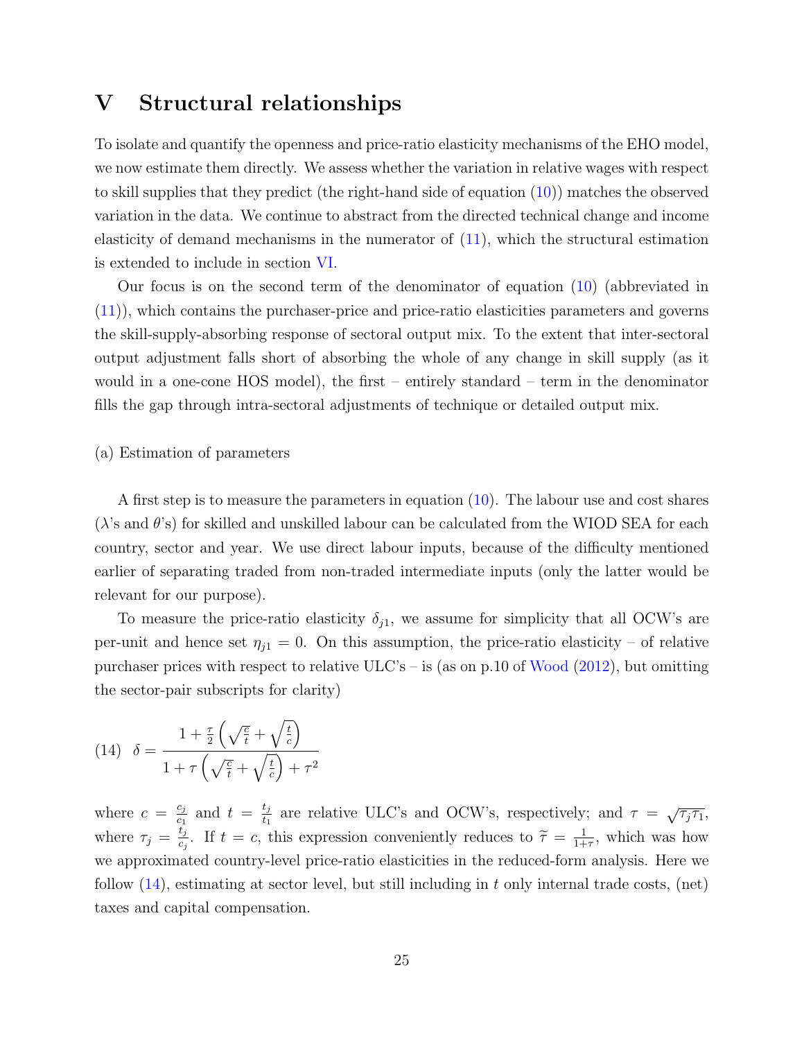# V Structural relationships

To isolate and quantify the openness and price-ratio elasticity mechanisms of the EHO model, we now estimate them directly. We assess whether the variation in relative wages with respect to skill supplies that they predict (the right-hand side of equation (10)) matches the observed variation in the data. We continue to abstract from the directed technical change and income elasticity of demand mechanisms in the numerator of (11), which the structural estimation is extended to include in section VI.

Our focus is on the second term of the denominator of equation (10) (abbreviated in (11)), which contains the purchaser-price and price-ratio elasticities parameters and governs the skill-supply-absorbing response of sectoral output mix. To the extent that inter-sectoral output adjustment falls short of absorbing the whole of any change in skill supply (as it would in a one-cone HOS model), the first – entirely standard – term in the denominator fills the gap through intra-sectoral adjustments of technique or detailed output mix.

(a) Estimation of parameters

A first step is to measure the parameters in equation (10). The labour use and cost shares ($\lambda$'s and $\theta$'s) for skilled and unskilled labour can be calculated from the WIOD SEA for each country, sector and year. We use direct labour inputs, because of the difficulty mentioned earlier of separating traded from non-traded intermediate inputs (only the latter would be relevant for our purpose).

To measure the price-ratio elasticity $\delta_{j1}$, we assume for simplicity that all OCW's are per-unit and hence set $\eta_{j1} = 0$. On this assumption, the price-ratio elasticity – of relative purchaser prices with respect to relative ULC's – is (as on p.10 of Wood (2012), but omitting the sector-pair subscripts for clarity)

$$(14) \quad \delta = \frac{1 + \frac{\tau}{2}\left(\sqrt{\frac{c}{t}} + \sqrt{\frac{t}{c}}\right)}{1 + \tau\left(\sqrt{\frac{c}{t}} + \sqrt{\frac{t}{c}}\right) + \tau^2}$$

where $c = \frac{c_j}{c_1}$ and $t = \frac{t_j}{t_1}$ are relative ULC's and OCW's, respectively; and $\tau = \sqrt{\tau_j \tau_1}$, where $\tau_j = \frac{t_j}{c_j}$. If $t = c$, this expression conveniently reduces to $\widetilde{\tau} = \frac{1}{1+\tau}$, which was how we approximated country-level price-ratio elasticities in the reduced-form analysis. Here we follow (14), estimating at sector level, but still including in $t$ only internal trade costs, (net) taxes and capital compensation.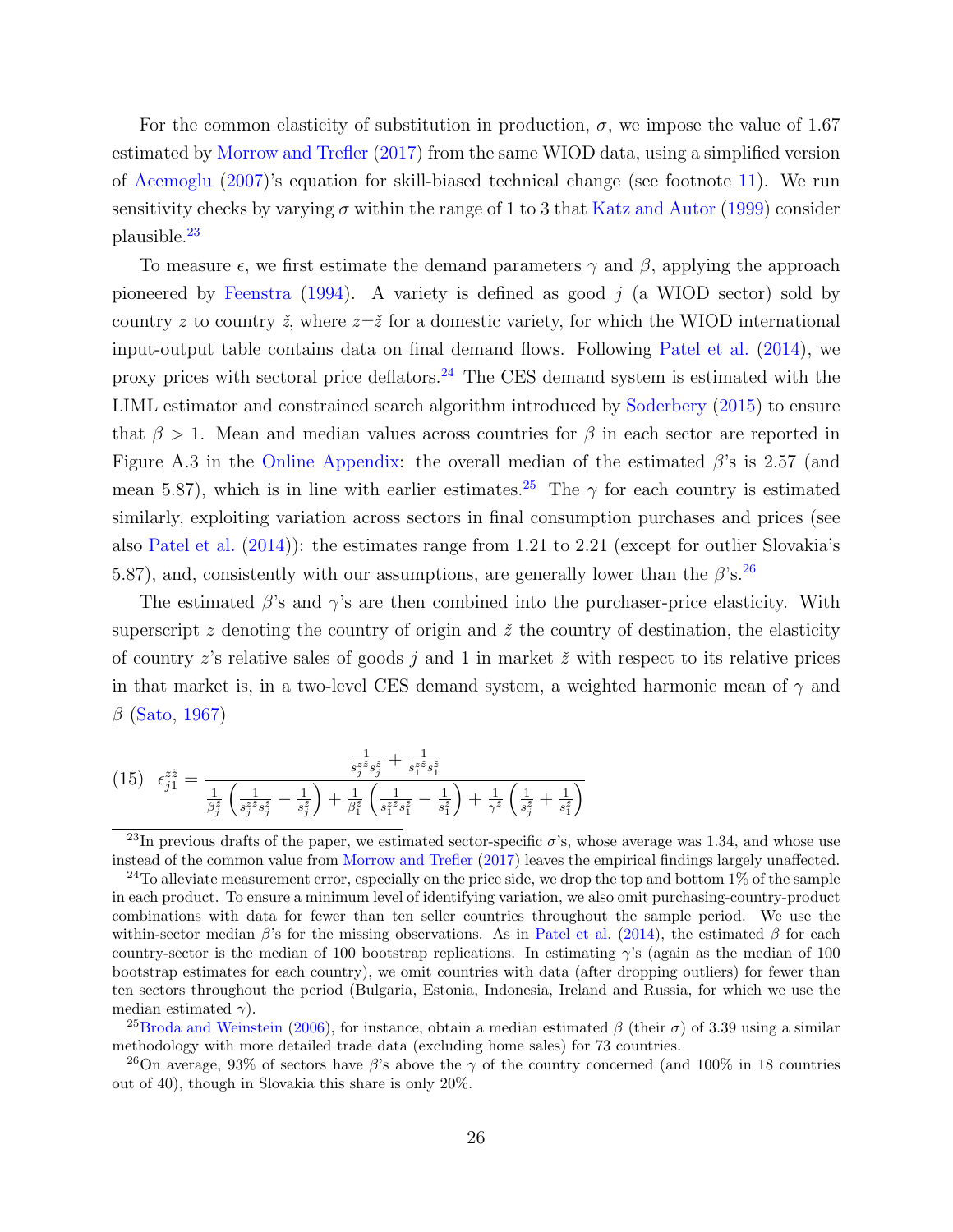For the common elasticity of substitution in production, $\sigma$, we impose the value of 1.67 estimated by Morrow and Trefler (2017) from the same WIOD data, using a simplified version of Acemoglu (2007)'s equation for skill-biased technical change (see footnote 11). We run sensitivity checks by varying $\sigma$ within the range of 1 to 3 that Katz and Autor (1999) consider plausible.[23]

To measure $\epsilon$, we first estimate the demand parameters $\gamma$ and $\beta$, applying the approach pioneered by Feenstra (1994). A variety is defined as good $j$ (a WIOD sector) sold by country $z$ to country $\check{z}$, where $z$=$\check{z}$ for a domestic variety, for which the WIOD international input-output table contains data on final demand flows. Following Patel et al. (2014), we proxy prices with sectoral price deflators.[24] The CES demand system is estimated with the LIML estimator and constrained search algorithm introduced by Soderbery (2015) to ensure that $\beta > 1$. Mean and median values across countries for $\beta$ in each sector are reported in Figure A.3 in the Online Appendix: the overall median of the estimated $\beta$'s is 2.57 (and mean 5.87), which is in line with earlier estimates.[25] The $\gamma$ for each country is estimated similarly, exploiting variation across sectors in final consumption purchases and prices (see also Patel et al. (2014)): the estimates range from 1.21 to 2.21 (except for outlier Slovakia's 5.87), and, consistently with our assumptions, are generally lower than the $\beta$'s.[26]

The estimated $\beta$'s and $\gamma$'s are then combined into the purchaser-price elasticity. With superscript $z$ denoting the country of origin and $\check{z}$ the country of destination, the elasticity of country $z$'s relative sales of goods $j$ and 1 in market $\check{z}$ with respect to its relative prices in that market is, in a two-level CES demand system, a weighted harmonic mean of $\gamma$ and $\beta$ (Sato, 1967)

$$(15) \quad \epsilon_{j1}^{z\check{z}} = \frac{\frac{1}{s_j^{z\check{z}} s_j^{\check{z}}} + \frac{1}{s_1^{z\check{z}} s_1^{\check{z}}}}{\frac{1}{\beta_j^{\check{z}}}\left(\frac{1}{s_j^{z\check{z}} s_j^{\check{z}}} - \frac{1}{s_j^{\check{z}}}\right) + \frac{1}{\beta_1^{\check{z}}}\left(\frac{1}{s_1^{z\check{z}} s_1^{\check{z}}} - \frac{1}{s_1^{\check{z}}}\right) + \frac{1}{\gamma^{\check{z}}}\left(\frac{1}{s_j^{\check{z}}} + \frac{1}{s_1^{\check{z}}}\right)}$$

[23] In previous drafts of the paper, we estimated sector-specific $\sigma$'s, whose average was 1.34, and whose use instead of the common value from Morrow and Trefler (2017) leaves the empirical findings largely unaffected.

[24] To alleviate measurement error, especially on the price side, we drop the top and bottom 1% of the sample in each product. To ensure a minimum level of identifying variation, we also omit purchasing-country-product combinations with data for fewer than ten seller countries throughout the sample period. We use the within-sector median $\beta$'s for the missing observations. As in Patel et al. (2014), the estimated $\beta$ for each country-sector is the median of 100 bootstrap replications. In estimating $\gamma$'s (again as the median of 100 bootstrap estimates for each country), we omit countries with data (after dropping outliers) for fewer than ten sectors throughout the period (Bulgaria, Estonia, Indonesia, Ireland and Russia, for which we use the median estimated $\gamma$).

[25] Broda and Weinstein (2006), for instance, obtain a median estimated $\beta$ (their $\sigma$) of 3.39 using a similar methodology with more detailed trade data (excluding home sales) for 73 countries.

[26] On average, 93% of sectors have $\beta$'s above the $\gamma$ of the country concerned (and 100% in 18 countries out of 40), though in Slovakia this share is only 20%.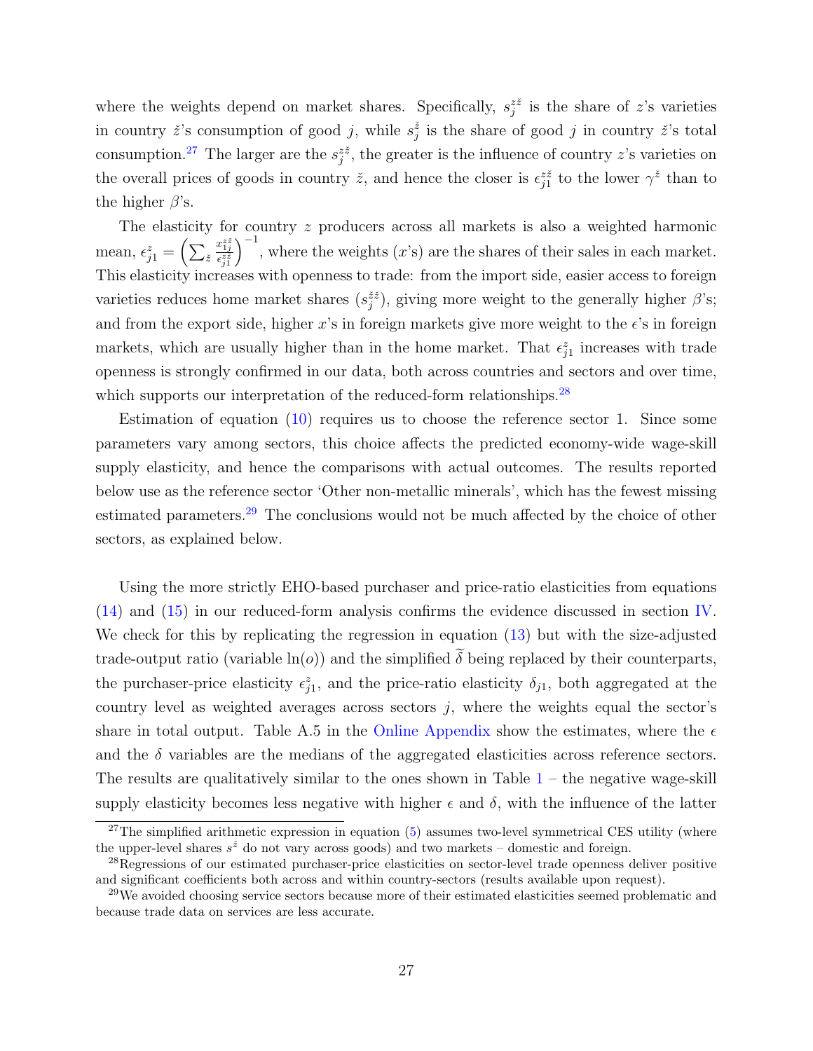where the weights depend on market shares. Specifically, $s_j^{z\check{z}}$ is the share of $z$'s varieties in country $\check{z}$'s consumption of good $j$, while $s_j^{\check{z}}$ is the share of good $j$ in country $\check{z}$'s total consumption.[27] The larger are the $s_j^{z\check{z}}$, the greater is the influence of country $z$'s varieties on the overall prices of goods in country $\check{z}$, and hence the closer is $\epsilon_{j1}^{z\check{z}}$ to the lower $\gamma^{\check{z}}$ than to the higher $\beta$'s.

The elasticity for country $z$ producers across all markets is also a weighted harmonic mean, $\epsilon_{j1}^{z} = \left(\sum_{\check{z}} \frac{x_{1j}^{z\check{z}}}{\epsilon_{j1}^{z\check{z}}}\right)^{-1}$, where the weights ($x$'s) are the shares of their sales in each market. This elasticity increases with openness to trade: from the import side, easier access to foreign varieties reduces home market shares ($s_j^{\check{z}\check{z}}$), giving more weight to the generally higher $\beta$'s; and from the export side, higher $x$'s in foreign markets give more weight to the $\epsilon$'s in foreign markets, which are usually higher than in the home market. That $\epsilon_{j1}^{z}$ increases with trade openness is strongly confirmed in our data, both across countries and sectors and over time, which supports our interpretation of the reduced-form relationships.[28]

Estimation of equation (10) requires us to choose the reference sector 1. Since some parameters vary among sectors, this choice affects the predicted economy-wide wage-skill supply elasticity, and hence the comparisons with actual outcomes. The results reported below use as the reference sector 'Other non-metallic minerals', which has the fewest missing estimated parameters.[29] The conclusions would not be much affected by the choice of other sectors, as explained below.

Using the more strictly EHO-based purchaser and price-ratio elasticities from equations (14) and (15) in our reduced-form analysis confirms the evidence discussed in section IV. We check for this by replicating the regression in equation (13) but with the size-adjusted trade-output ratio (variable $\ln(o)$) and the simplified $\widetilde{\delta}$ being replaced by their counterparts, the purchaser-price elasticity $\epsilon_{j1}^{z}$, and the price-ratio elasticity $\delta_{j1}$, both aggregated at the country level as weighted averages across sectors $j$, where the weights equal the sector's share in total output. Table A.5 in the Online Appendix show the estimates, where the $\epsilon$ and the $\delta$ variables are the medians of the aggregated elasticities across reference sectors. The results are qualitatively similar to the ones shown in Table 1 – the negative wage-skill supply elasticity becomes less negative with higher $\epsilon$ and $\delta$, with the influence of the latter

[27] The simplified arithmetic expression in equation (5) assumes two-level symmetrical CES utility (where the upper-level shares $s^{\check{z}}$ do not vary across goods) and two markets – domestic and foreign.

[28] Regressions of our estimated purchaser-price elasticities on sector-level trade openness deliver positive and significant coefficients both across and within country-sectors (results available upon request).

[29] We avoided choosing service sectors because more of their estimated elasticities seemed problematic and because trade data on services are less accurate.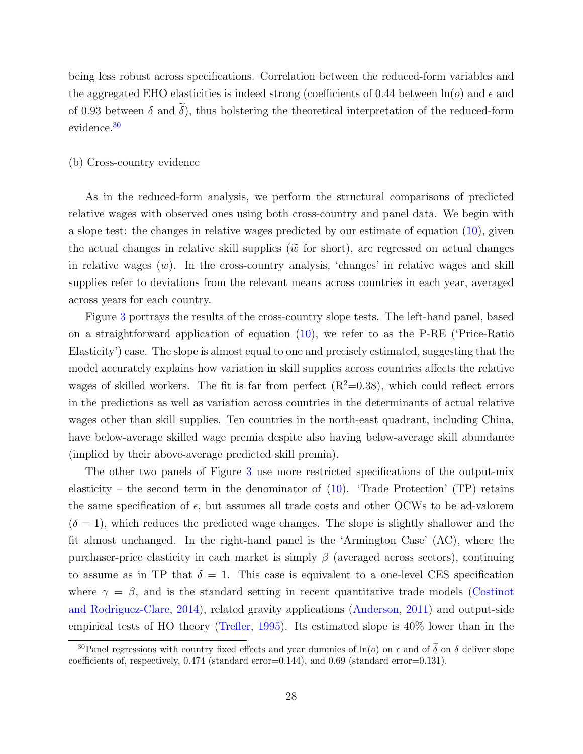being less robust across specifications. Correlation between the reduced-form variables and the aggregated EHO elasticities is indeed strong (coefficients of 0.44 between $\ln(o)$ and $\epsilon$ and of 0.93 between $\delta$ and $\widetilde{\delta}$), thus bolstering the theoretical interpretation of the reduced-form evidence.[30]

(b) Cross-country evidence

As in the reduced-form analysis, we perform the structural comparisons of predicted relative wages with observed ones using both cross-country and panel data. We begin with a slope test: the changes in relative wages predicted by our estimate of equation (10), given the actual changes in relative skill supplies ($\widetilde{w}$ for short), are regressed on actual changes in relative wages ($w$). In the cross-country analysis, 'changes' in relative wages and skill supplies refer to deviations from the relevant means across countries in each year, averaged across years for each country.

Figure 3 portrays the results of the cross-country slope tests. The left-hand panel, based on a straightforward application of equation (10), we refer to as the P-RE ('Price-Ratio Elasticity') case. The slope is almost equal to one and precisely estimated, suggesting that the model accurately explains how variation in skill supplies across countries affects the relative wages of skilled workers. The fit is far from perfect ($R^2$=0.38), which could reflect errors in the predictions as well as variation across countries in the determinants of actual relative wages other than skill supplies. Ten countries in the north-east quadrant, including China, have below-average skilled wage premia despite also having below-average skill abundance (implied by their above-average predicted skill premia).

The other two panels of Figure 3 use more restricted specifications of the output-mix elasticity – the second term in the denominator of (10). 'Trade Protection' (TP) retains the same specification of $\epsilon$, but assumes all trade costs and other OCWs to be ad-valorem ($\delta = 1$), which reduces the predicted wage changes. The slope is slightly shallower and the fit almost unchanged. In the right-hand panel is the 'Armington Case' (AC), where the purchaser-price elasticity in each market is simply $\beta$ (averaged across sectors), continuing to assume as in TP that $\delta = 1$. This case is equivalent to a one-level CES specification where $\gamma = \beta$, and is the standard setting in recent quantitative trade models (Costinot and Rodriguez-Clare, 2014), related gravity applications (Anderson, 2011) and output-side empirical tests of HO theory (Trefler, 1995). Its estimated slope is 40% lower than in the

[30] Panel regressions with country fixed effects and year dummies of $\ln(o)$ on $\epsilon$ and of $\widetilde{\delta}$ on $\delta$ deliver slope coefficients of, respectively, 0.474 (standard error=0.144), and 0.69 (standard error=0.131).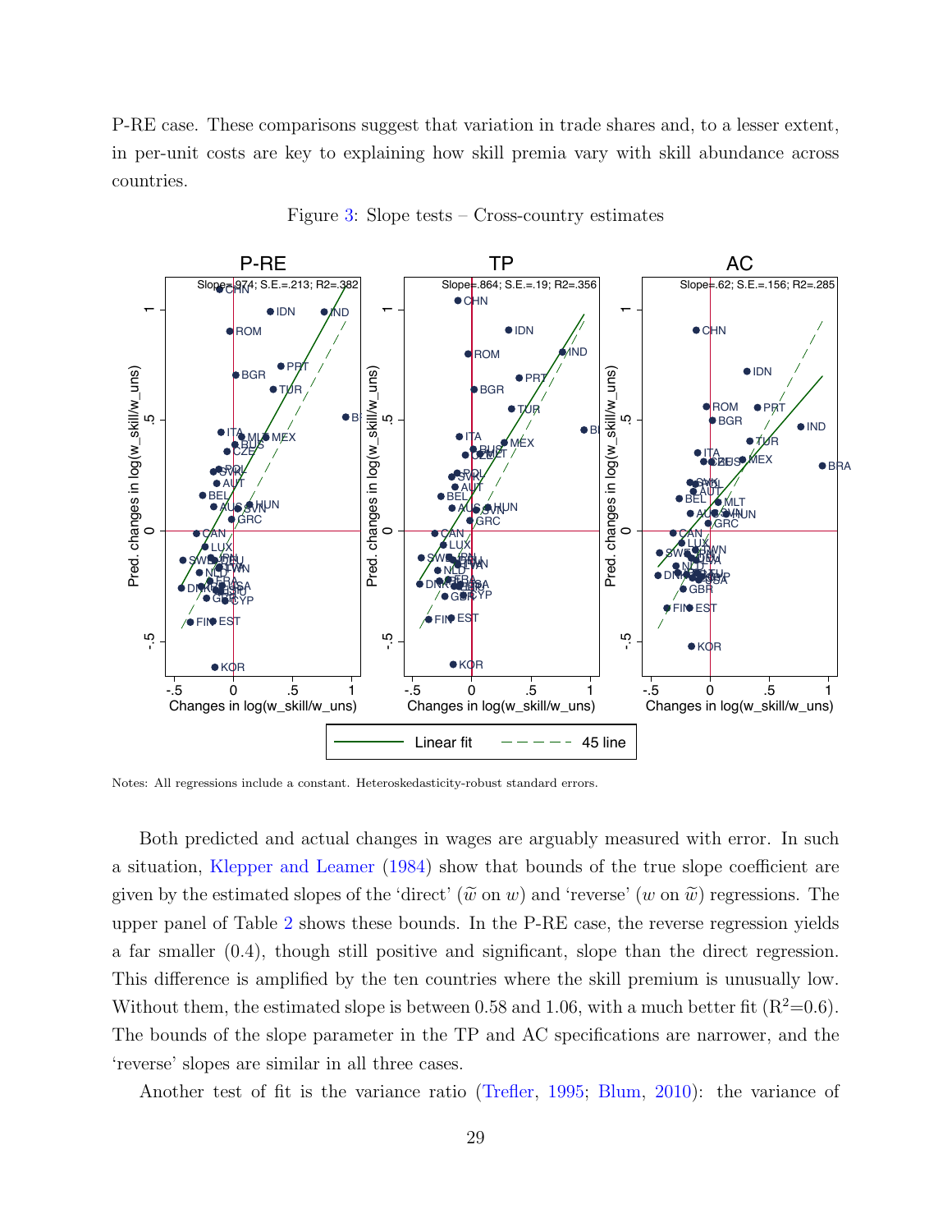P-RE case. These comparisons suggest that variation in trade shares and, to a lesser extent, in per-unit costs are key to explaining how skill premia vary with skill abundance across countries.

Figure 3: Slope tests – Cross-country estimates

Notes: All regressions include a constant. Heteroskedasticity-robust standard errors.

Both predicted and actual changes in wages are arguably measured with error. In such a situation, Klepper and Leamer (1984) show that bounds of the true slope coefficient are given by the estimated slopes of the 'direct' ($\widetilde{w}$ on $w$) and 'reverse' ($w$ on $\widetilde{w}$) regressions. The upper panel of Table 2 shows these bounds. In the P-RE case, the reverse regression yields a far smaller (0.4), though still positive and significant, slope than the direct regression. This difference is amplified by the ten countries where the skill premium is unusually low. Without them, the estimated slope is between 0.58 and 1.06, with a much better fit ($R^2$=0.6). The bounds of the slope parameter in the TP and AC specifications are narrower, and the 'reverse' slopes are similar in all three cases.

Another test of fit is the variance ratio (Trefler, 1995; Blum, 2010): the variance of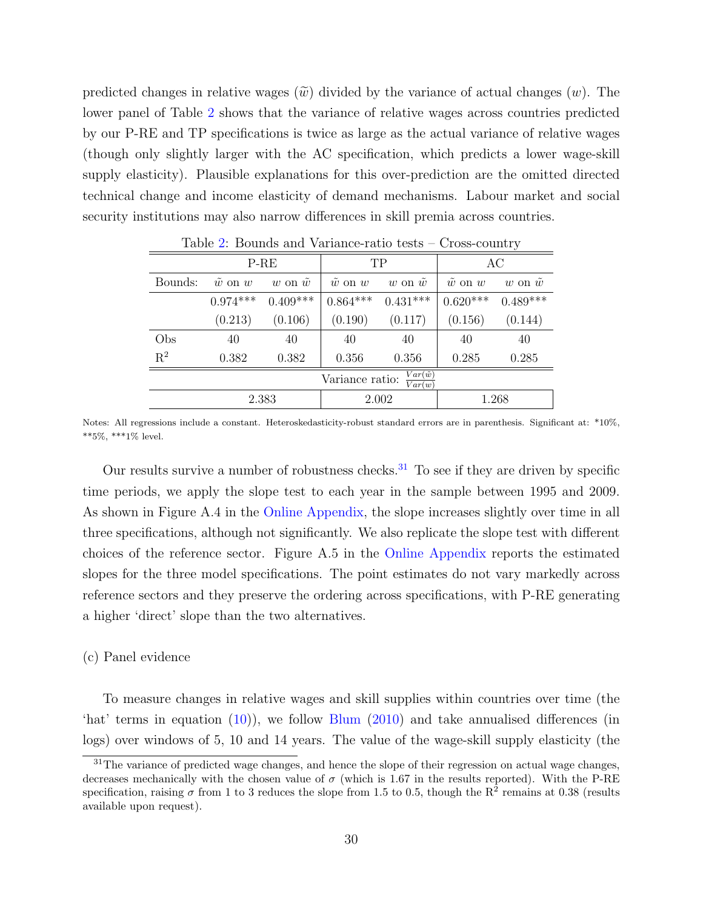predicted changes in relative wages ($\widetilde{w}$) divided by the variance of actual changes ($w$). The lower panel of Table 2 shows that the variance of relative wages across countries predicted by our P-RE and TP specifications is twice as large as the actual variance of relative wages (though only slightly larger with the AC specification, which predicts a lower wage-skill supply elasticity). Plausible explanations for this over-prediction are the omitted directed technical change and income elasticity of demand mechanisms. Labour market and social security institutions may also narrow differences in skill premia across countries.

Table 2: Bounds and Variance-ratio tests – Cross-country

| | P-RE | | TP | | AC | |
|---|---|---|---|---|---|---|
| Bounds: | $\tilde{w}$ on $w$ | $w$ on $\tilde{w}$ | $\tilde{w}$ on $w$ | $w$ on $\tilde{w}$ | $\tilde{w}$ on $w$ | $w$ on $\tilde{w}$ |
| | 0.974*** | 0.409*** | 0.864*** | 0.431*** | 0.620*** | 0.489*** |
| | (0.213) | (0.106) | (0.190) | (0.117) | (0.156) | (0.144) |
| Obs | 40 | 40 | 40 | 40 | 40 | 40 |
| $R^2$ | 0.382 | 0.382 | 0.356 | 0.356 | 0.285 | 0.285 |
| Variance ratio: $\frac{Var(\tilde{w})}{Var(w)}$ | | | | | | |
| | 2.383 | | 2.002 | | 1.268 | |

Notes: All regressions include a constant. Heteroskedasticity-robust standard errors are in parenthesis. Significant at: *10%, **5%, ***1% level.

Our results survive a number of robustness checks.[31] To see if they are driven by specific time periods, we apply the slope test to each year in the sample between 1995 and 2009. As shown in Figure A.4 in the Online Appendix, the slope increases slightly over time in all three specifications, although not significantly. We also replicate the slope test with different choices of the reference sector. Figure A.5 in the Online Appendix reports the estimated slopes for the three model specifications. The point estimates do not vary markedly across reference sectors and they preserve the ordering across specifications, with P-RE generating a higher 'direct' slope than the two alternatives.

(c) Panel evidence

To measure changes in relative wages and skill supplies within countries over time (the 'hat' terms in equation (10)), we follow Blum (2010) and take annualised differences (in logs) over windows of 5, 10 and 14 years. The value of the wage-skill supply elasticity (the

[31] The variance of predicted wage changes, and hence the slope of their regression on actual wage changes, decreases mechanically with the chosen value of $\sigma$ (which is 1.67 in the results reported). With the P-RE specification, raising $\sigma$ from 1 to 3 reduces the slope from 1.5 to 0.5, though the $R^2$ remains at 0.38 (results available upon request).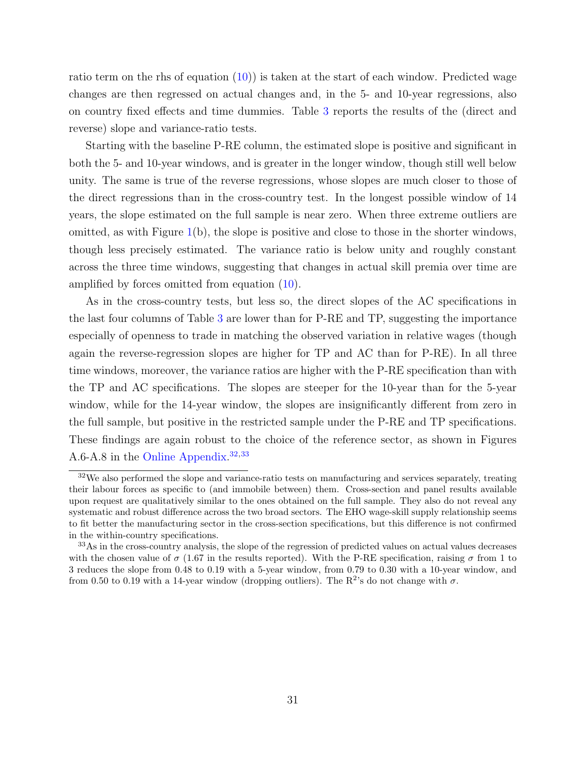ratio term on the rhs of equation (10)) is taken at the start of each window. Predicted wage changes are then regressed on actual changes and, in the 5- and 10-year regressions, also on country fixed effects and time dummies. Table 3 reports the results of the (direct and reverse) slope and variance-ratio tests.

Starting with the baseline P-RE column, the estimated slope is positive and significant in both the 5- and 10-year windows, and is greater in the longer window, though still well below unity. The same is true of the reverse regressions, whose slopes are much closer to those of the direct regressions than in the cross-country test. In the longest possible window of 14 years, the slope estimated on the full sample is near zero. When three extreme outliers are omitted, as with Figure 1(b), the slope is positive and close to those in the shorter windows, though less precisely estimated. The variance ratio is below unity and roughly constant across the three time windows, suggesting that changes in actual skill premia over time are amplified by forces omitted from equation (10).

As in the cross-country tests, but less so, the direct slopes of the AC specifications in the last four columns of Table 3 are lower than for P-RE and TP, suggesting the importance especially of openness to trade in matching the observed variation in relative wages (though again the reverse-regression slopes are higher for TP and AC than for P-RE). In all three time windows, moreover, the variance ratios are higher with the P-RE specification than with the TP and AC specifications. The slopes are steeper for the 10-year than for the 5-year window, while for the 14-year window, the slopes are insignificantly different from zero in the full sample, but positive in the restricted sample under the P-RE and TP specifications. These findings are again robust to the choice of the reference sector, as shown in Figures A.6-A.8 in the Online Appendix.[32,33]

[32] We also performed the slope and variance-ratio tests on manufacturing and services separately, treating their labour forces as specific to (and immobile between) them. Cross-section and panel results available upon request are qualitatively similar to the ones obtained on the full sample. They also do not reveal any systematic and robust difference across the two broad sectors. The EHO wage-skill supply relationship seems to fit better the manufacturing sector in the cross-section specifications, but this difference is not confirmed in the within-country specifications.

[33] As in the cross-country analysis, the slope of the regression of predicted values on actual values decreases with the chosen value of $\sigma$ (1.67 in the results reported). With the P-RE specification, raising $\sigma$ from 1 to 3 reduces the slope from 0.48 to 0.19 with a 5-year window, from 0.79 to 0.30 with a 10-year window, and from 0.50 to 0.19 with a 14-year window (dropping outliers). The $R^2$'s do not change with $\sigma$.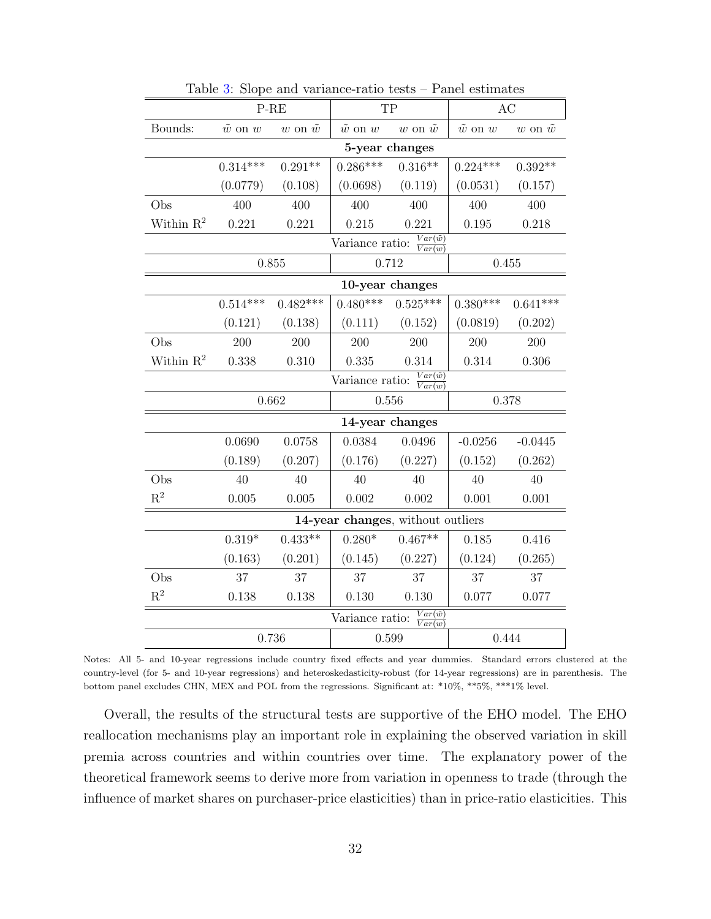Table 3: Slope and variance-ratio tests – Panel estimates

| | P-RE | | TP | | AC | |
|---|---|---|---|---|---|---|
| Bounds: | $\tilde{w}$ on $w$ | $w$ on $\tilde{w}$ | $\tilde{w}$ on $w$ | $w$ on $\tilde{w}$ | $\tilde{w}$ on $w$ | $w$ on $\tilde{w}$ |
| **5-year changes** | | | | | | |
| | 0.314*** | 0.291** | 0.286*** | 0.316** | 0.224*** | 0.392** |
| | (0.0779) | (0.108) | (0.0698) | (0.119) | (0.0531) | (0.157) |
| Obs | 400 | 400 | 400 | 400 | 400 | 400 |
| Within $R^2$ | 0.221 | 0.221 | 0.215 | 0.221 | 0.195 | 0.218 |
| Variance ratio: $\frac{Var(\tilde{w})}{Var(w)}$ | | | | | | |
| | 0.855 | | 0.712 | | 0.455 | |
| **10-year changes** | | | | | | |
| | 0.514*** | 0.482*** | 0.480*** | 0.525*** | 0.380*** | 0.641*** |
| | (0.121) | (0.138) | (0.111) | (0.152) | (0.0819) | (0.202) |
| Obs | 200 | 200 | 200 | 200 | 200 | 200 |
| Within $R^2$ | 0.338 | 0.310 | 0.335 | 0.314 | 0.314 | 0.306 |
| Variance ratio: $\frac{Var(\tilde{w})}{Var(w)}$ | | | | | | |
| | 0.662 | | 0.556 | | 0.378 | |
| **14-year changes** | | | | | | |
| | 0.0690 | 0.0758 | 0.0384 | 0.0496 | -0.0256 | -0.0445 |
| | (0.189) | (0.207) | (0.176) | (0.227) | (0.152) | (0.262) |
| Obs | 40 | 40 | 40 | 40 | 40 | 40 |
| $R^2$ | 0.005 | 0.005 | 0.002 | 0.002 | 0.001 | 0.001 |
| **14-year changes**, without outliers | | | | | | |
| | 0.319* | 0.433** | 0.280* | 0.467** | 0.185 | 0.416 |
| | (0.163) | (0.201) | (0.145) | (0.227) | (0.124) | (0.265) |
| Obs | 37 | 37 | 37 | 37 | 37 | 37 |
| $R^2$ | 0.138 | 0.138 | 0.130 | 0.130 | 0.077 | 0.077 |
| Variance ratio: $\frac{Var(\tilde{w})}{Var(w)}$ | | | | | | |
| | 0.736 | | 0.599 | | 0.444 | |

Notes: All 5- and 10-year regressions include country fixed effects and year dummies. Standard errors clustered at the country-level (for 5- and 10-year regressions) and heteroskedasticity-robust (for 14-year regressions) are in parenthesis. The bottom panel excludes CHN, MEX and POL from the regressions. Significant at: *10%, **5%, ***1% level.

Overall, the results of the structural tests are supportive of the EHO model. The EHO reallocation mechanisms play an important role in explaining the observed variation in skill premia across countries and within countries over time. The explanatory power of the theoretical framework seems to derive more from variation in openness to trade (through the influence of market shares on purchaser-price elasticities) than in price-ratio elasticities. This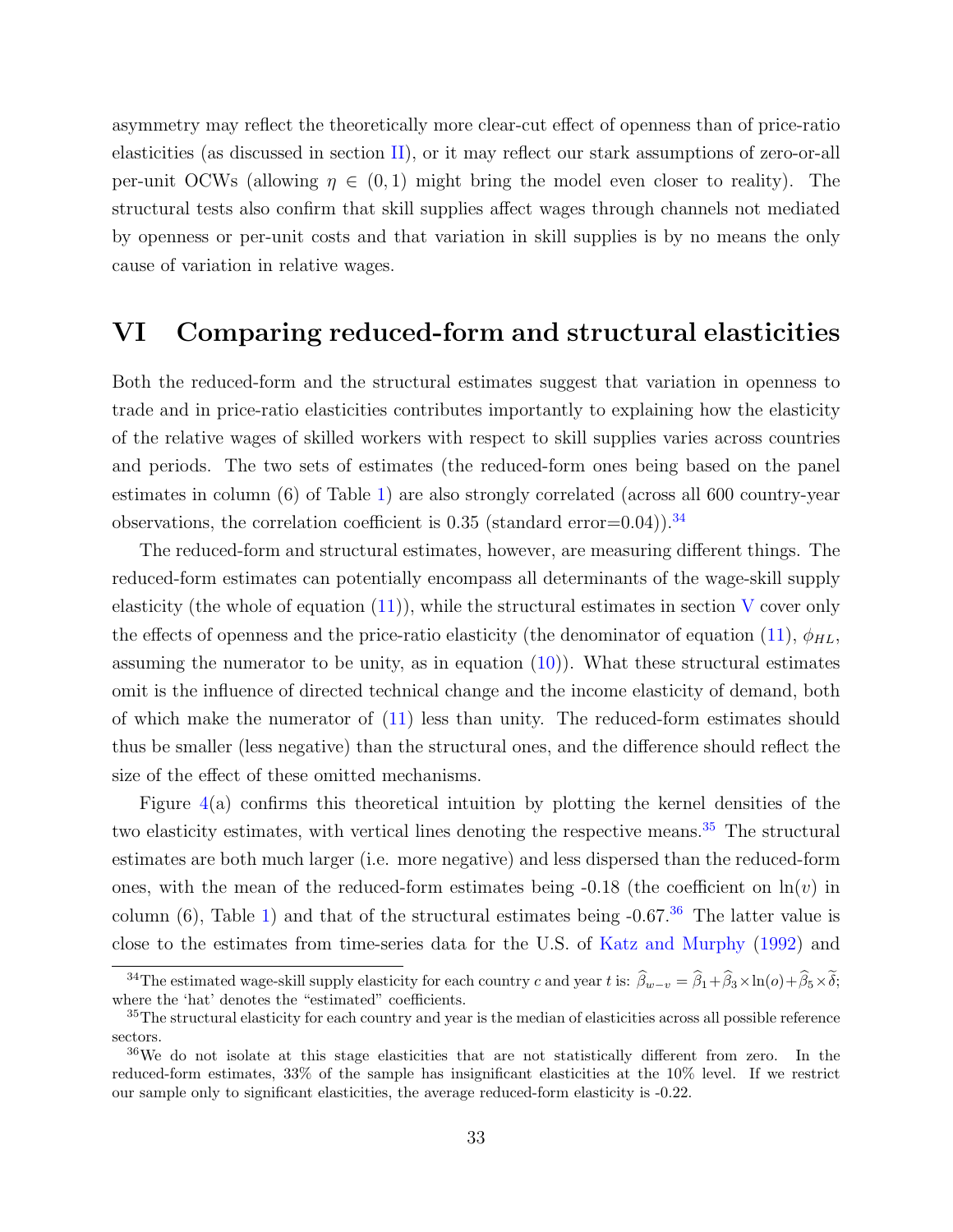asymmetry may reflect the theoretically more clear-cut effect of openness than of price-ratio elasticities (as discussed in section II), or it may reflect our stark assumptions of zero-or-all per-unit OCWs (allowing $\eta \in (0,1)$ might bring the model even closer to reality). The structural tests also confirm that skill supplies affect wages through channels not mediated by openness or per-unit costs and that variation in skill supplies is by no means the only cause of variation in relative wages.

# VI Comparing reduced-form and structural elasticities

Both the reduced-form and the structural estimates suggest that variation in openness to trade and in price-ratio elasticities contributes importantly to explaining how the elasticity of the relative wages of skilled workers with respect to skill supplies varies across countries and periods. The two sets of estimates (the reduced-form ones being based on the panel estimates in column (6) of Table 1) are also strongly correlated (across all 600 country-year observations, the correlation coefficient is 0.35 (standard error=0.04)).[34]

The reduced-form and structural estimates, however, are measuring different things. The reduced-form estimates can potentially encompass all determinants of the wage-skill supply elasticity (the whole of equation (11)), while the structural estimates in section V cover only the effects of openness and the price-ratio elasticity (the denominator of equation (11), $\phi_{HL}$, assuming the numerator to be unity, as in equation (10)). What these structural estimates omit is the influence of directed technical change and the income elasticity of demand, both of which make the numerator of (11) less than unity. The reduced-form estimates should thus be smaller (less negative) than the structural ones, and the difference should reflect the size of the effect of these omitted mechanisms.

Figure 4(a) confirms this theoretical intuition by plotting the kernel densities of the two elasticity estimates, with vertical lines denoting the respective means.[35] The structural estimates are both much larger (i.e. more negative) and less dispersed than the reduced-form ones, with the mean of the reduced-form estimates being -0.18 (the coefficient on $\ln(v)$ in column (6), Table 1) and that of the structural estimates being -0.67.[36] The latter value is close to the estimates from time-series data for the U.S. of Katz and Murphy (1992) and

---

[34] The estimated wage-skill supply elasticity for each country $c$ and year $t$ is: $\widehat{\beta}_{w-v} = \widehat{\beta}_1 + \widehat{\beta}_3 \times \ln(o) + \widehat{\beta}_5 \times \widetilde{\delta}$; where the 'hat' denotes the "estimated" coefficients.

[35] The structural elasticity for each country and year is the median of elasticities across all possible reference sectors.

[36] We do not isolate at this stage elasticities that are not statistically different from zero. In the reduced-form estimates, 33% of the sample has insignificant elasticities at the 10% level. If we restrict our sample only to significant elasticities, the average reduced-form elasticity is -0.22.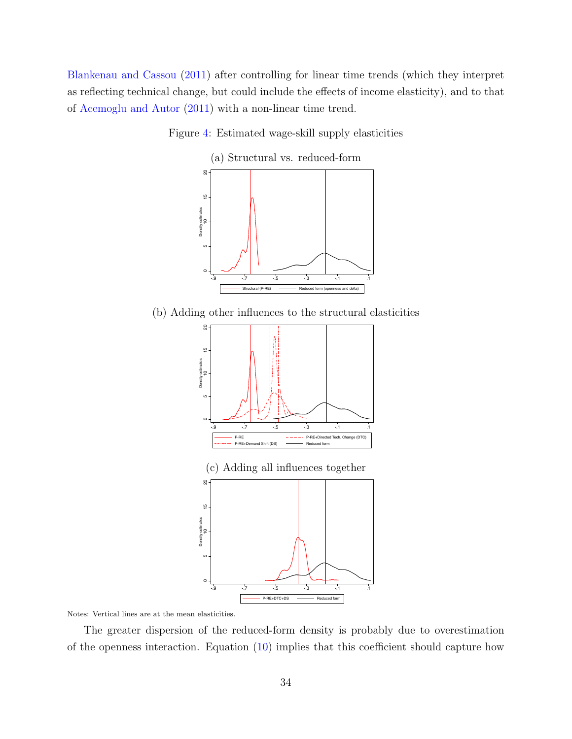Blankenau and Cassou (2011) after controlling for linear time trends (which they interpret as reflecting technical change, but could include the effects of income elasticity), and to that of Acemoglu and Autor (2011) with a non-linear time trend.

Figure 4: Estimated wage-skill supply elasticities

(a) Structural vs. reduced-form

(b) Adding other influences to the structural elasticities

(c) Adding all influences together

Notes: Vertical lines are at the mean elasticities.

The greater dispersion of the reduced-form density is probably due to overestimation of the openness interaction. Equation (10) implies that this coefficient should capture how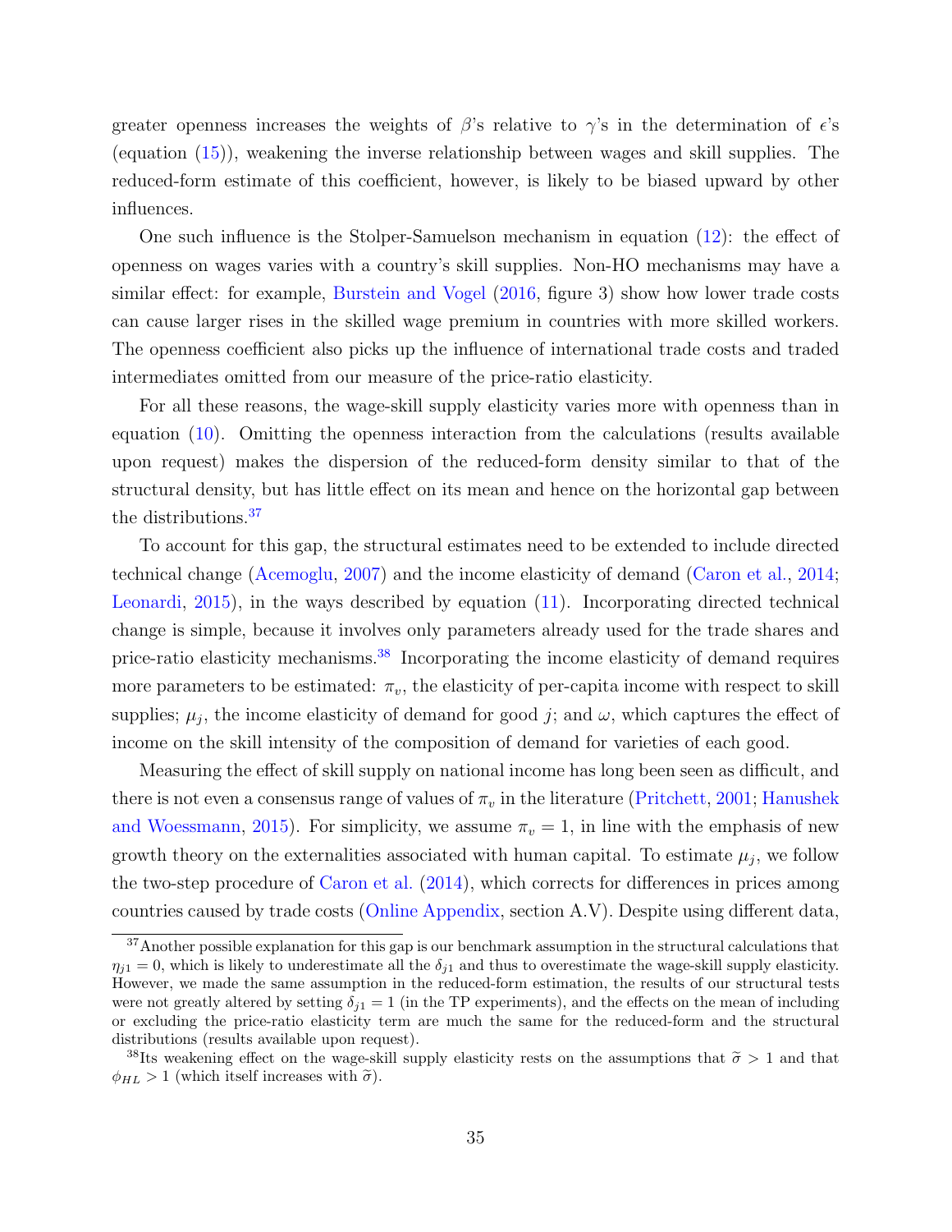greater openness increases the weights of $\beta$'s relative to $\gamma$'s in the determination of $\epsilon$'s (equation (15)), weakening the inverse relationship between wages and skill supplies. The reduced-form estimate of this coefficient, however, is likely to be biased upward by other influences.

One such influence is the Stolper-Samuelson mechanism in equation (12): the effect of openness on wages varies with a country's skill supplies. Non-HO mechanisms may have a similar effect: for example, Burstein and Vogel (2016, figure 3) show how lower trade costs can cause larger rises in the skilled wage premium in countries with more skilled workers. The openness coefficient also picks up the influence of international trade costs and traded intermediates omitted from our measure of the price-ratio elasticity.

For all these reasons, the wage-skill supply elasticity varies more with openness than in equation (10). Omitting the openness interaction from the calculations (results available upon request) makes the dispersion of the reduced-form density similar to that of the structural density, but has little effect on its mean and hence on the horizontal gap between the distributions.[37]

To account for this gap, the structural estimates need to be extended to include directed technical change (Acemoglu, 2007) and the income elasticity of demand (Caron et al., 2014; Leonardi, 2015), in the ways described by equation (11). Incorporating directed technical change is simple, because it involves only parameters already used for the trade shares and price-ratio elasticity mechanisms.[38] Incorporating the income elasticity of demand requires more parameters to be estimated: $\pi_v$, the elasticity of per-capita income with respect to skill supplies; $\mu_j$, the income elasticity of demand for good $j$; and $\omega$, which captures the effect of income on the skill intensity of the composition of demand for varieties of each good.

Measuring the effect of skill supply on national income has long been seen as difficult, and there is not even a consensus range of values of $\pi_v$ in the literature (Pritchett, 2001; Hanushek and Woessmann, 2015). For simplicity, we assume $\pi_v = 1$, in line with the emphasis of new growth theory on the externalities associated with human capital. To estimate $\mu_j$, we follow the two-step procedure of Caron et al. (2014), which corrects for differences in prices among countries caused by trade costs (Online Appendix, section A.V). Despite using different data,

---

[37] Another possible explanation for this gap is our benchmark assumption in the structural calculations that $\eta_{j1} = 0$, which is likely to underestimate all the $\delta_{j1}$ and thus to overestimate the wage-skill supply elasticity. However, we made the same assumption in the reduced-form estimation, the results of our structural tests were not greatly altered by setting $\delta_{j1} = 1$ (in the TP experiments), and the effects on the mean of including or excluding the price-ratio elasticity term are much the same for the reduced-form and the structural distributions (results available upon request).

[38] Its weakening effect on the wage-skill supply elasticity rests on the assumptions that $\widetilde{\sigma} > 1$ and that $\phi_{HL} > 1$ (which itself increases with $\widetilde{\sigma}$).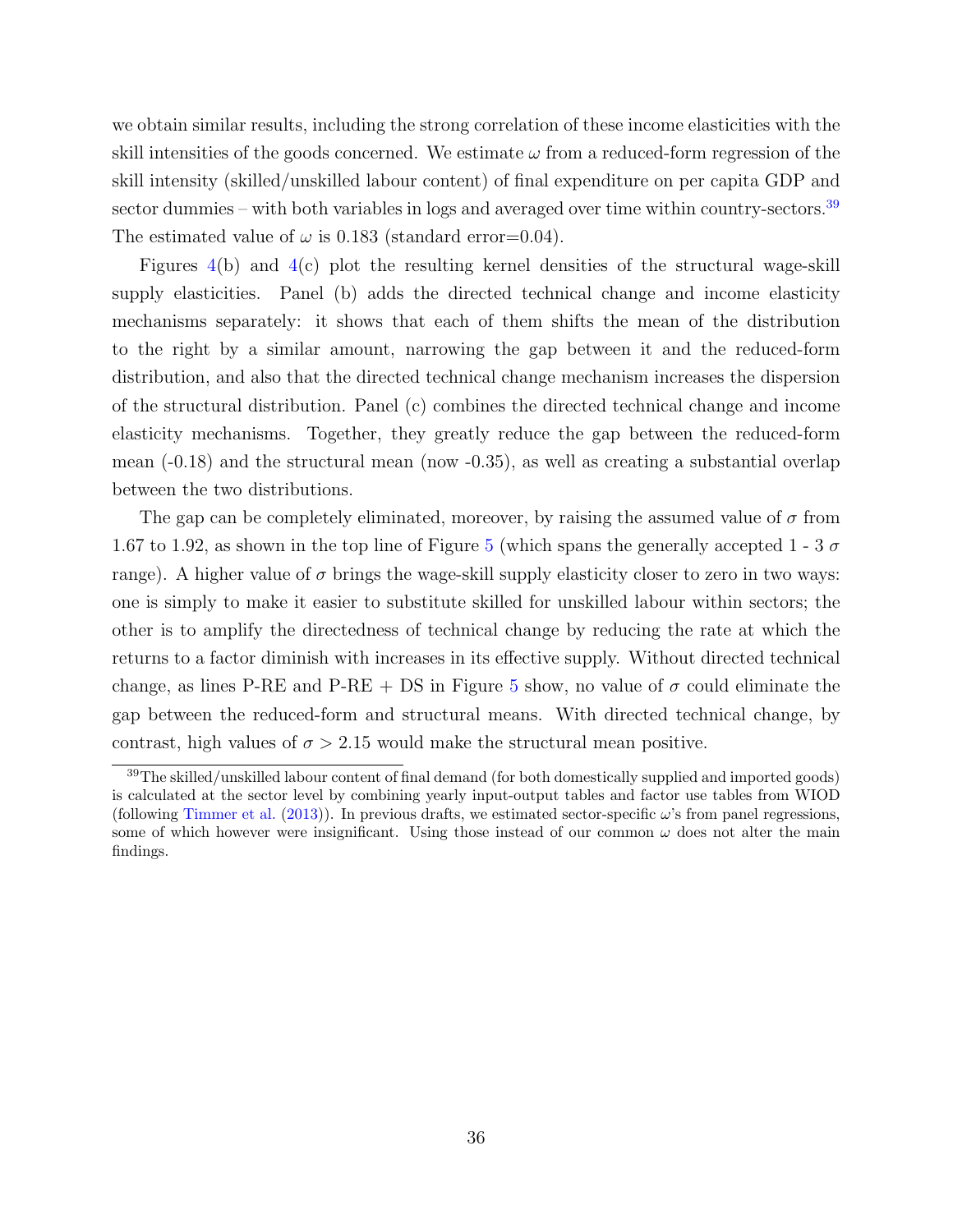we obtain similar results, including the strong correlation of these income elasticities with the skill intensities of the goods concerned. We estimate $\omega$ from a reduced-form regression of the skill intensity (skilled/unskilled labour content) of final expenditure on per capita GDP and sector dummies – with both variables in logs and averaged over time within country-sectors.[39] The estimated value of $\omega$ is 0.183 (standard error=0.04).

Figures 4(b) and 4(c) plot the resulting kernel densities of the structural wage-skill supply elasticities. Panel (b) adds the directed technical change and income elasticity mechanisms separately: it shows that each of them shifts the mean of the distribution to the right by a similar amount, narrowing the gap between it and the reduced-form distribution, and also that the directed technical change mechanism increases the dispersion of the structural distribution. Panel (c) combines the directed technical change and income elasticity mechanisms. Together, they greatly reduce the gap between the reduced-form mean (-0.18) and the structural mean (now -0.35), as well as creating a substantial overlap between the two distributions.

The gap can be completely eliminated, moreover, by raising the assumed value of $\sigma$ from 1.67 to 1.92, as shown in the top line of Figure 5 (which spans the generally accepted 1 - 3 $\sigma$ range). A higher value of $\sigma$ brings the wage-skill supply elasticity closer to zero in two ways: one is simply to make it easier to substitute skilled for unskilled labour within sectors; the other is to amplify the directedness of technical change by reducing the rate at which the returns to a factor diminish with increases in its effective supply. Without directed technical change, as lines P-RE and P-RE + DS in Figure 5 show, no value of $\sigma$ could eliminate the gap between the reduced-form and structural means. With directed technical change, by contrast, high values of $\sigma > 2.15$ would make the structural mean positive.

[39] The skilled/unskilled labour content of final demand (for both domestically supplied and imported goods) is calculated at the sector level by combining yearly input-output tables and factor use tables from WIOD (following Timmer et al. (2013)). In previous drafts, we estimated sector-specific $\omega$'s from panel regressions, some of which however were insignificant. Using those instead of our common $\omega$ does not alter the main findings.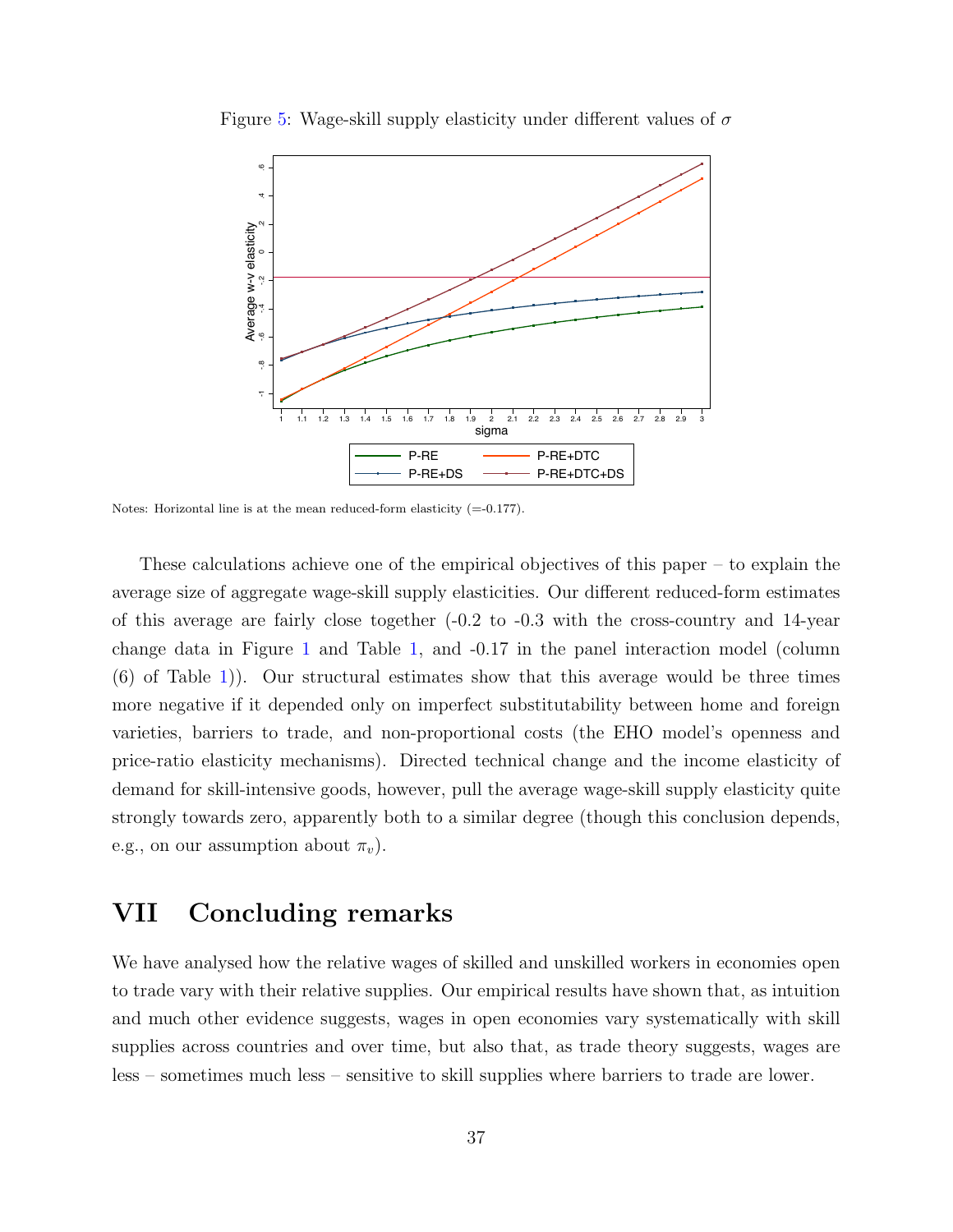Figure 5: Wage-skill supply elasticity under different values of $\sigma$

Notes: Horizontal line is at the mean reduced-form elasticity (=-0.177).

These calculations achieve one of the empirical objectives of this paper – to explain the average size of aggregate wage-skill supply elasticities. Our different reduced-form estimates of this average are fairly close together (-0.2 to -0.3 with the cross-country and 14-year change data in Figure 1 and Table 1, and -0.17 in the panel interaction model (column (6) of Table 1)). Our structural estimates show that this average would be three times more negative if it depended only on imperfect substitutability between home and foreign varieties, barriers to trade, and non-proportional costs (the EHO model's openness and price-ratio elasticity mechanisms). Directed technical change and the income elasticity of demand for skill-intensive goods, however, pull the average wage-skill supply elasticity quite strongly towards zero, apparently both to a similar degree (though this conclusion depends, e.g., on our assumption about $\pi_v$).

# VII Concluding remarks

We have analysed how the relative wages of skilled and unskilled workers in economies open to trade vary with their relative supplies. Our empirical results have shown that, as intuition and much other evidence suggests, wages in open economies vary systematically with skill supplies across countries and over time, but also that, as trade theory suggests, wages are less – sometimes much less – sensitive to skill supplies where barriers to trade are lower.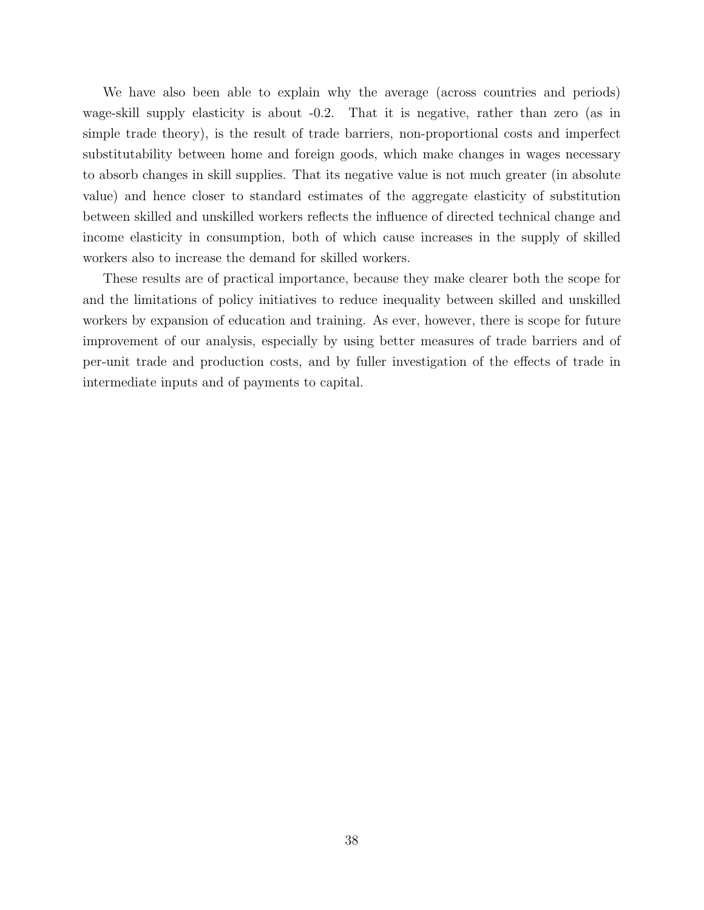We have also been able to explain why the average (across countries and periods) wage-skill supply elasticity is about -0.2. That it is negative, rather than zero (as in simple trade theory), is the result of trade barriers, non-proportional costs and imperfect substitutability between home and foreign goods, which make changes in wages necessary to absorb changes in skill supplies. That its negative value is not much greater (in absolute value) and hence closer to standard estimates of the aggregate elasticity of substitution between skilled and unskilled workers reflects the influence of directed technical change and income elasticity in consumption, both of which cause increases in the supply of skilled workers also to increase the demand for skilled workers.

These results are of practical importance, because they make clearer both the scope for and the limitations of policy initiatives to reduce inequality between skilled and unskilled workers by expansion of education and training. As ever, however, there is scope for future improvement of our analysis, especially by using better measures of trade barriers and of per-unit trade and production costs, and by fuller investigation of the effects of trade in intermediate inputs and of payments to capital.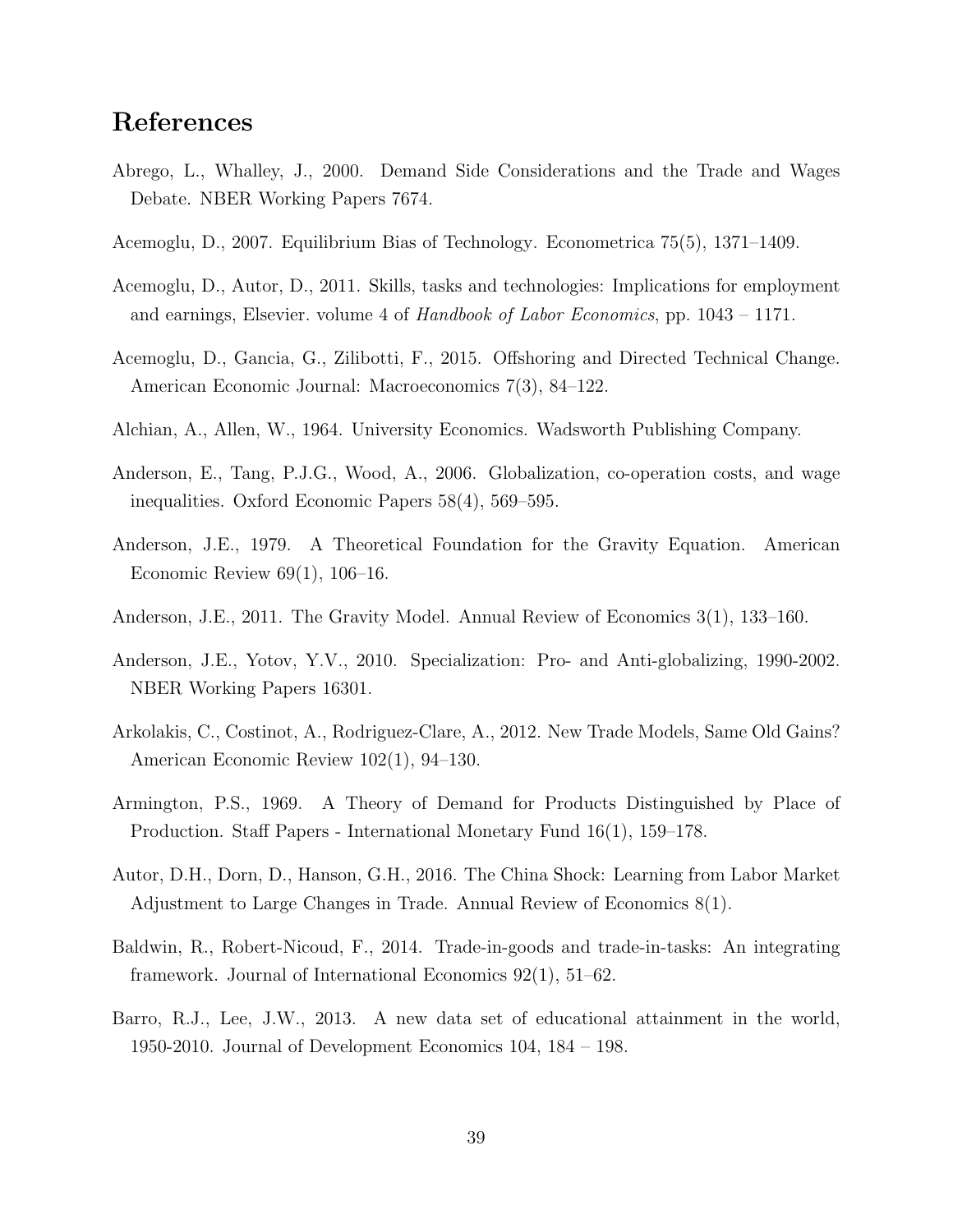# References

Abrego, L., Whalley, J., 2000. Demand Side Considerations and the Trade and Wages Debate. NBER Working Papers 7674.

Acemoglu, D., 2007. Equilibrium Bias of Technology. Econometrica 75(5), 1371–1409.

Acemoglu, D., Autor, D., 2011. Skills, tasks and technologies: Implications for employment and earnings, Elsevier. volume 4 of *Handbook of Labor Economics*, pp. 1043 – 1171.

Acemoglu, D., Gancia, G., Zilibotti, F., 2015. Offshoring and Directed Technical Change. American Economic Journal: Macroeconomics 7(3), 84–122.

Alchian, A., Allen, W., 1964. University Economics. Wadsworth Publishing Company.

Anderson, E., Tang, P.J.G., Wood, A., 2006. Globalization, co-operation costs, and wage inequalities. Oxford Economic Papers 58(4), 569–595.

Anderson, J.E., 1979. A Theoretical Foundation for the Gravity Equation. American Economic Review 69(1), 106–16.

Anderson, J.E., 2011. The Gravity Model. Annual Review of Economics 3(1), 133–160.

Anderson, J.E., Yotov, Y.V., 2010. Specialization: Pro- and Anti-globalizing, 1990-2002. NBER Working Papers 16301.

Arkolakis, C., Costinot, A., Rodriguez-Clare, A., 2012. New Trade Models, Same Old Gains? American Economic Review 102(1), 94–130.

Armington, P.S., 1969. A Theory of Demand for Products Distinguished by Place of Production. Staff Papers - International Monetary Fund 16(1), 159–178.

Autor, D.H., Dorn, D., Hanson, G.H., 2016. The China Shock: Learning from Labor Market Adjustment to Large Changes in Trade. Annual Review of Economics 8(1).

Baldwin, R., Robert-Nicoud, F., 2014. Trade-in-goods and trade-in-tasks: An integrating framework. Journal of International Economics 92(1), 51–62.

Barro, R.J., Lee, J.W., 2013. A new data set of educational attainment in the world, 1950-2010. Journal of Development Economics 104, 184 – 198.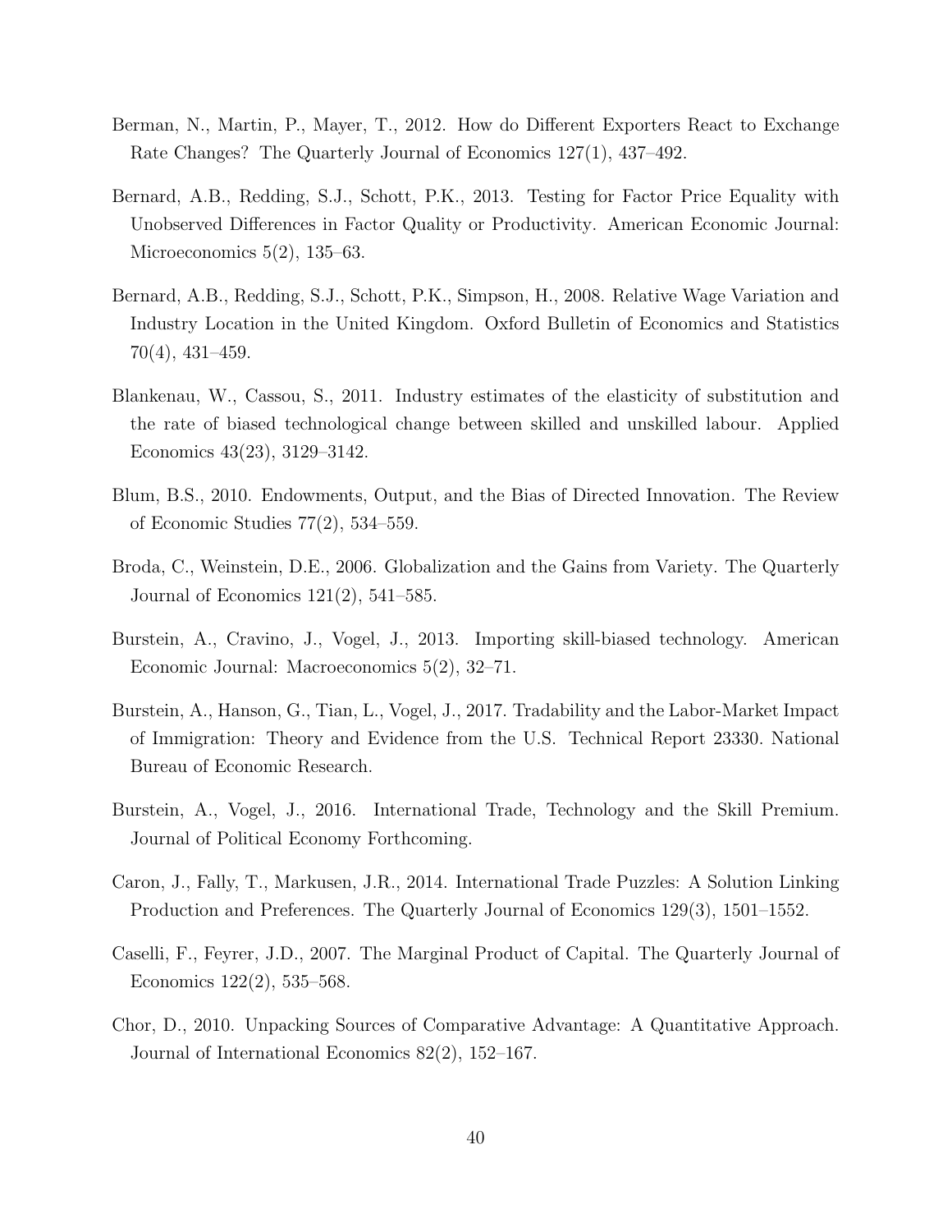Berman, N., Martin, P., Mayer, T., 2012. How do Different Exporters React to Exchange Rate Changes? The Quarterly Journal of Economics 127(1), 437–492.

Bernard, A.B., Redding, S.J., Schott, P.K., 2013. Testing for Factor Price Equality with Unobserved Differences in Factor Quality or Productivity. American Economic Journal: Microeconomics 5(2), 135–63.

Bernard, A.B., Redding, S.J., Schott, P.K., Simpson, H., 2008. Relative Wage Variation and Industry Location in the United Kingdom. Oxford Bulletin of Economics and Statistics 70(4), 431–459.

Blankenau, W., Cassou, S., 2011. Industry estimates of the elasticity of substitution and the rate of biased technological change between skilled and unskilled labour. Applied Economics 43(23), 3129–3142.

Blum, B.S., 2010. Endowments, Output, and the Bias of Directed Innovation. The Review of Economic Studies 77(2), 534–559.

Broda, C., Weinstein, D.E., 2006. Globalization and the Gains from Variety. The Quarterly Journal of Economics 121(2), 541–585.

Burstein, A., Cravino, J., Vogel, J., 2013. Importing skill-biased technology. American Economic Journal: Macroeconomics 5(2), 32–71.

Burstein, A., Hanson, G., Tian, L., Vogel, J., 2017. Tradability and the Labor-Market Impact of Immigration: Theory and Evidence from the U.S. Technical Report 23330. National Bureau of Economic Research.

Burstein, A., Vogel, J., 2016. International Trade, Technology and the Skill Premium. Journal of Political Economy Forthcoming.

Caron, J., Fally, T., Markusen, J.R., 2014. International Trade Puzzles: A Solution Linking Production and Preferences. The Quarterly Journal of Economics 129(3), 1501–1552.

Caselli, F., Feyrer, J.D., 2007. The Marginal Product of Capital. The Quarterly Journal of Economics 122(2), 535–568.

Chor, D., 2010. Unpacking Sources of Comparative Advantage: A Quantitative Approach. Journal of International Economics 82(2), 152–167.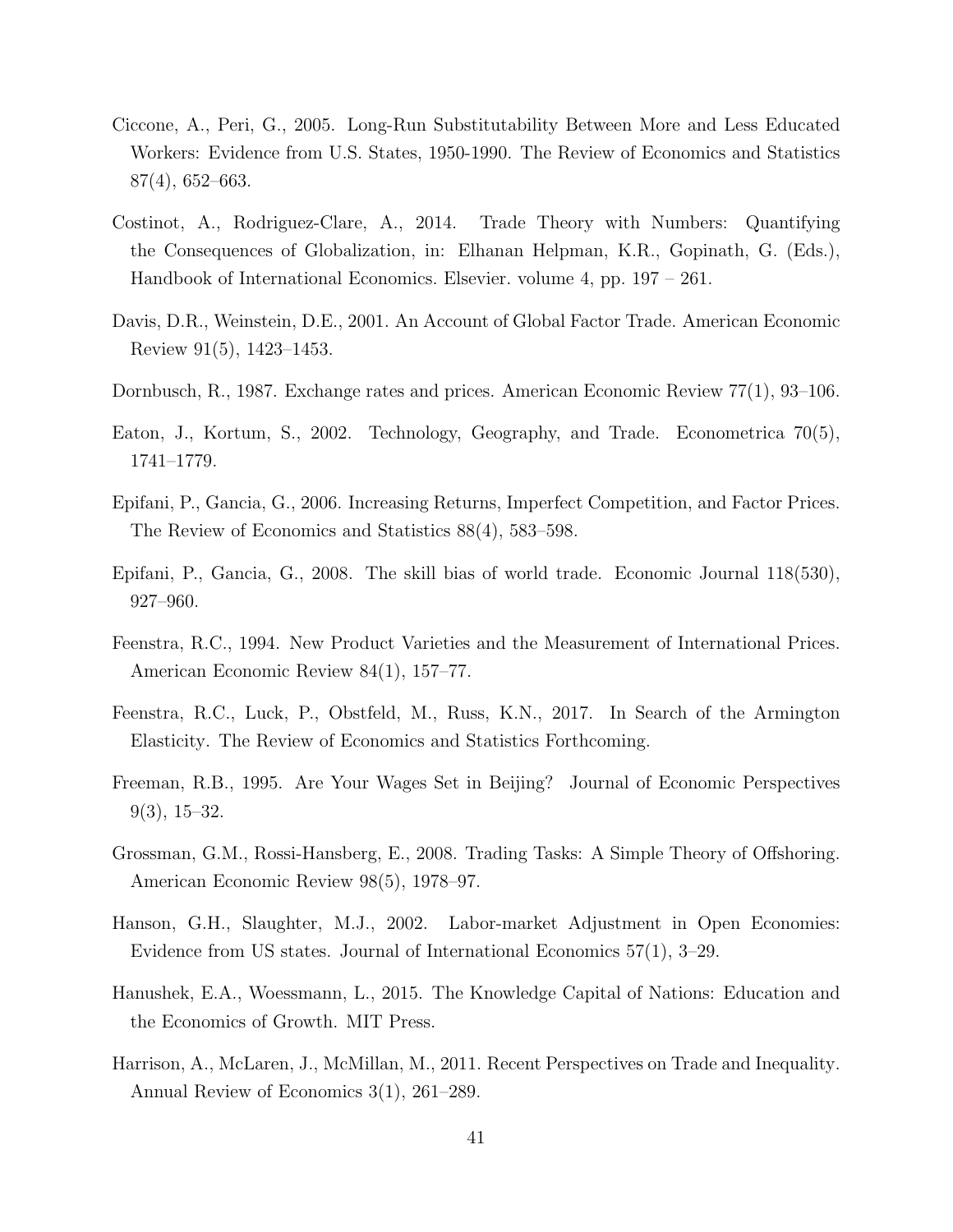Ciccone, A., Peri, G., 2005. Long-Run Substitutability Between More and Less Educated Workers: Evidence from U.S. States, 1950-1990. The Review of Economics and Statistics 87(4), 652–663.

Costinot, A., Rodriguez-Clare, A., 2014. Trade Theory with Numbers: Quantifying the Consequences of Globalization, in: Elhanan Helpman, K.R., Gopinath, G. (Eds.), Handbook of International Economics. Elsevier. volume 4, pp. 197 – 261.

Davis, D.R., Weinstein, D.E., 2001. An Account of Global Factor Trade. American Economic Review 91(5), 1423–1453.

Dornbusch, R., 1987. Exchange rates and prices. American Economic Review 77(1), 93–106.

Eaton, J., Kortum, S., 2002. Technology, Geography, and Trade. Econometrica 70(5), 1741–1779.

Epifani, P., Gancia, G., 2006. Increasing Returns, Imperfect Competition, and Factor Prices. The Review of Economics and Statistics 88(4), 583–598.

Epifani, P., Gancia, G., 2008. The skill bias of world trade. Economic Journal 118(530), 927–960.

Feenstra, R.C., 1994. New Product Varieties and the Measurement of International Prices. American Economic Review 84(1), 157–77.

Feenstra, R.C., Luck, P., Obstfeld, M., Russ, K.N., 2017. In Search of the Armington Elasticity. The Review of Economics and Statistics Forthcoming.

Freeman, R.B., 1995. Are Your Wages Set in Beijing? Journal of Economic Perspectives 9(3), 15–32.

Grossman, G.M., Rossi-Hansberg, E., 2008. Trading Tasks: A Simple Theory of Offshoring. American Economic Review 98(5), 1978–97.

Hanson, G.H., Slaughter, M.J., 2002. Labor-market Adjustment in Open Economies: Evidence from US states. Journal of International Economics 57(1), 3–29.

Hanushek, E.A., Woessmann, L., 2015. The Knowledge Capital of Nations: Education and the Economics of Growth. MIT Press.

Harrison, A., McLaren, J., McMillan, M., 2011. Recent Perspectives on Trade and Inequality. Annual Review of Economics 3(1), 261–289.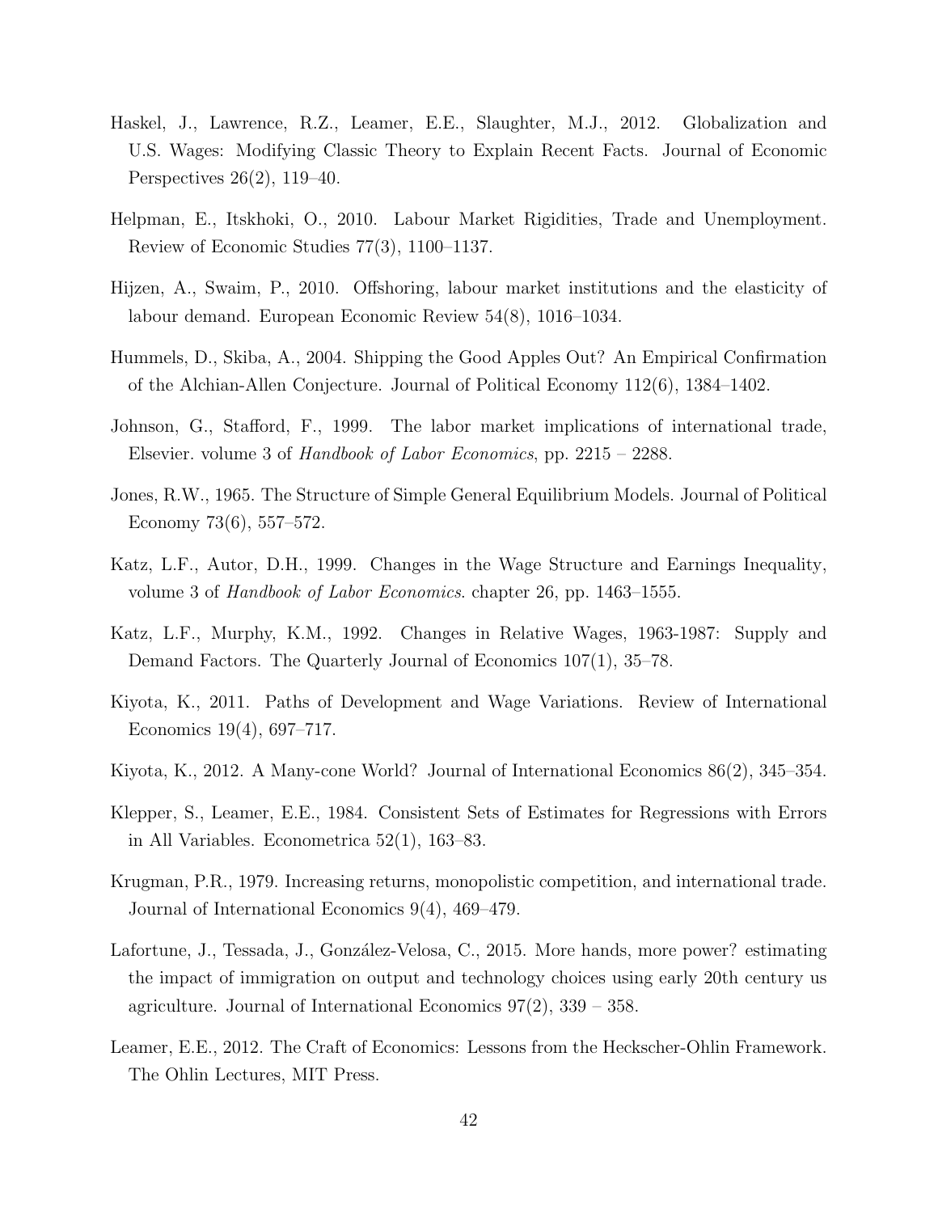Haskel, J., Lawrence, R.Z., Leamer, E.E., Slaughter, M.J., 2012. Globalization and U.S. Wages: Modifying Classic Theory to Explain Recent Facts. Journal of Economic Perspectives 26(2), 119–40.

Helpman, E., Itskhoki, O., 2010. Labour Market Rigidities, Trade and Unemployment. Review of Economic Studies 77(3), 1100–1137.

Hijzen, A., Swaim, P., 2010. Offshoring, labour market institutions and the elasticity of labour demand. European Economic Review 54(8), 1016–1034.

Hummels, D., Skiba, A., 2004. Shipping the Good Apples Out? An Empirical Confirmation of the Alchian-Allen Conjecture. Journal of Political Economy 112(6), 1384–1402.

Johnson, G., Stafford, F., 1999. The labor market implications of international trade, Elsevier. volume 3 of *Handbook of Labor Economics*, pp. 2215 – 2288.

Jones, R.W., 1965. The Structure of Simple General Equilibrium Models. Journal of Political Economy 73(6), 557–572.

Katz, L.F., Autor, D.H., 1999. Changes in the Wage Structure and Earnings Inequality, volume 3 of *Handbook of Labor Economics*. chapter 26, pp. 1463–1555.

Katz, L.F., Murphy, K.M., 1992. Changes in Relative Wages, 1963-1987: Supply and Demand Factors. The Quarterly Journal of Economics 107(1), 35–78.

Kiyota, K., 2011. Paths of Development and Wage Variations. Review of International Economics 19(4), 697–717.

Kiyota, K., 2012. A Many-cone World? Journal of International Economics 86(2), 345–354.

Klepper, S., Leamer, E.E., 1984. Consistent Sets of Estimates for Regressions with Errors in All Variables. Econometrica 52(1), 163–83.

Krugman, P.R., 1979. Increasing returns, monopolistic competition, and international trade. Journal of International Economics 9(4), 469–479.

Lafortune, J., Tessada, J., González-Velosa, C., 2015. More hands, more power? estimating the impact of immigration on output and technology choices using early 20th century us agriculture. Journal of International Economics 97(2), 339 – 358.

Leamer, E.E., 2012. The Craft of Economics: Lessons from the Heckscher-Ohlin Framework. The Ohlin Lectures, MIT Press.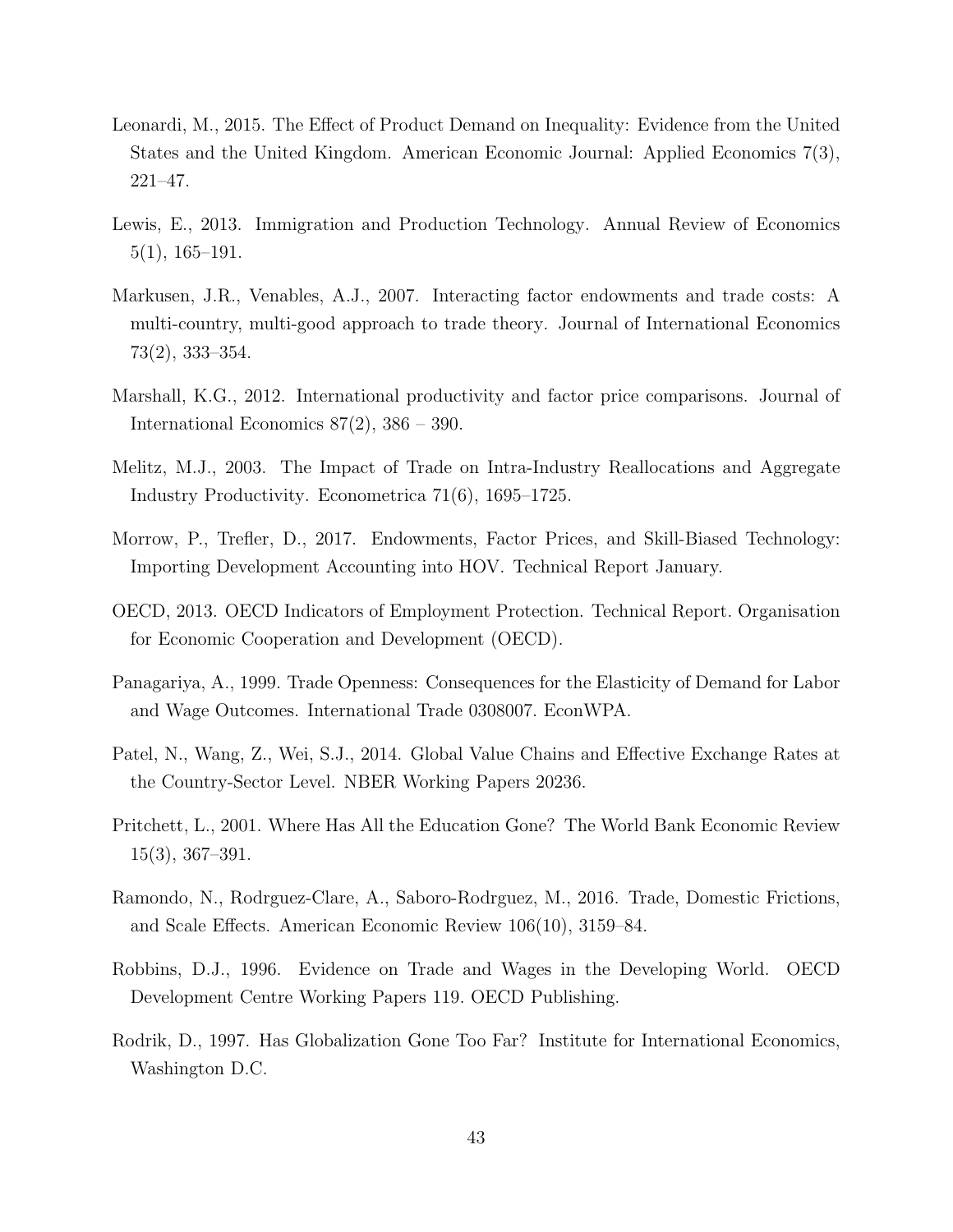Leonardi, M., 2015. The Effect of Product Demand on Inequality: Evidence from the United States and the United Kingdom. American Economic Journal: Applied Economics 7(3), 221–47.

Lewis, E., 2013. Immigration and Production Technology. Annual Review of Economics 5(1), 165–191.

Markusen, J.R., Venables, A.J., 2007. Interacting factor endowments and trade costs: A multi-country, multi-good approach to trade theory. Journal of International Economics 73(2), 333–354.

Marshall, K.G., 2012. International productivity and factor price comparisons. Journal of International Economics 87(2), 386 – 390.

Melitz, M.J., 2003. The Impact of Trade on Intra-Industry Reallocations and Aggregate Industry Productivity. Econometrica 71(6), 1695–1725.

Morrow, P., Trefler, D., 2017. Endowments, Factor Prices, and Skill-Biased Technology: Importing Development Accounting into HOV. Technical Report January.

OECD, 2013. OECD Indicators of Employment Protection. Technical Report. Organisation for Economic Cooperation and Development (OECD).

Panagariya, A., 1999. Trade Openness: Consequences for the Elasticity of Demand for Labor and Wage Outcomes. International Trade 0308007. EconWPA.

Patel, N., Wang, Z., Wei, S.J., 2014. Global Value Chains and Effective Exchange Rates at the Country-Sector Level. NBER Working Papers 20236.

Pritchett, L., 2001. Where Has All the Education Gone? The World Bank Economic Review 15(3), 367–391.

Ramondo, N., Rodrguez-Clare, A., Saboro-Rodrguez, M., 2016. Trade, Domestic Frictions, and Scale Effects. American Economic Review 106(10), 3159–84.

Robbins, D.J., 1996. Evidence on Trade and Wages in the Developing World. OECD Development Centre Working Papers 119. OECD Publishing.

Rodrik, D., 1997. Has Globalization Gone Too Far? Institute for International Economics, Washington D.C.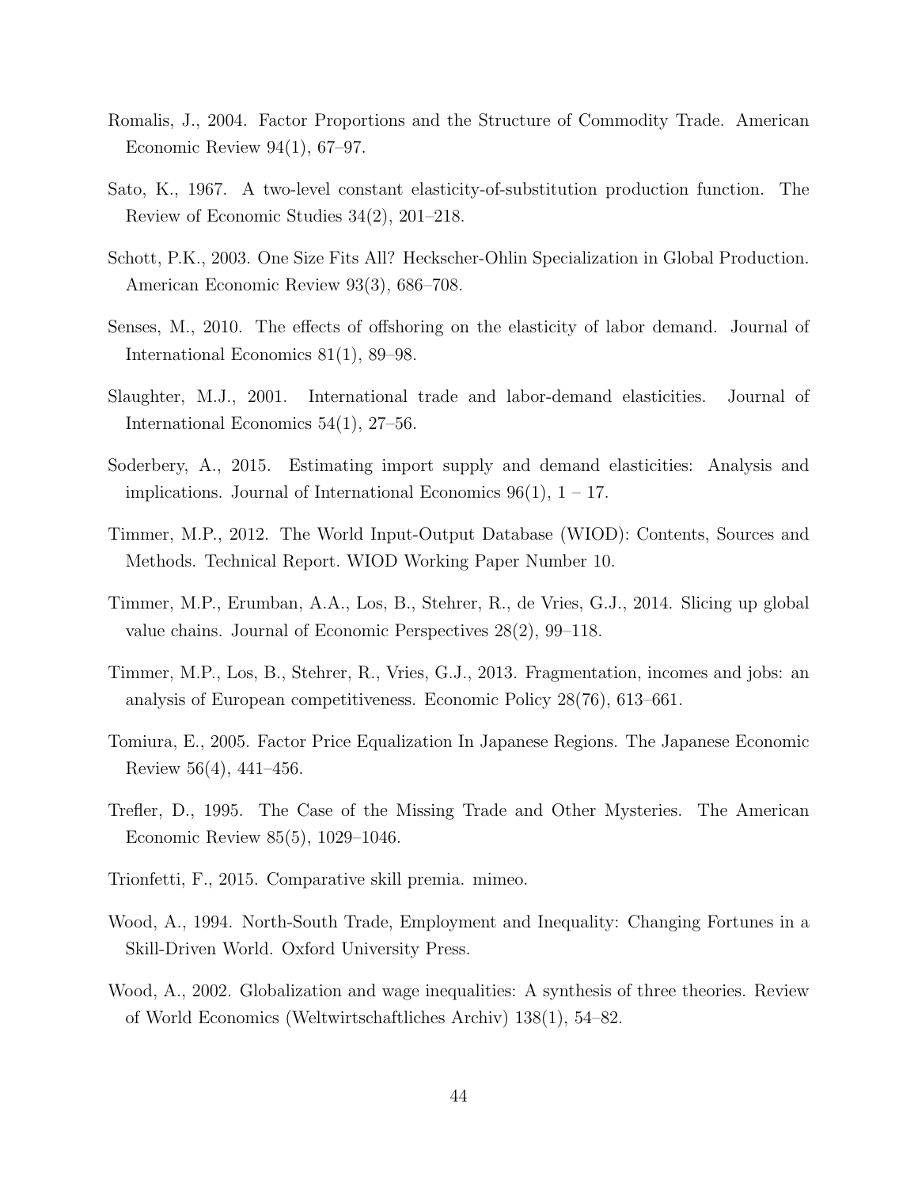Romalis, J., 2004. Factor Proportions and the Structure of Commodity Trade. American Economic Review 94(1), 67–97.

Sato, K., 1967. A two-level constant elasticity-of-substitution production function. The Review of Economic Studies 34(2), 201–218.

Schott, P.K., 2003. One Size Fits All? Heckscher-Ohlin Specialization in Global Production. American Economic Review 93(3), 686–708.

Senses, M., 2010. The effects of offshoring on the elasticity of labor demand. Journal of International Economics 81(1), 89–98.

Slaughter, M.J., 2001. International trade and labor-demand elasticities. Journal of International Economics 54(1), 27–56.

Soderbery, A., 2015. Estimating import supply and demand elasticities: Analysis and implications. Journal of International Economics 96(1), 1 – 17.

Timmer, M.P., 2012. The World Input-Output Database (WIOD): Contents, Sources and Methods. Technical Report. WIOD Working Paper Number 10.

Timmer, M.P., Erumban, A.A., Los, B., Stehrer, R., de Vries, G.J., 2014. Slicing up global value chains. Journal of Economic Perspectives 28(2), 99–118.

Timmer, M.P., Los, B., Stehrer, R., Vries, G.J., 2013. Fragmentation, incomes and jobs: an analysis of European competitiveness. Economic Policy 28(76), 613–661.

Tomiura, E., 2005. Factor Price Equalization In Japanese Regions. The Japanese Economic Review 56(4), 441–456.

Trefler, D., 1995. The Case of the Missing Trade and Other Mysteries. The American Economic Review 85(5), 1029–1046.

Trionfetti, F., 2015. Comparative skill premia. mimeo.

Wood, A., 1994. North-South Trade, Employment and Inequality: Changing Fortunes in a Skill-Driven World. Oxford University Press.

Wood, A., 2002. Globalization and wage inequalities: A synthesis of three theories. Review of World Economics (Weltwirtschaftliches Archiv) 138(1), 54–82.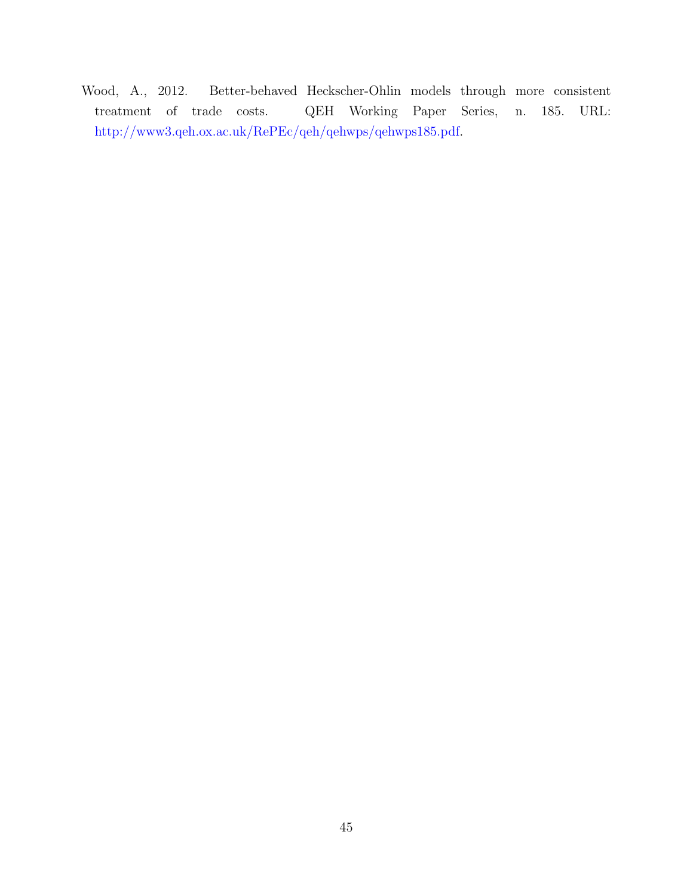Wood, A., 2012. Better-behaved Heckscher-Ohlin models through more consistent treatment of trade costs. QEH Working Paper Series, n. 185. URL: http://www3.qeh.ox.ac.uk/RePEc/qeh/qehwps/qehwps185.pdf.